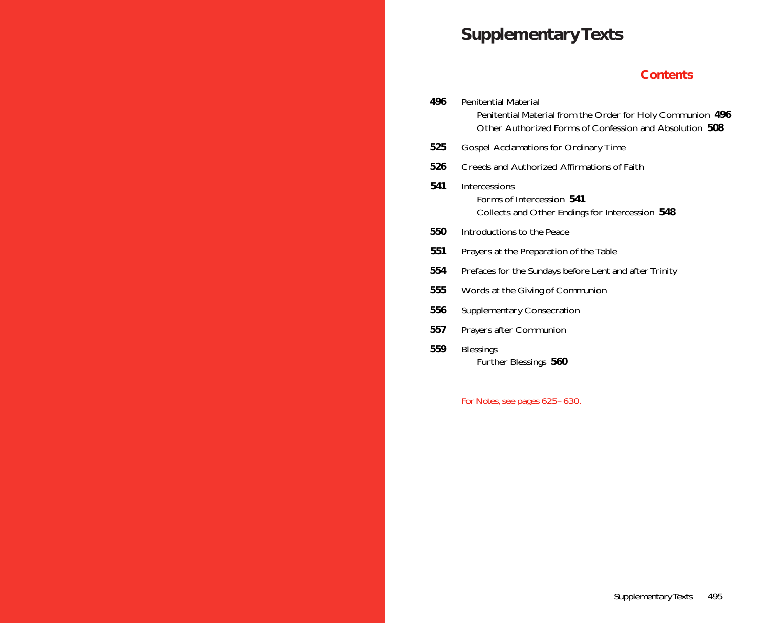# Supplementary Texts

## Contents

**496** Penitential Material
- Penitential Material from the Order for Holy Communion **496**
- Other Authorized Forms of Confession and Absolution **508**

**525** Gospel Acclamations for Ordinary Time

**526** Creeds and Authorized Affirmations of Faith

**541** Intercessions
- Forms of Intercession **541**
- Collects and Other Endings for Intercession **548**

**550** Introductions to the Peace

**551** Prayers at the Preparation of the Table

**554** Prefaces for the Sundays before Lent and after Trinity

**555** Words at the Giving of Communion

**556** Supplementary Consecration

**557** Prayers after Communion

**559** Blessings
- Further Blessings **560**

*For Notes, see pages 625–630.*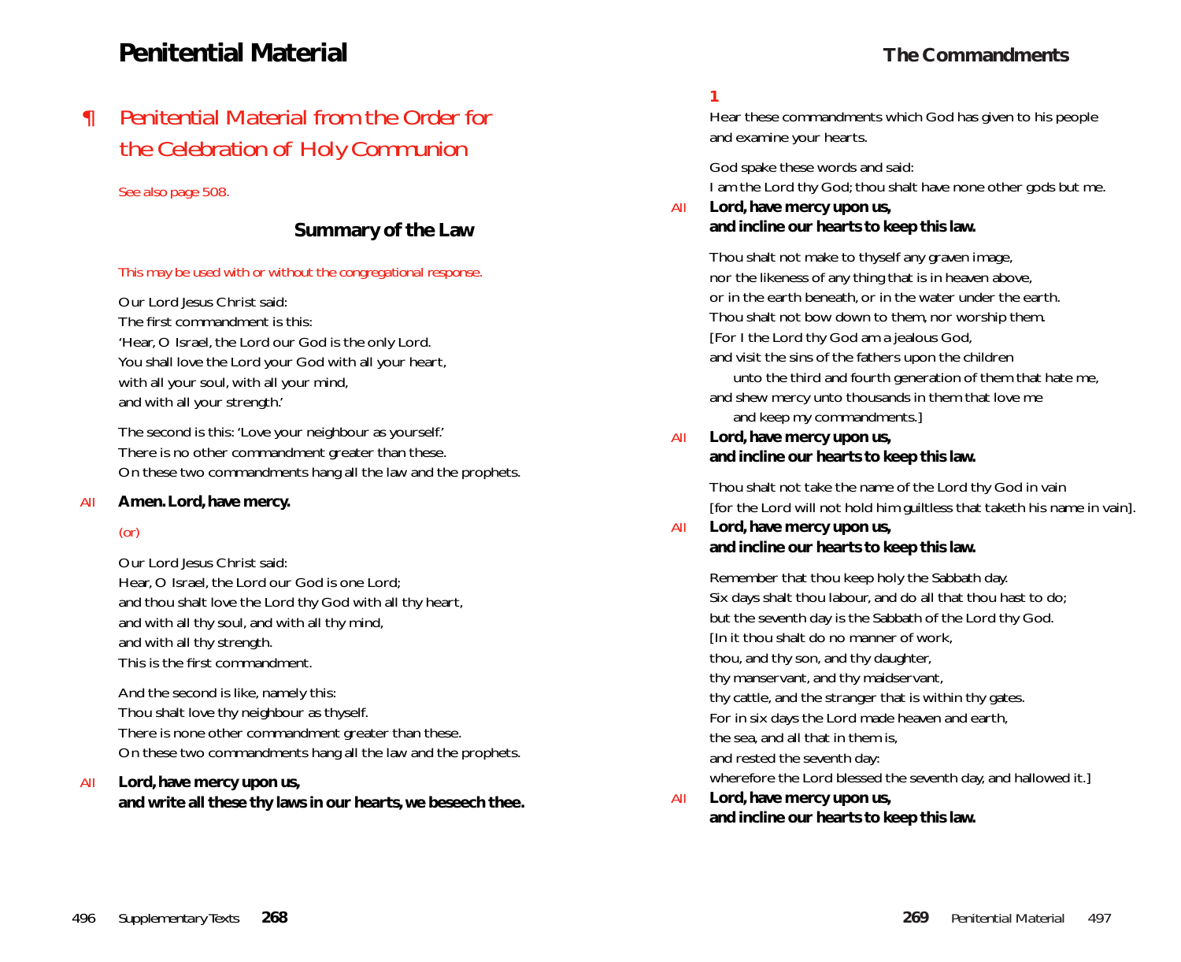# Penitential Material

## ¶ Penitential Material from the Order for the Celebration of Holy Communion

*See also page 508.*

### Summary of the Law

*This may be used with or without the congregational response.*

Our Lord Jesus Christ said:
The first commandment is this:
'Hear, O Israel, the Lord our God is the only Lord.
You shall love the Lord your God with all your heart,
with all your soul, with all your mind,
and with all your strength.'

The second is this: 'Love your neighbour as yourself.'
There is no other commandment greater than these.
On these two commandments hang all the law and the prophets.

*All* **Amen. Lord, have mercy.**

*(or)*

Our Lord Jesus Christ said:
Hear, O Israel, the Lord our God is one Lord;
and thou shalt love the Lord thy God with all thy heart,
and with all thy soul, and with all thy mind,
and with all thy strength.
This is the first commandment.

And the second is like, namely this:
Thou shalt love thy neighbour as thyself.
There is none other commandment greater than these.
On these two commandments hang all the law and the prophets.

*All* **Lord, have mercy upon us,**
**and write all these thy laws in our hearts, we beseech thee.**

## The Commandments

**1**

Hear these commandments which God has given to his people
and examine your hearts.

God spake these words and said:
I am the Lord thy God; thou shalt have none other gods but me.

*All* **Lord, have mercy upon us,**
**and incline our hearts to keep this law.**

Thou shalt not make to thyself any graven image,
nor the likeness of any thing that is in heaven above,
or in the earth beneath, or in the water under the earth.
Thou shalt not bow down to them, nor worship them.
[For I the Lord thy God am a jealous God,
and visit the sins of the fathers upon the children
unto the third and fourth generation of them that hate me,
and shew mercy unto thousands in them that love me
and keep my commandments.]

*All* **Lord, have mercy upon us,**
**and incline our hearts to keep this law.**

Thou shalt not take the name of the Lord thy God in vain
[for the Lord will not hold him guiltless that taketh his name in vain].

*All* **Lord, have mercy upon us,**
**and incline our hearts to keep this law.**

Remember that thou keep holy the Sabbath day.
Six days shalt thou labour, and do all that thou hast to do;
but the seventh day is the Sabbath of the Lord thy God.
[In it thou shalt do no manner of work,
thou, and thy son, and thy daughter,
thy manservant, and thy maidservant,
thy cattle, and the stranger that is within thy gates.
For in six days the Lord made heaven and earth,
the sea, and all that in them is,
and rested the seventh day:
wherefore the Lord blessed the seventh day, and hallowed it.]

*All* **Lord, have mercy upon us,**
**and incline our hearts to keep this law.**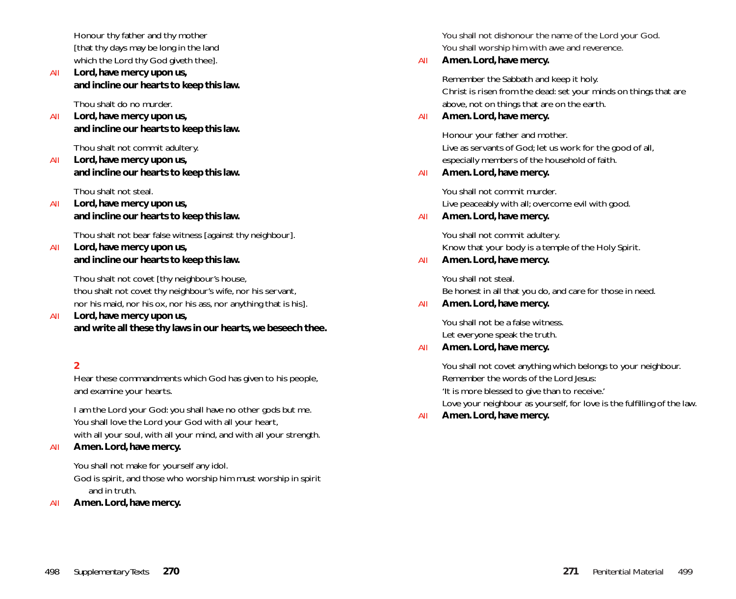Honour thy father and thy mother
[that thy days may be long in the land
which the Lord thy God giveth thee].

All **Lord, have mercy upon us,**
**and incline our hearts to keep this law.**

Thou shalt do no murder.

All **Lord, have mercy upon us,**
**and incline our hearts to keep this law.**

Thou shalt not commit adultery.

All **Lord, have mercy upon us,**
**and incline our hearts to keep this law.**

Thou shalt not steal.

All **Lord, have mercy upon us,**
**and incline our hearts to keep this law.**

Thou shalt not bear false witness [against thy neighbour].

All **Lord, have mercy upon us,**
**and incline our hearts to keep this law.**

Thou shalt not covet [thy neighbour's house,
thou shalt not covet thy neighbour's wife, nor his servant,
nor his maid, nor his ox, nor his ass, nor anything that is his].

All **Lord, have mercy upon us,**
**and write all these thy laws in our hearts, we beseech thee.**

## 2

Hear these commandments which God has given to his people,
and examine your hearts.

I am the Lord your God: you shall have no other gods but me.
You shall love the Lord your God with all your heart,
with all your soul, with all your mind, and with all your strength.

All **Amen. Lord, have mercy.**

You shall not make for yourself any idol.
God is spirit, and those who worship him must worship in spirit
and in truth.

All **Amen. Lord, have mercy.**

You shall not dishonour the name of the Lord your God.
You shall worship him with awe and reverence.

All **Amen. Lord, have mercy.**

Remember the Sabbath and keep it holy.
Christ is risen from the dead: set your minds on things that are
above, not on things that are on the earth.

All **Amen. Lord, have mercy.**

Honour your father and mother.
Live as servants of God; let us work for the good of all,
especially members of the household of faith.

All **Amen. Lord, have mercy.**

You shall not commit murder.
Live peaceably with all; overcome evil with good.

All **Amen. Lord, have mercy.**

You shall not commit adultery.
Know that your body is a temple of the Holy Spirit.

All **Amen. Lord, have mercy.**

You shall not steal.
Be honest in all that you do, and care for those in need.

All **Amen. Lord, have mercy.**

You shall not be a false witness.
Let everyone speak the truth.

All **Amen. Lord, have mercy.**

You shall not covet anything which belongs to your neighbour.
Remember the words of the Lord Jesus:
'It is more blessed to give than to receive.'
Love your neighbour as yourself, for love is the fulfilling of the law.

All **Amen. Lord, have mercy.**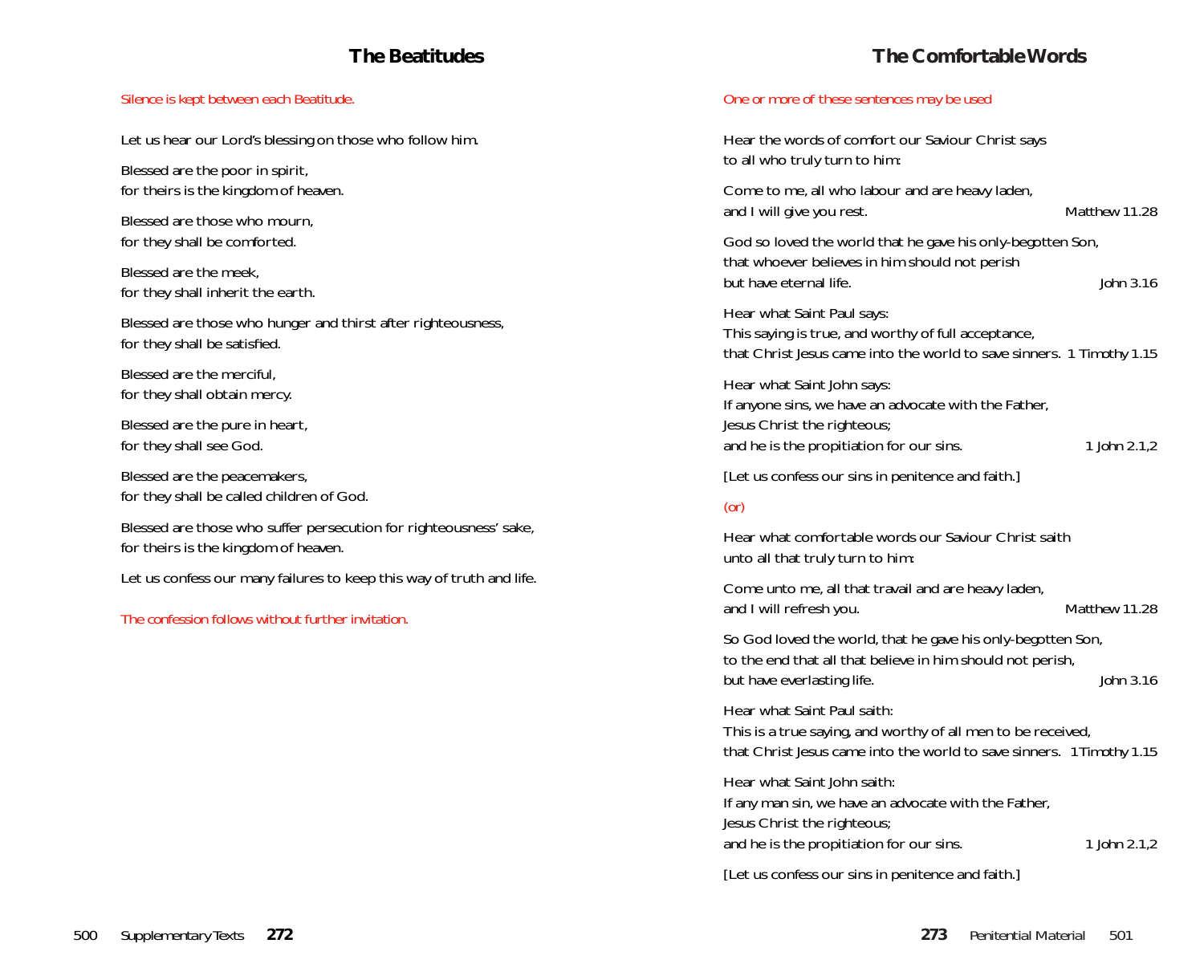## The Beatitudes

*Silence is kept between each Beatitude.*

Let us hear our Lord's blessing on those who follow him.

Blessed are the poor in spirit,
for theirs is the kingdom of heaven.

Blessed are those who mourn,
for they shall be comforted.

Blessed are the meek,
for they shall inherit the earth.

Blessed are those who hunger and thirst after righteousness,
for they shall be satisfied.

Blessed are the merciful,
for they shall obtain mercy.

Blessed are the pure in heart,
for they shall see God.

Blessed are the peacemakers,
for they shall be called children of God.

Blessed are those who suffer persecution for righteousness' sake,
for theirs is the kingdom of heaven.

Let us confess our many failures to keep this way of truth and life.

*The confession follows without further invitation.*

## The Comfortable Words

*One or more of these sentences may be used*

Hear the words of comfort our Saviour Christ says
to all who truly turn to him:

Come to me, all who labour and are heavy laden,
and I will give you rest. *Matthew 11.28*

God so loved the world that he gave his only-begotten Son,
that whoever believes in him should not perish
but have eternal life. *John 3.16*

Hear what Saint Paul says:
This saying is true, and worthy of full acceptance,
that Christ Jesus came into the world to save sinners. *1 Timothy 1.15*

Hear what Saint John says:
If anyone sins, we have an advocate with the Father,
Jesus Christ the righteous;
and he is the propitiation for our sins. *1 John 2.1,2*

[Let us confess our sins in penitence and faith.]

*(or)*

Hear what comfortable words our Saviour Christ saith
unto all that truly turn to him:

Come unto me, all that travail and are heavy laden,
and I will refresh you. *Matthew 11.28*

So God loved the world, that he gave his only-begotten Son,
to the end that all that believe in him should not perish,
but have everlasting life. *John 3.16*

Hear what Saint Paul saith:
This is a true saying, and worthy of all men to be received,
that Christ Jesus came into the world to save sinners. *1 Timothy 1.15*

Hear what Saint John saith:
If any man sin, we have an advocate with the Father,
Jesus Christ the righteous;
and he is the propitiation for our sins. *1 John 2.1,2*

[Let us confess our sins in penitence and faith.]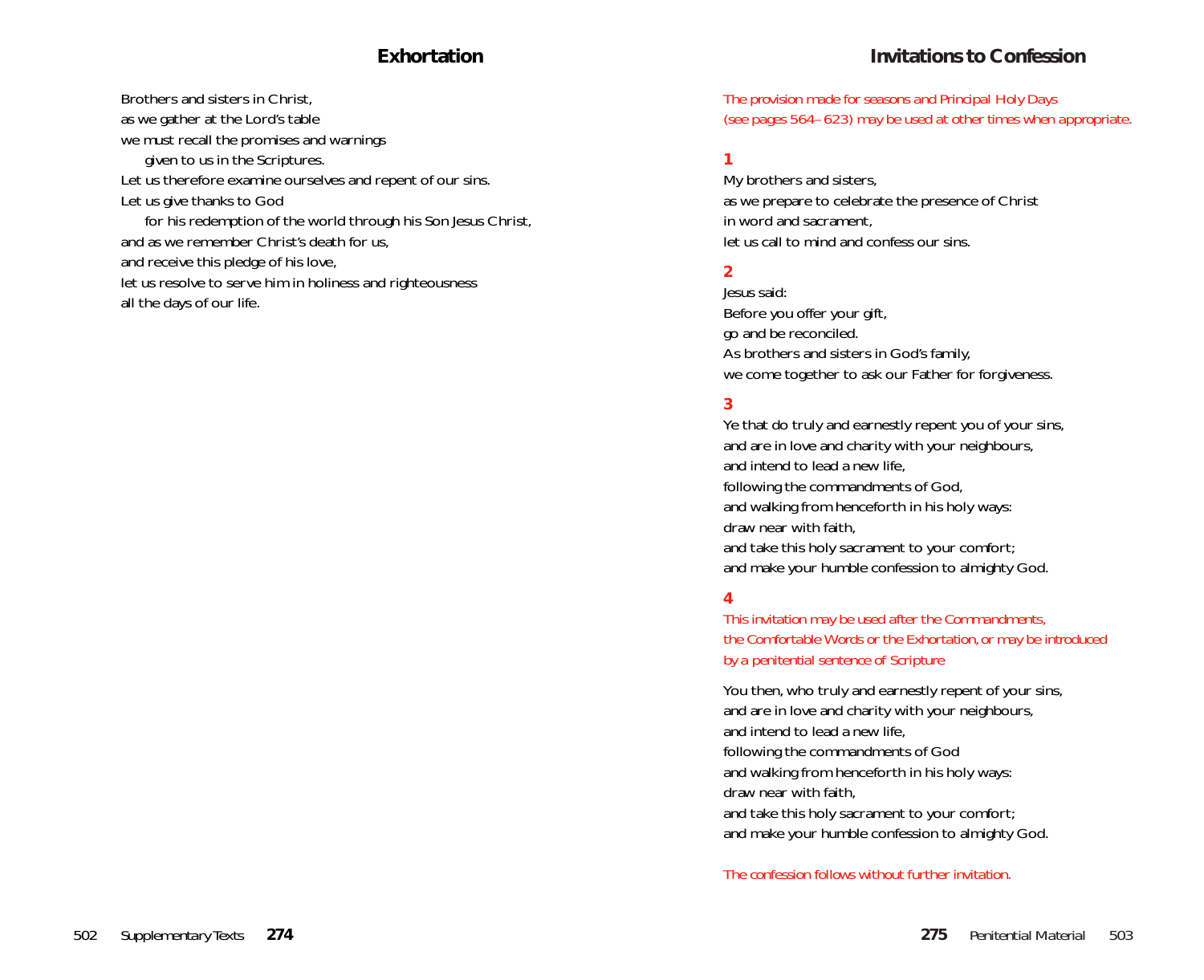## Exhortation

Brothers and sisters in Christ,
as we gather at the Lord's table
we must recall the promises and warnings
  given to us in the Scriptures.
Let us therefore examine ourselves and repent of our sins.
Let us give thanks to God
  for his redemption of the world through his Son Jesus Christ,
and as we remember Christ's death for us,
and receive this pledge of his love,
let us resolve to serve him in holiness and righteousness
all the days of our life.

## Invitations to Confession

*The provision made for seasons and Principal Holy Days (see pages 564–623) may be used at other times when appropriate.*

**1**

My brothers and sisters,
as we prepare to celebrate the presence of Christ
in word and sacrament,
let us call to mind and confess our sins.

**2**

Jesus said:
Before you offer your gift,
go and be reconciled.
As brothers and sisters in God's family,
we come together to ask our Father for forgiveness.

**3**

Ye that do truly and earnestly repent you of your sins,
and are in love and charity with your neighbours,
and intend to lead a new life,
following the commandments of God,
and walking from henceforth in his holy ways:
draw near with faith,
and take this holy sacrament to your comfort;
and make your humble confession to almighty God.

**4**

*This invitation may be used after the Commandments, the Comfortable Words or the Exhortation, or may be introduced by a penitential sentence of Scripture*

You then, who truly and earnestly repent of your sins,
and are in love and charity with your neighbours,
and intend to lead a new life,
following the commandments of God
and walking from henceforth in his holy ways:
draw near with faith,
and take this holy sacrament to your comfort;
and make your humble confession to almighty God.

*The confession follows without further invitation.*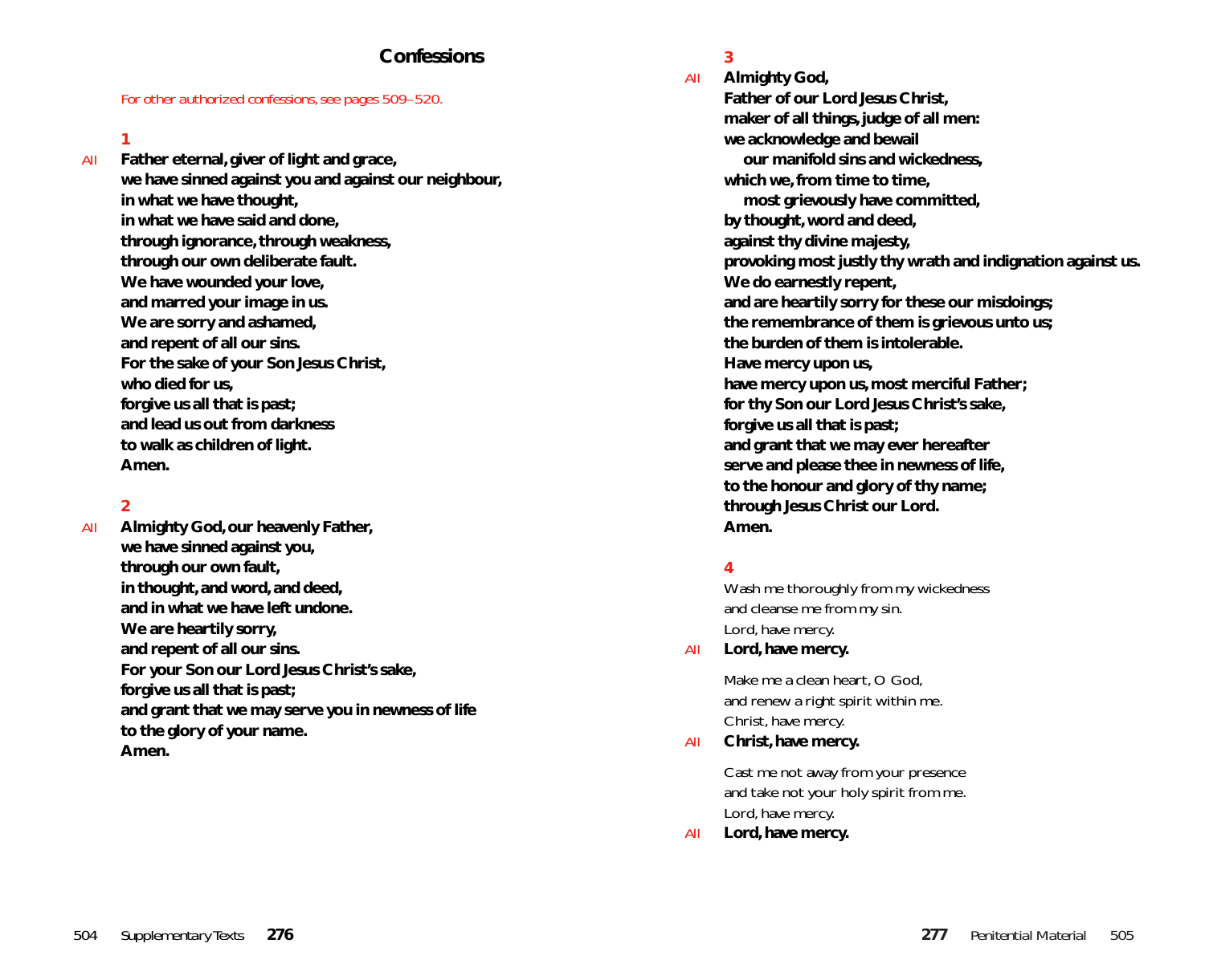## Confessions

*For other authorized confessions, see pages 509–520.*

**1**

*All* **Father eternal, giver of light and grace,**
**we have sinned against you and against our neighbour,**
**in what we have thought,**
**in what we have said and done,**
**through ignorance, through weakness,**
**through our own deliberate fault.**
**We have wounded your love,**
**and marred your image in us.**
**We are sorry and ashamed,**
**and repent of all our sins.**
**For the sake of your Son Jesus Christ,**
**who died for us,**
**forgive us all that is past;**
**and lead us out from darkness**
**to walk as children of light.**
**Amen.**

**2**

*All* **Almighty God, our heavenly Father,**
**we have sinned against you,**
**through our own fault,**
**in thought, and word, and deed,**
**and in what we have left undone.**
**We are heartily sorry,**
**and repent of all our sins.**
**For your Son our Lord Jesus Christ's sake,**
**forgive us all that is past;**
**and grant that we may serve you in newness of life**
**to the glory of your name.**
**Amen.**

**3**

*All* **Almighty God,**
**Father of our Lord Jesus Christ,**
**maker of all things, judge of all men:**
**we acknowledge and bewail**
**our manifold sins and wickedness,**
**which we, from time to time,**
**most grievously have committed,**
**by thought, word and deed,**
**against thy divine majesty,**
**provoking most justly thy wrath and indignation against us.**
**We do earnestly repent,**
**and are heartily sorry for these our misdoings;**
**the remembrance of them is grievous unto us;**
**the burden of them is intolerable.**
**Have mercy upon us,**
**have mercy upon us, most merciful Father;**
**for thy Son our Lord Jesus Christ's sake,**
**forgive us all that is past;**
**and grant that we may ever hereafter**
**serve and please thee in newness of life,**
**to the honour and glory of thy name;**
**through Jesus Christ our Lord.**
**Amen.**

**4**

Wash me thoroughly from my wickedness
and cleanse me from my sin.
Lord, have mercy.

*All* **Lord, have mercy.**

Make me a clean heart, O God,
and renew a right spirit within me.
Christ, have mercy.

*All* **Christ, have mercy.**

Cast me not away from your presence
and take not your holy spirit from me.
Lord, have mercy.

*All* **Lord, have mercy.**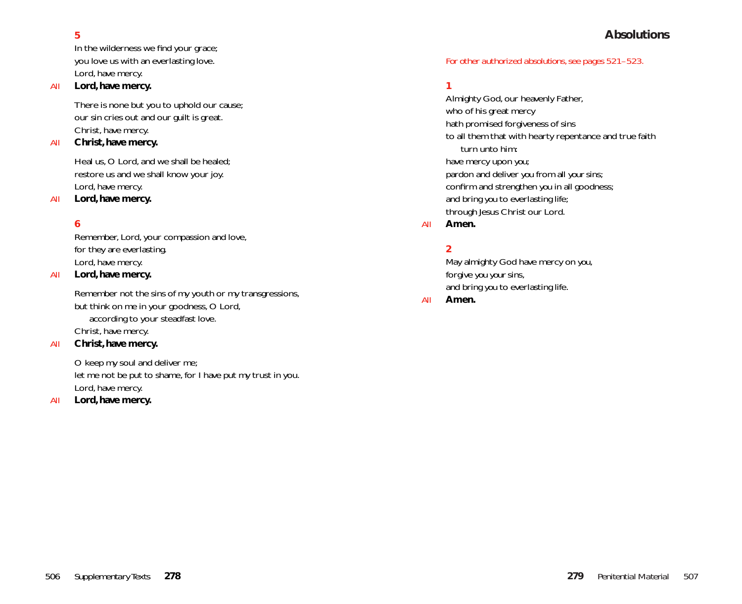**5**

In the wilderness we find your grace;
you love us with an everlasting love.
Lord, have mercy.

*All* **Lord, have mercy.**

There is none but you to uphold our cause;
our sin cries out and our guilt is great.
Christ, have mercy.

*All* **Christ, have mercy.**

Heal us, O Lord, and we shall be healed;
restore us and we shall know your joy.
Lord, have mercy.

*All* **Lord, have mercy.**

**6**

Remember, Lord, your compassion and love,
for they are everlasting.
Lord, have mercy.

*All* **Lord, have mercy.**

Remember not the sins of my youth or my transgressions,
but think on me in your goodness, O Lord,
according to your steadfast love.
Christ, have mercy.

*All* **Christ, have mercy.**

O keep my soul and deliver me;
let me not be put to shame, for I have put my trust in you.
Lord, have mercy.

*All* **Lord, have mercy.**

# Absolutions

*For other authorized absolutions, see pages 521–523.*

**1**

Almighty God, our heavenly Father,
who of his great mercy
hath promised forgiveness of sins
to all them that with hearty repentance and true faith
turn unto him:
have mercy upon you;
pardon and deliver you from all your sins;
confirm and strengthen you in all goodness;
and bring you to everlasting life;
through Jesus Christ our Lord.

*All* **Amen.**

**2**

May almighty God have mercy on you,
forgive you your sins,
and bring you to everlasting life.

*All* **Amen.**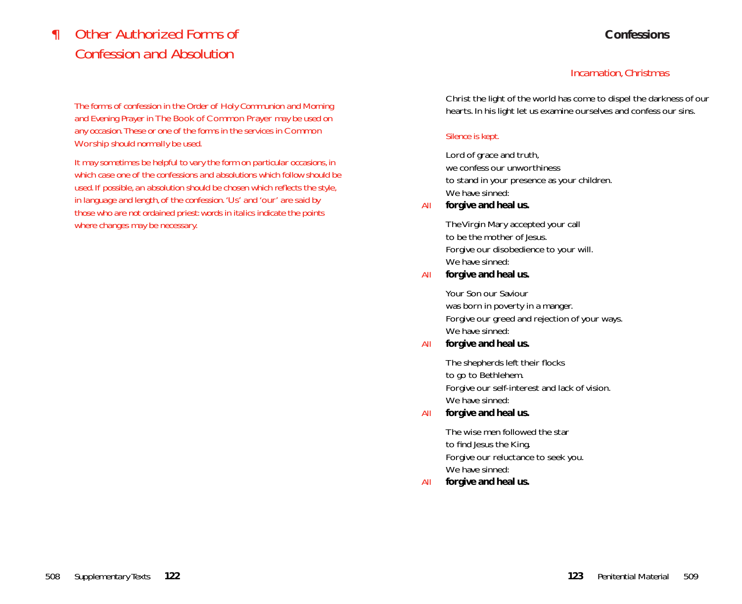# ¶ Other Authorized Forms of Confession and Absolution

*The forms of confession in the Order of Holy Communion and Morning and Evening Prayer in The Book of Common Prayer may be used on any occasion. These or one of the forms in the services in Common Worship should normally be used.*

*It may sometimes be helpful to vary the form on particular occasions, in which case one of the confessions and absolutions which follow should be used. If possible, an absolution should be chosen which reflects the style, in language and length, of the confession. 'Us' and 'our' are said by those who are not ordained priest: words in italics indicate the points where changes may be necessary.*

## Confessions

### Incarnation, Christmas

Christ the light of the world has come to dispel the darkness of our hearts. In his light let us examine ourselves and confess our sins.

*Silence is kept.*

Lord of grace and truth,
we confess our unworthiness
to stand in your presence as your children.
We have sinned:

*All* **forgive and heal us.**

The Virgin Mary accepted your call
to be the mother of Jesus.
Forgive our disobedience to your will.
We have sinned:

*All* **forgive and heal us.**

Your Son our Saviour
was born in poverty in a manger.
Forgive our greed and rejection of your ways.
We have sinned:

*All* **forgive and heal us.**

The shepherds left their flocks
to go to Bethlehem.
Forgive our self-interest and lack of vision.
We have sinned:

*All* **forgive and heal us.**

The wise men followed the star
to find Jesus the King.
Forgive our reluctance to seek you.
We have sinned:

*All* **forgive and heal us.**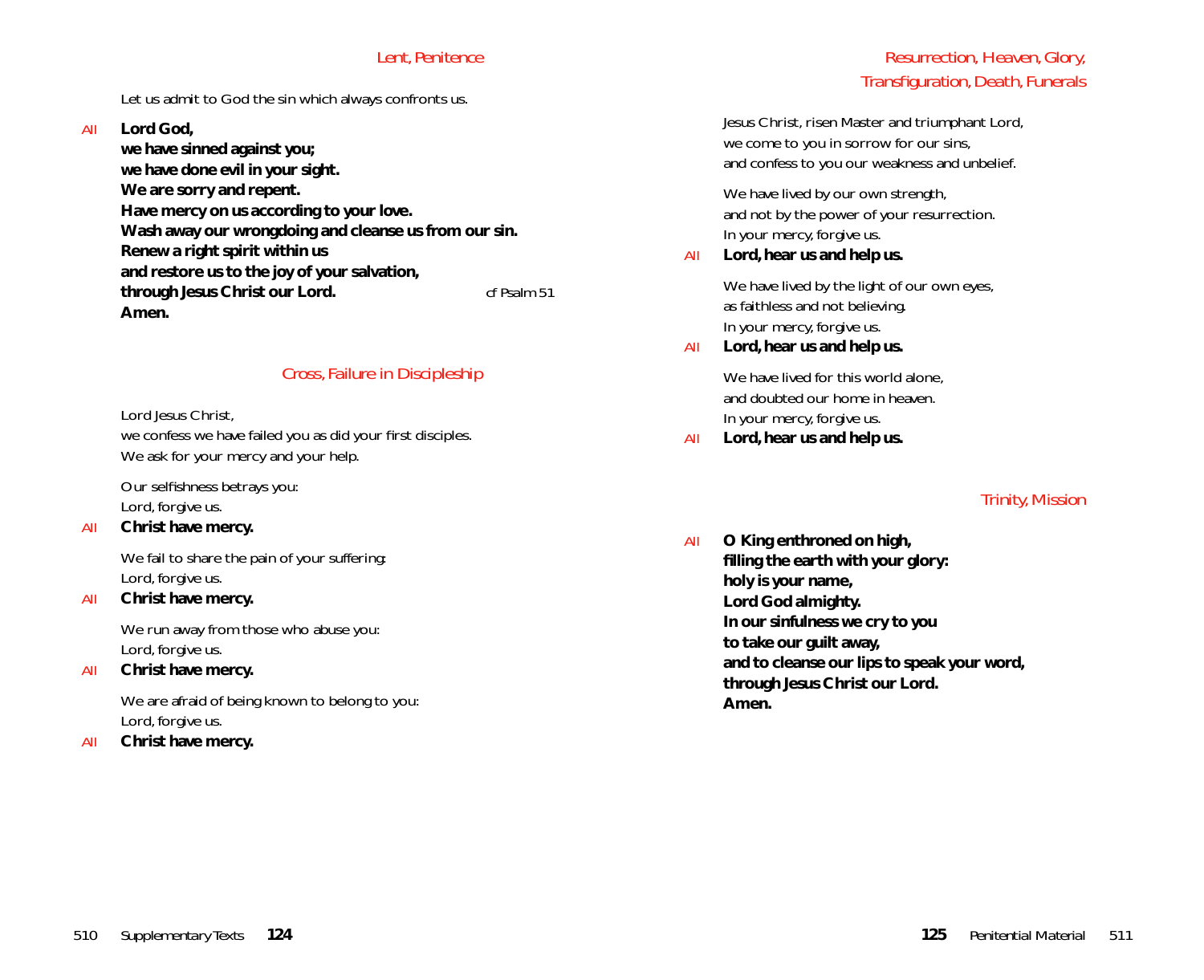## Lent, Penitence

Let us admit to God the sin which always confronts us.

*All* **Lord God,**
**we have sinned against you;**
**we have done evil in your sight.**
**We are sorry and repent.**
**Have mercy on us according to your love.**
**Wash away our wrongdoing and cleanse us from our sin.**
**Renew a right spirit within us**
**and restore us to the joy of your salvation,**
**through Jesus Christ our Lord.** *cf Psalm 51*
**Amen.**

## Cross, Failure in Discipleship

Lord Jesus Christ,
we confess we have failed you as did your first disciples.
We ask for your mercy and your help.

Our selfishness betrays you:
Lord, forgive us.

*All* **Christ have mercy.**

We fail to share the pain of your suffering:
Lord, forgive us.

*All* **Christ have mercy.**

We run away from those who abuse you:
Lord, forgive us.

*All* **Christ have mercy.**

We are afraid of being known to belong to you:
Lord, forgive us.

*All* **Christ have mercy.**

## Resurrection, Heaven, Glory, Transfiguration, Death, Funerals

Jesus Christ, risen Master and triumphant Lord,
we come to you in sorrow for our sins,
and confess to you our weakness and unbelief.

We have lived by our own strength,
and not by the power of your resurrection.
In your mercy, forgive us.

*All* **Lord, hear us and help us.**

We have lived by the light of our own eyes,
as faithless and not believing.
In your mercy, forgive us.

*All* **Lord, hear us and help us.**

We have lived for this world alone,
and doubted our home in heaven.
In your mercy, forgive us.

*All* **Lord, hear us and help us.**

## Trinity, Mission

*All* **O King enthroned on high,**
**filling the earth with your glory:**
**holy is your name,**
**Lord God almighty.**
**In our sinfulness we cry to you**
**to take our guilt away,**
**and to cleanse our lips to speak your word,**
**through Jesus Christ our Lord.**
**Amen.**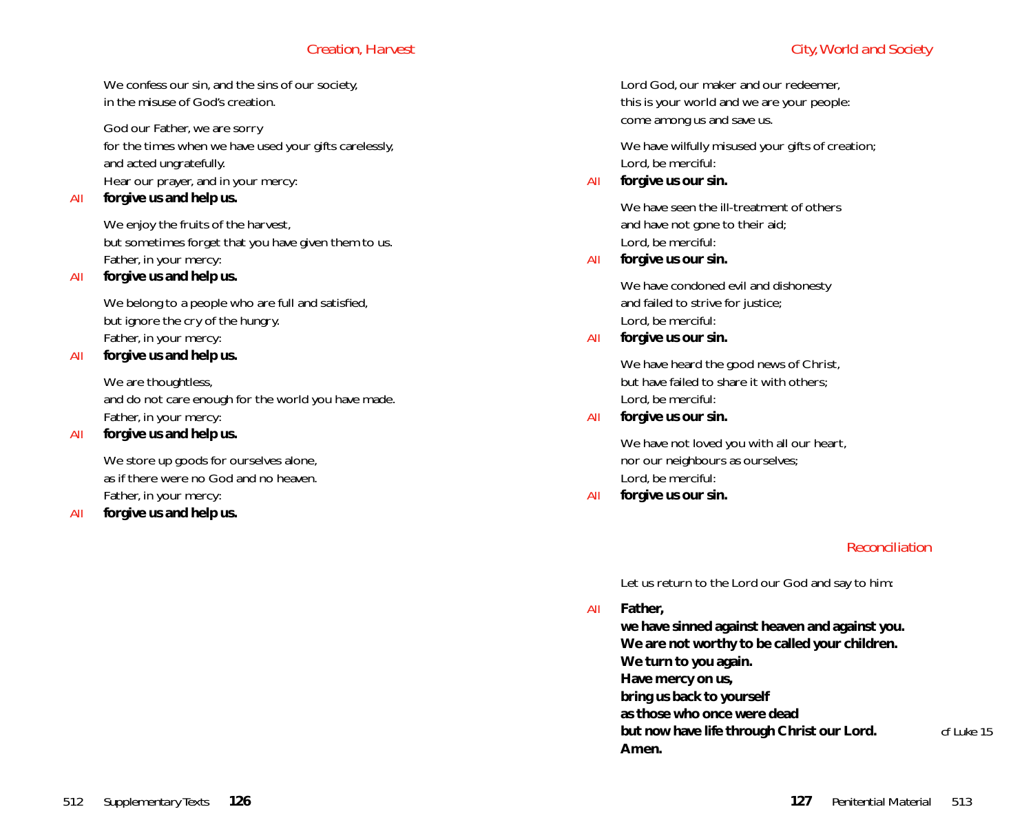## Creation, Harvest

We confess our sin, and the sins of our society,
in the misuse of God's creation.

God our Father, we are sorry
for the times when we have used your gifts carelessly,
and acted ungratefully.
Hear our prayer, and in your mercy:

All **forgive us and help us.**

We enjoy the fruits of the harvest,
but sometimes forget that you have given them to us.
Father, in your mercy:

All **forgive us and help us.**

We belong to a people who are full and satisfied,
but ignore the cry of the hungry.
Father, in your mercy:

All **forgive us and help us.**

We are thoughtless,
and do not care enough for the world you have made.
Father, in your mercy:

All **forgive us and help us.**

We store up goods for ourselves alone,
as if there were no God and no heaven.
Father, in your mercy:

All **forgive us and help us.**

## City, World and Society

Lord God, our maker and our redeemer,
this is your world and we are your people:
come among us and save us.

We have wilfully misused your gifts of creation;
Lord, be merciful:

All **forgive us our sin.**

We have seen the ill-treatment of others
and have not gone to their aid;
Lord, be merciful:

All **forgive us our sin.**

We have condoned evil and dishonesty
and failed to strive for justice;
Lord, be merciful:

All **forgive us our sin.**

We have heard the good news of Christ,
but have failed to share it with others;
Lord, be merciful:

All **forgive us our sin.**

We have not loved you with all our heart,
nor our neighbours as ourselves;
Lord, be merciful:

All **forgive us our sin.**

## Reconciliation

Let us return to the Lord our God and say to him:

All **Father,**
**we have sinned against heaven and against you.**
**We are not worthy to be called your children.**
**We turn to you again.**
**Have mercy on us,**
**bring us back to yourself**
**as those who once were dead**
**but now have life through Christ our Lord.** *cf Luke 15*
**Amen.**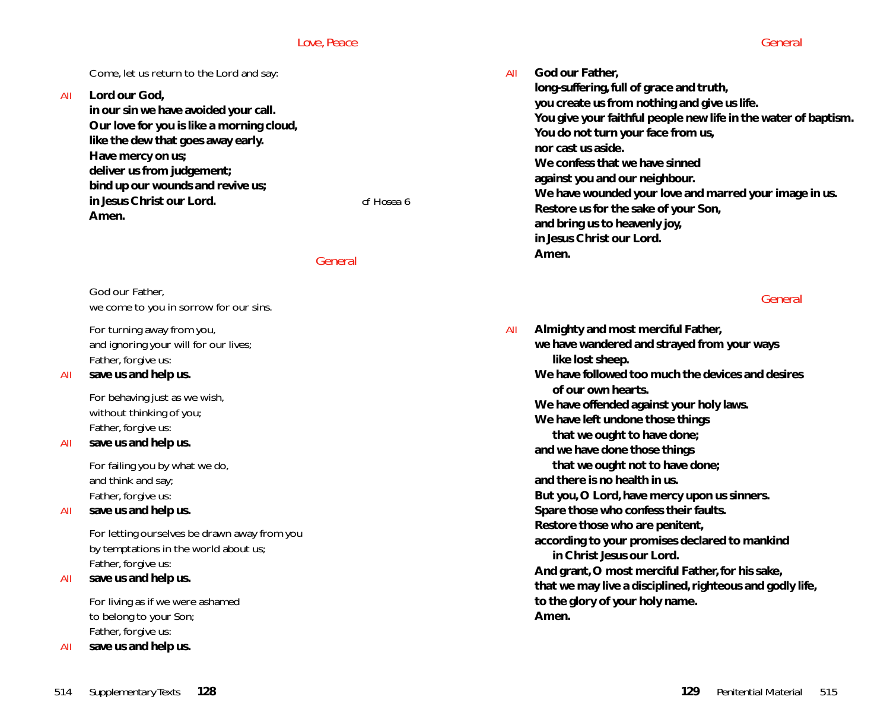## Love, Peace

Come, let us return to the Lord and say:

*All* **Lord our God,**
**in our sin we have avoided your call.**
**Our love for you is like a morning cloud,**
**like the dew that goes away early.**
**Have mercy on us;**
**deliver us from judgement;**
**bind up our wounds and revive us;**
**in Jesus Christ our Lord.** *cf Hosea 6*
**Amen.**

## General

God our Father,
we come to you in sorrow for our sins.

For turning away from you,
and ignoring your will for our lives;
Father, forgive us:

*All* **save us and help us.**

For behaving just as we wish,
without thinking of you;
Father, forgive us:

*All* **save us and help us.**

For failing you by what we do,
and think and say;
Father, forgive us:

*All* **save us and help us.**

For letting ourselves be drawn away from you
by temptations in the world about us;
Father, forgive us:

*All* **save us and help us.**

For living as if we were ashamed
to belong to your Son;
Father, forgive us:

*All* **save us and help us.**

## General

*All* **God our Father,**
**long-suffering, full of grace and truth,**
**you create us from nothing and give us life.**
**You give your faithful people new life in the water of baptism.**
**You do not turn your face from us,**
**nor cast us aside.**
**We confess that we have sinned**
**against you and our neighbour.**
**We have wounded your love and marred your image in us.**
**Restore us for the sake of your Son,**
**and bring us to heavenly joy,**
**in Jesus Christ our Lord.**
**Amen.**

## General

*All* **Almighty and most merciful Father,**
**we have wandered and strayed from your ways**
**like lost sheep.**
**We have followed too much the devices and desires**
**of our own hearts.**
**We have offended against your holy laws.**
**We have left undone those things**
**that we ought to have done;**
**and we have done those things**
**that we ought not to have done;**
**and there is no health in us.**
**But you, O Lord, have mercy upon us sinners.**
**Spare those who confess their faults.**
**Restore those who are penitent,**
**according to your promises declared to mankind**
**in Christ Jesus our Lord.**
**And grant, O most merciful Father, for his sake,**
**that we may live a disciplined, righteous and godly life,**
**to the glory of your holy name.**
**Amen.**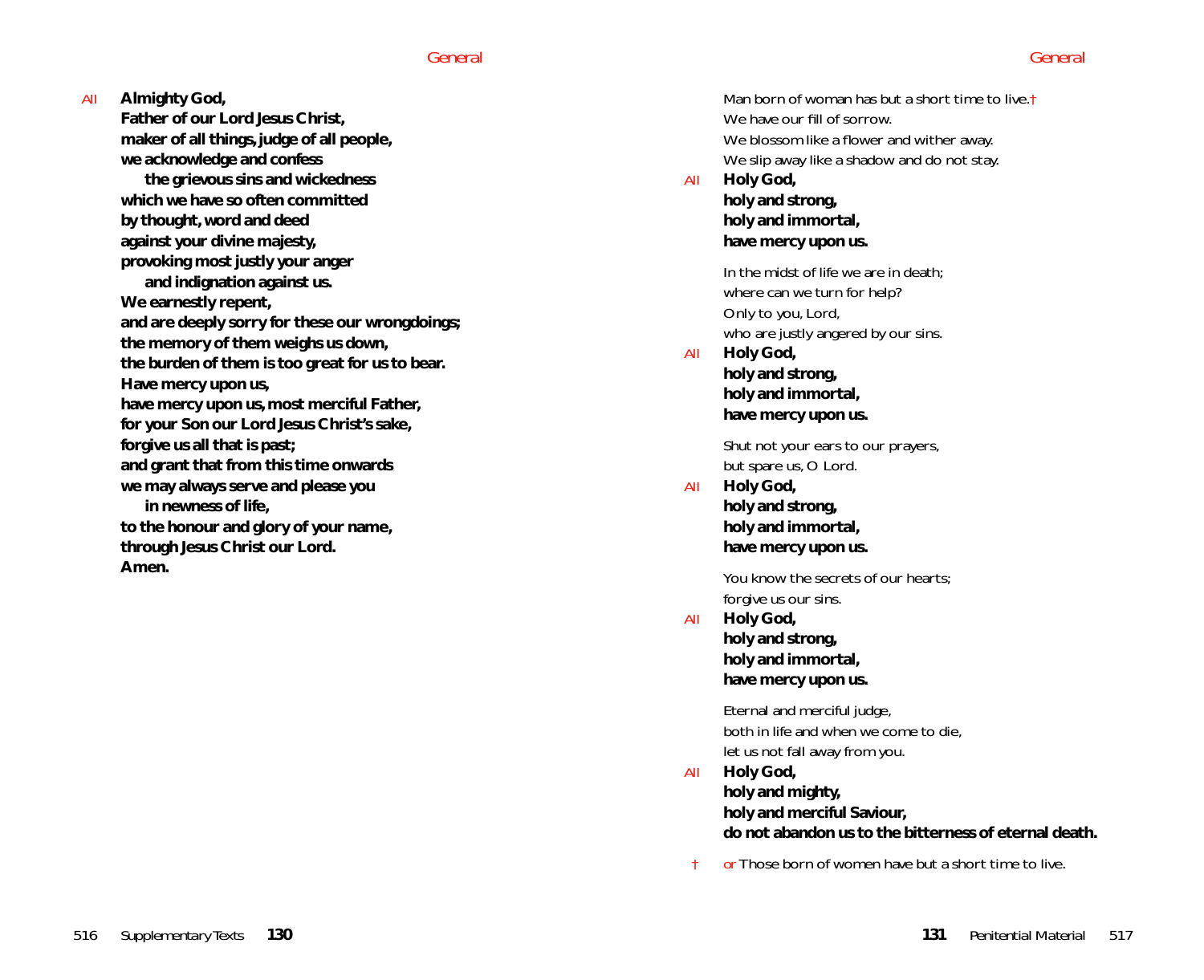*All* **Almighty God,**
**Father of our Lord Jesus Christ,**
**maker of all things, judge of all people,**
**we acknowledge and confess**
**the grievous sins and wickedness**
**which we have so often committed**
**by thought, word and deed**
**against your divine majesty,**
**provoking most justly your anger**
**and indignation against us.**
**We earnestly repent,**
**and are deeply sorry for these our wrongdoings;**
**the memory of them weighs us down,**
**the burden of them is too great for us to bear.**
**Have mercy upon us,**
**have mercy upon us, most merciful Father,**
**for your Son our Lord Jesus Christ's sake,**
**forgive us all that is past;**
**and grant that from this time onwards**
**we may always serve and please you**
**in newness of life,**
**to the honour and glory of your name,**
**through Jesus Christ our Lord.**
**Amen.**

Man born of woman has but a short time to live.†
We have our fill of sorrow.
We blossom like a flower and wither away.
We slip away like a shadow and do not stay.

*All* **Holy God,**
**holy and strong,**
**holy and immortal,**
**have mercy upon us.**

In the midst of life we are in death;
where can we turn for help?
Only to you, Lord,
who are justly angered by our sins.

*All* **Holy God,**
**holy and strong,**
**holy and immortal,**
**have mercy upon us.**

Shut not your ears to our prayers,
but spare us, O Lord.

*All* **Holy God,**
**holy and strong,**
**holy and immortal,**
**have mercy upon us.**

You know the secrets of our hearts;
forgive us our sins.

*All* **Holy God,**
**holy and strong,**
**holy and immortal,**
**have mercy upon us.**

Eternal and merciful judge,
both in life and when we come to die,
let us not fall away from you.

*All* **Holy God,**
**holy and mighty,**
**holy and merciful Saviour,**
**do not abandon us to the bitterness of eternal death.**

† *or* Those born of women have but a short time to live.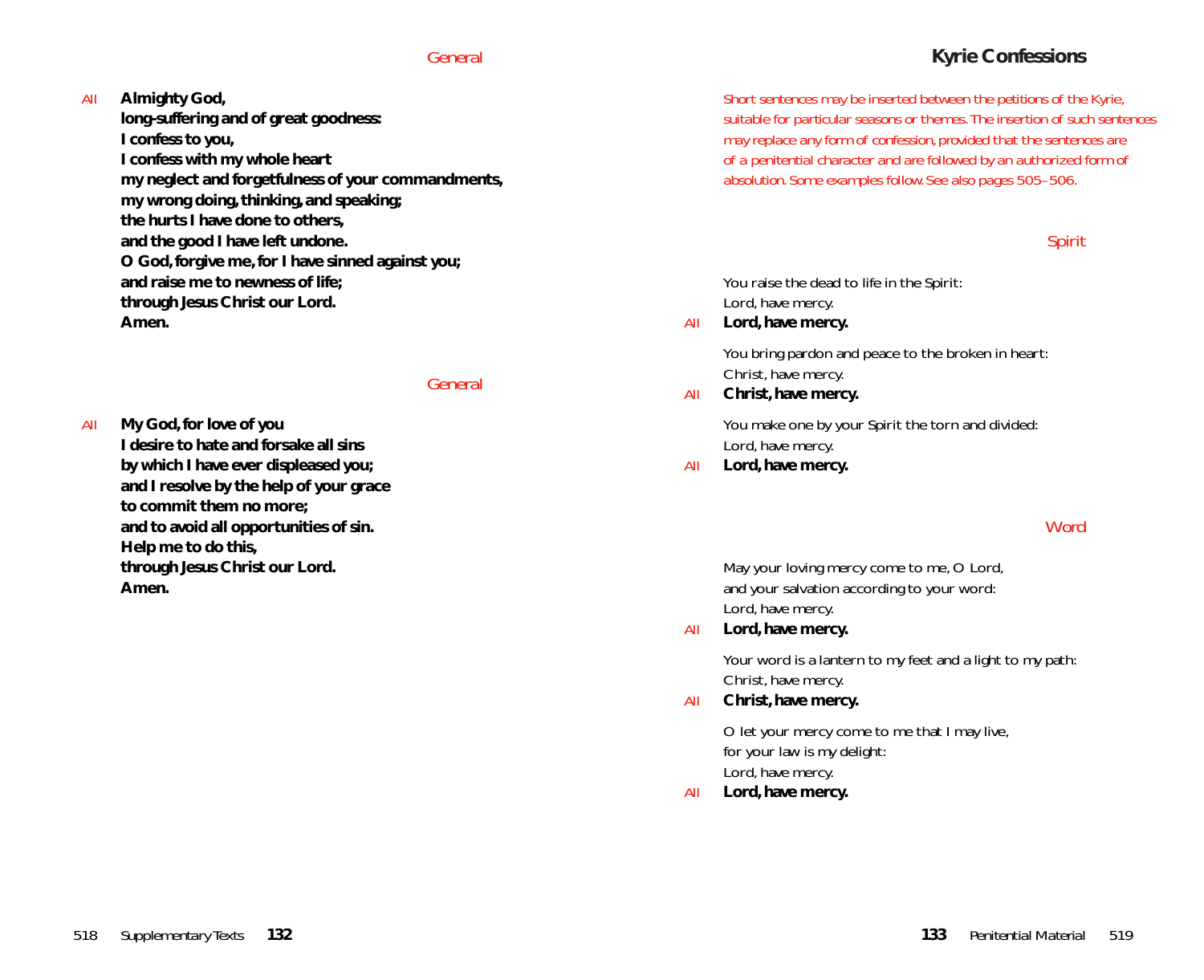*General*

*All* **Almighty God,**
**long-suffering and of great goodness:**
**I confess to you,**
**I confess with my whole heart**
**my neglect and forgetfulness of your commandments,**
**my wrong doing, thinking, and speaking;**
**the hurts I have done to others,**
**and the good I have left undone.**
**O God, forgive me, for I have sinned against you;**
**and raise me to newness of life;**
**through Jesus Christ our Lord.**
**Amen.**

*General*

*All* **My God, for love of you**
**I desire to hate and forsake all sins**
**by which I have ever displeased you;**
**and I resolve by the help of your grace**
**to commit them no more;**
**and to avoid all opportunities of sin.**
**Help me to do this,**
**through Jesus Christ our Lord.**
**Amen.**

## Kyrie Confessions

*Short sentences may be inserted between the petitions of the Kyrie, suitable for particular seasons or themes. The insertion of such sentences may replace any form of confession, provided that the sentences are of a penitential character and are followed by an authorized form of absolution. Some examples follow. See also pages 505–506.*

*Spirit*

You raise the dead to life in the Spirit:
Lord, have mercy.

*All* **Lord, have mercy.**

You bring pardon and peace to the broken in heart:
Christ, have mercy.

*All* **Christ, have mercy.**

You make one by your Spirit the torn and divided:
Lord, have mercy.

*All* **Lord, have mercy.**

*Word*

May your loving mercy come to me, O Lord,
and your salvation according to your word:
Lord, have mercy.

*All* **Lord, have mercy.**

Your word is a lantern to my feet and a light to my path:
Christ, have mercy.

*All* **Christ, have mercy.**

O let your mercy come to me that I may live,
for your law is my delight:
Lord, have mercy.

*All* **Lord, have mercy.**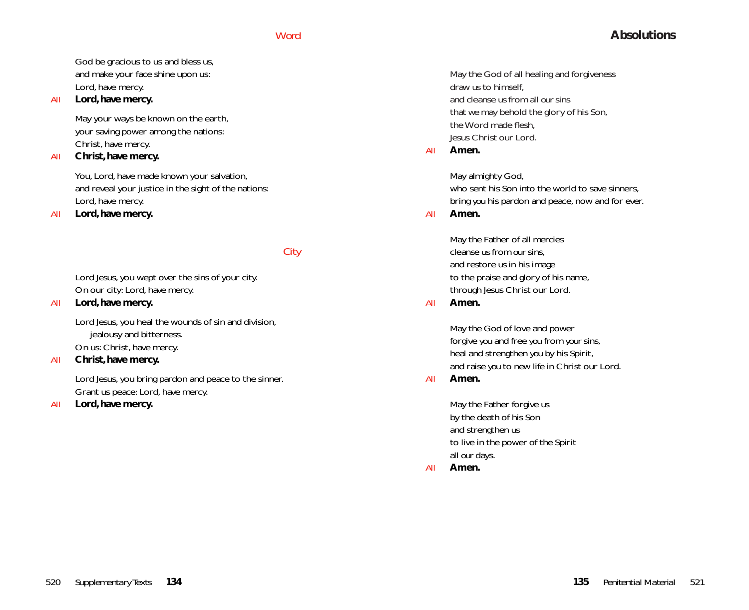### Word

God be gracious to us and bless us,
and make your face shine upon us:
Lord, have mercy.

All **Lord, have mercy.**

May your ways be known on the earth,
your saving power among the nations:
Christ, have mercy.

All **Christ, have mercy.**

You, Lord, have made known your salvation,
and reveal your justice in the sight of the nations:
Lord, have mercy.

All **Lord, have mercy.**

### City

Lord Jesus, you wept over the sins of your city.
On our city: Lord, have mercy.

All **Lord, have mercy.**

Lord Jesus, you heal the wounds of sin and division,
jealousy and bitterness.
On us: Christ, have mercy.

All **Christ, have mercy.**

Lord Jesus, you bring pardon and peace to the sinner.
Grant us peace: Lord, have mercy.

All **Lord, have mercy.**

## Absolutions

May the God of all healing and forgiveness
draw us to himself,
and cleanse us from all our sins
that we may behold the glory of his Son,
the Word made flesh,
Jesus Christ our Lord.

All **Amen.**

May almighty God,
who sent his Son into the world to save sinners,
bring you his pardon and peace, now and for ever.

All **Amen.**

May the Father of all mercies
cleanse us from our sins,
and restore us in his image
to the praise and glory of his name,
through Jesus Christ our Lord.

All **Amen.**

May the God of love and power
forgive you and free you from your sins,
heal and strengthen you by his Spirit,
and raise you to new life in Christ our Lord.

All **Amen.**

May the Father forgive us
by the death of his Son
and strengthen us
to live in the power of the Spirit
all our days.

All **Amen.**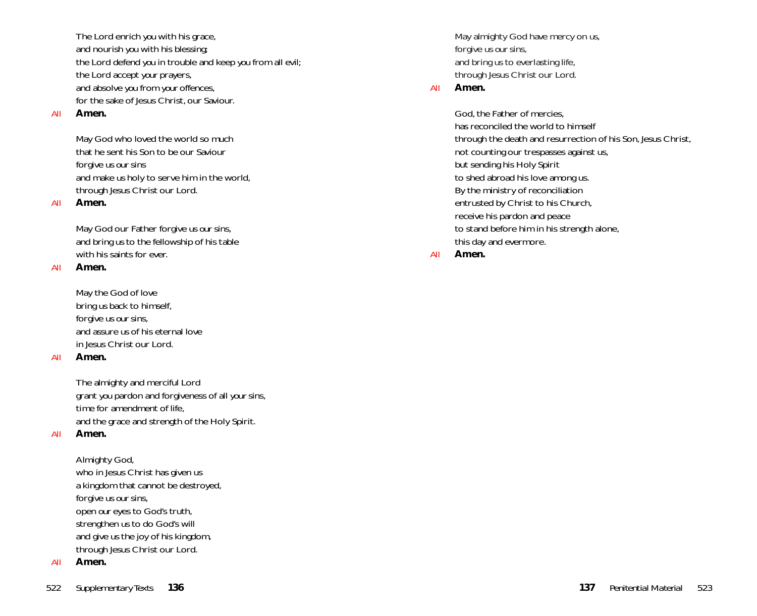The Lord enrich you with his grace,
and nourish you with his blessing;
the Lord defend you in trouble and keep you from all evil;
the Lord accept your prayers,
and absolve you from your offences,
for the sake of Jesus Christ, our Saviour.

All **Amen.**

May God who loved the world so much
that he sent his Son to be our Saviour
forgive us our sins
and make us holy to serve him in the world,
through Jesus Christ our Lord.

All **Amen.**

May God our Father forgive us our sins,
and bring us to the fellowship of his table
with his saints for ever.

All **Amen.**

May the God of love
bring us back to himself,
forgive us our sins,
and assure us of his eternal love
in Jesus Christ our Lord.

All **Amen.**

The almighty and merciful Lord
grant you pardon and forgiveness of all your sins,
time for amendment of life,
and the grace and strength of the Holy Spirit.

All **Amen.**

Almighty God,
who in Jesus Christ has given us
a kingdom that cannot be destroyed,
forgive us our sins,
open our eyes to God's truth,
strengthen us to do God's will
and give us the joy of his kingdom,
through Jesus Christ our Lord.

All **Amen.**

May almighty God have mercy on us,
forgive us our sins,
and bring us to everlasting life,
through Jesus Christ our Lord.

All **Amen.**

God, the Father of mercies,
has reconciled the world to himself
through the death and resurrection of his Son, Jesus Christ,
not counting our trespasses against us,
but sending his Holy Spirit
to shed abroad his love among us.
By the ministry of reconciliation
entrusted by Christ to his Church,
receive his pardon and peace
to stand before him in his strength alone,
this day and evermore.

All **Amen.**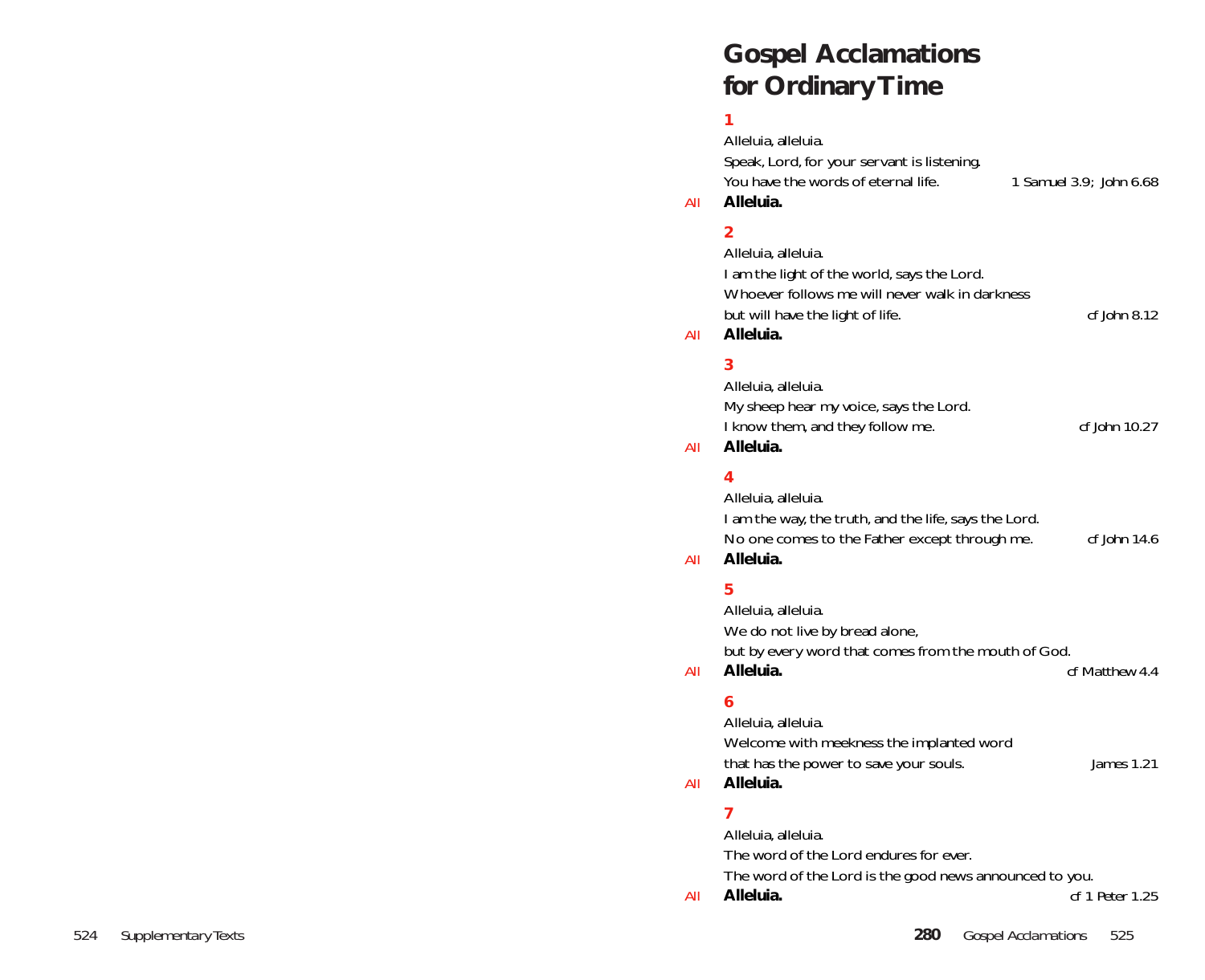# Gospel Acclamations for Ordinary Time

**1**

Alleluia, alleluia.
Speak, Lord, for your servant is listening.
You have the words of eternal life. *1 Samuel 3.9; John 6.68*

All **Alleluia.**

**2**

Alleluia, alleluia.
I am the light of the world, says the Lord.
Whoever follows me will never walk in darkness
but will have the light of life. *cf John 8.12*

All **Alleluia.**

**3**

Alleluia, alleluia.
My sheep hear my voice, says the Lord.
I know them, and they follow me. *cf John 10.27*

All **Alleluia.**

**4**

Alleluia, alleluia.
I am the way, the truth, and the life, says the Lord.
No one comes to the Father except through me. *cf John 14.6*

All **Alleluia.**

**5**

Alleluia, alleluia.
We do not live by bread alone,
but by every word that comes from the mouth of God.

All **Alleluia.** *cf Matthew 4.4*

**6**

Alleluia, alleluia.
Welcome with meekness the implanted word
that has the power to save your souls. *James 1.21*

All **Alleluia.**

**7**

Alleluia, alleluia.
The word of the Lord endures for ever.
The word of the Lord is the good news announced to you.

All **Alleluia.** *cf 1 Peter 1.25*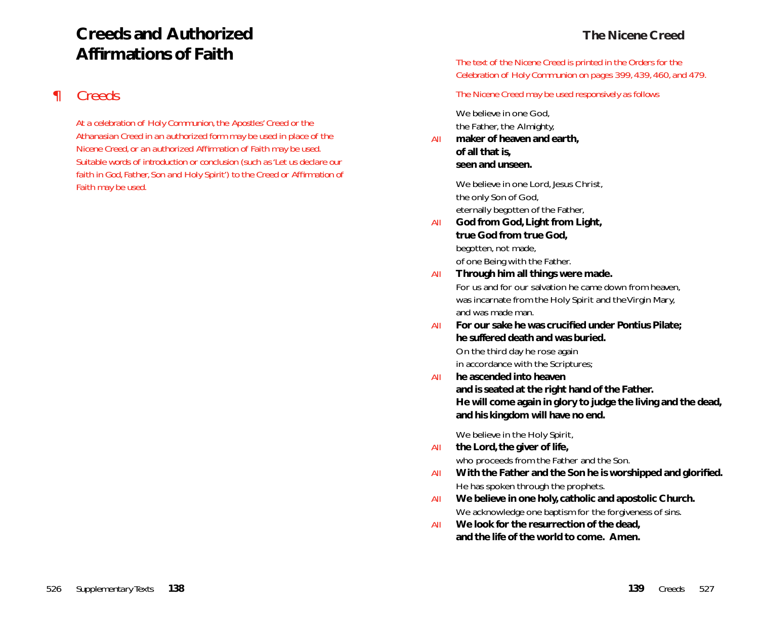# Creeds and Authorized Affirmations of Faith

## ¶ Creeds

*At a celebration of Holy Communion, the Apostles' Creed or the Athanasian Creed in an authorized form may be used in place of the Nicene Creed, or an authorized Affirmation of Faith may be used. Suitable words of introduction or conclusion (such as 'Let us declare our faith in God, Father, Son and Holy Spirit') to the Creed or Affirmation of Faith may be used.*

## The Nicene Creed

*The text of the Nicene Creed is printed in the Orders for the Celebration of Holy Communion on pages 399, 439, 460, and 479.*

*The Nicene Creed may be used responsively as follows*

We believe in one God,
the Father, the Almighty,

*All* **maker of heaven and earth,**
**of all that is,**
**seen and unseen.**

We believe in one Lord, Jesus Christ,
the only Son of God,
eternally begotten of the Father,

*All* **God from God, Light from Light,**
**true God from true God,**

begotten, not made,
of one Being with the Father.

*All* **Through him all things were made.**

For us and for our salvation he came down from heaven,
was incarnate from the Holy Spirit and the Virgin Mary,
and was made man.

*All* **For our sake he was crucified under Pontius Pilate;**
**he suffered death and was buried.**

On the third day he rose again
in accordance with the Scriptures;

*All* **he ascended into heaven**
**and is seated at the right hand of the Father.**
**He will come again in glory to judge the living and the dead,**
**and his kingdom will have no end.**

We believe in the Holy Spirit,

*All* **the Lord, the giver of life,**

who proceeds from the Father and the Son.

*All* **With the Father and the Son he is worshipped and glorified.**

He has spoken through the prophets.

*All* **We believe in one holy, catholic and apostolic Church.**

We acknowledge one baptism for the forgiveness of sins.

*All* **We look for the resurrection of the dead,**
**and the life of the world to come. Amen.**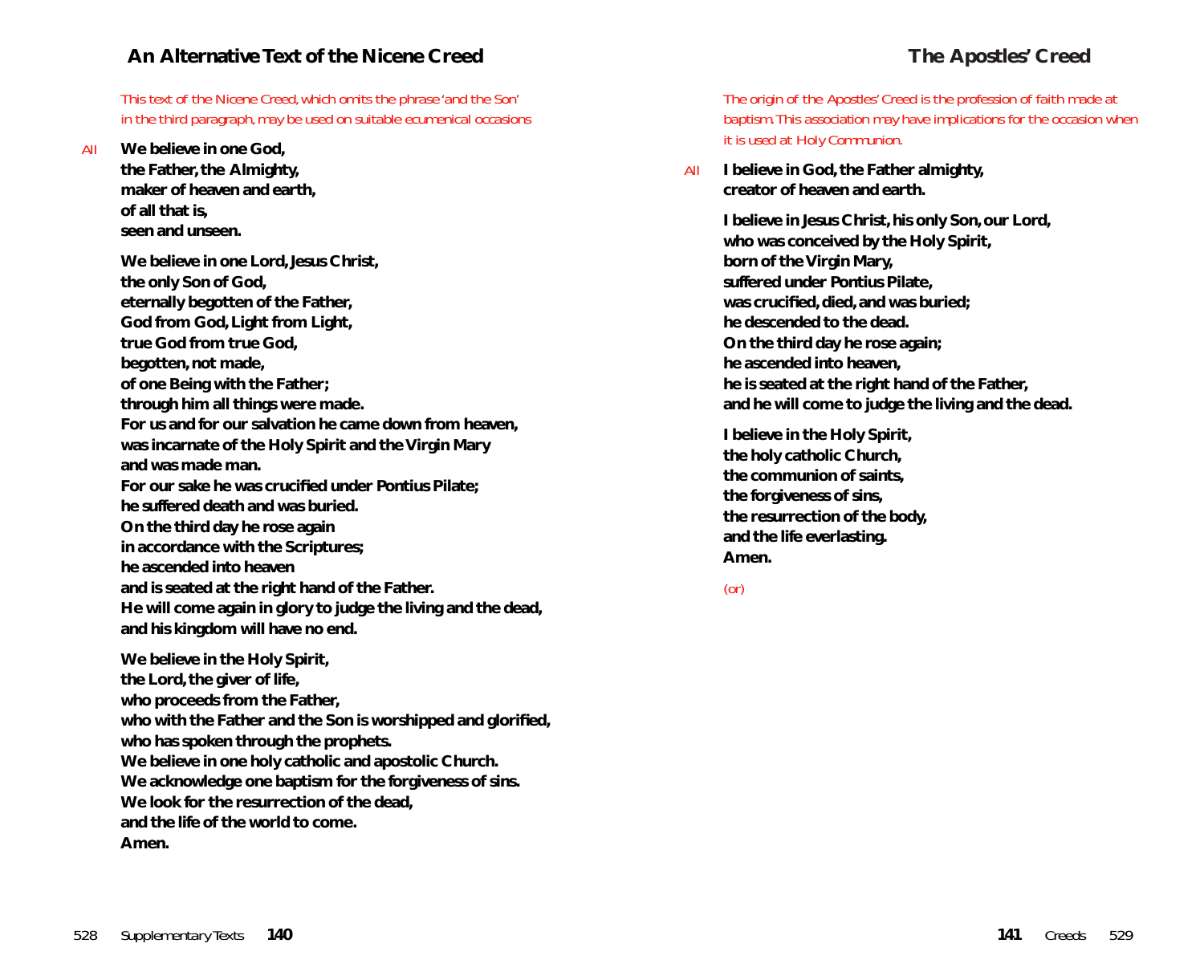## An Alternative Text of the Nicene Creed

*This text of the Nicene Creed, which omits the phrase 'and the Son' in the third paragraph, may be used on suitable ecumenical occasions*

*All* **We believe in one God,
the Father, the Almighty,
maker of heaven and earth,
of all that is,
seen and unseen.**

**We believe in one Lord, Jesus Christ,
the only Son of God,
eternally begotten of the Father,
God from God, Light from Light,
true God from true God,
begotten, not made,
of one Being with the Father;
through him all things were made.
For us and for our salvation he came down from heaven,
was incarnate of the Holy Spirit and the Virgin Mary
and was made man.
For our sake he was crucified under Pontius Pilate;
he suffered death and was buried.
On the third day he rose again
in accordance with the Scriptures;
he ascended into heaven
and is seated at the right hand of the Father.
He will come again in glory to judge the living and the dead,
and his kingdom will have no end.**

**We believe in the Holy Spirit,
the Lord, the giver of life,
who proceeds from the Father,
who with the Father and the Son is worshipped and glorified,
who has spoken through the prophets.
We believe in one holy catholic and apostolic Church.
We acknowledge one baptism for the forgiveness of sins.
We look for the resurrection of the dead,
and the life of the world to come.
Amen.**

## The Apostles' Creed

*The origin of the Apostles' Creed is the profession of faith made at baptism. This association may have implications for the occasion when it is used at Holy Communion.*

*All* **I believe in God, the Father almighty,
creator of heaven and earth.**

**I believe in Jesus Christ, his only Son, our Lord,
who was conceived by the Holy Spirit,
born of the Virgin Mary,
suffered under Pontius Pilate,
was crucified, died, and was buried;
he descended to the dead.
On the third day he rose again;
he ascended into heaven,
he is seated at the right hand of the Father,
and he will come to judge the living and the dead.**

**I believe in the Holy Spirit,
the holy catholic Church,
the communion of saints,
the forgiveness of sins,
the resurrection of the body,
and the life everlasting.
Amen.**

*(or)*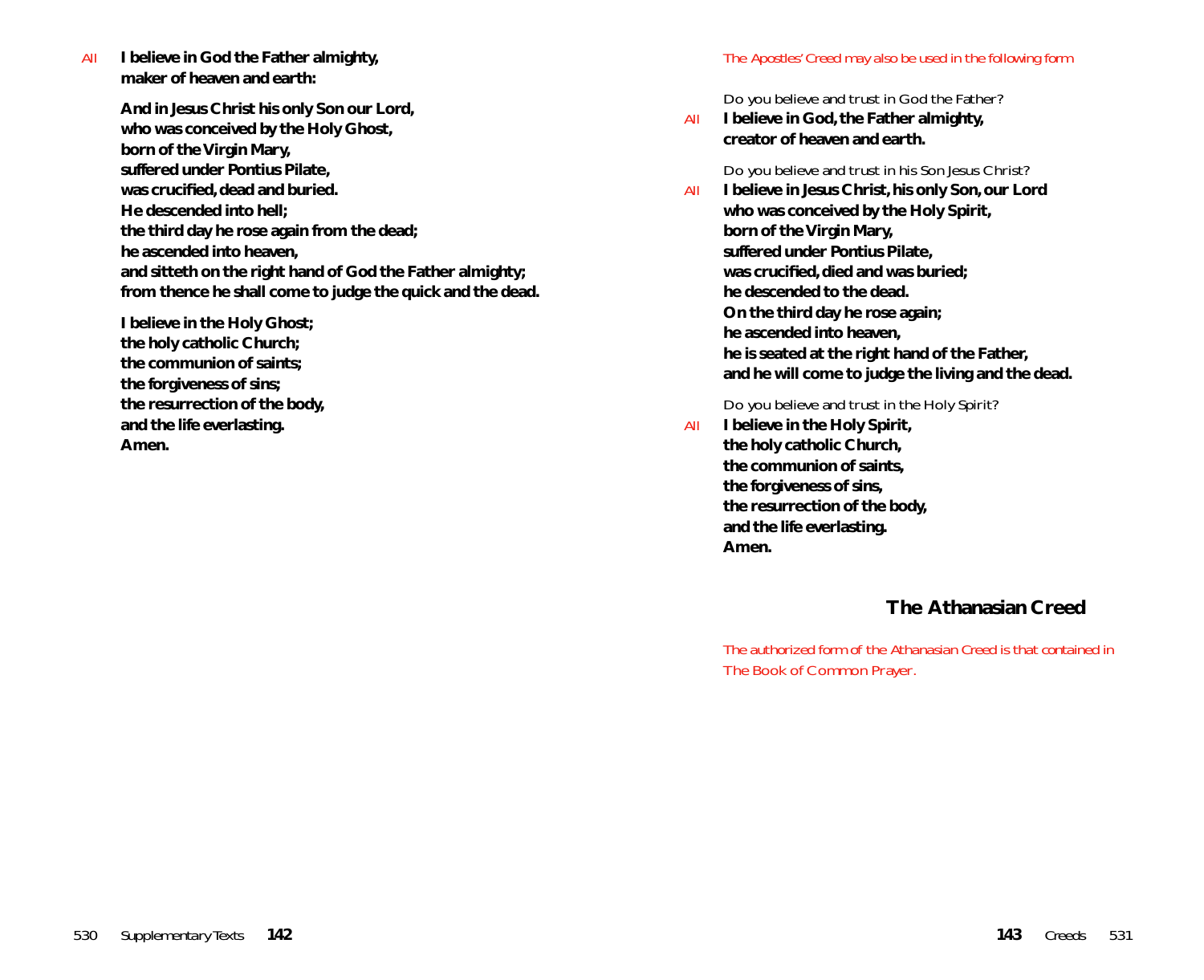*All* **I believe in God the Father almighty,**
**maker of heaven and earth:**

**And in Jesus Christ his only Son our Lord,**
**who was conceived by the Holy Ghost,**
**born of the Virgin Mary,**
**suffered under Pontius Pilate,**
**was crucified, dead and buried.**
**He descended into hell;**
**the third day he rose again from the dead;**
**he ascended into heaven,**
**and sitteth on the right hand of God the Father almighty;**
**from thence he shall come to judge the quick and the dead.**

**I believe in the Holy Ghost;**
**the holy catholic Church;**
**the communion of saints;**
**the forgiveness of sins;**
**the resurrection of the body,**
**and the life everlasting.**
**Amen.**

*The Apostles' Creed may also be used in the following form*

Do you believe and trust in God the Father?

*All* **I believe in God, the Father almighty,**
**creator of heaven and earth.**

Do you believe and trust in his Son Jesus Christ?

*All* **I believe in Jesus Christ, his only Son, our Lord**
**who was conceived by the Holy Spirit,**
**born of the Virgin Mary,**
**suffered under Pontius Pilate,**
**was crucified, died and was buried;**
**he descended to the dead.**
**On the third day he rose again;**
**he ascended into heaven,**
**he is seated at the right hand of the Father,**
**and he will come to judge the living and the dead.**

Do you believe and trust in the Holy Spirit?

*All* **I believe in the Holy Spirit,**
**the holy catholic Church,**
**the communion of saints,**
**the forgiveness of sins,**
**the resurrection of the body,**
**and the life everlasting.**
**Amen.**

## The Athanasian Creed

*The authorized form of the Athanasian Creed is that contained in The Book of Common Prayer.*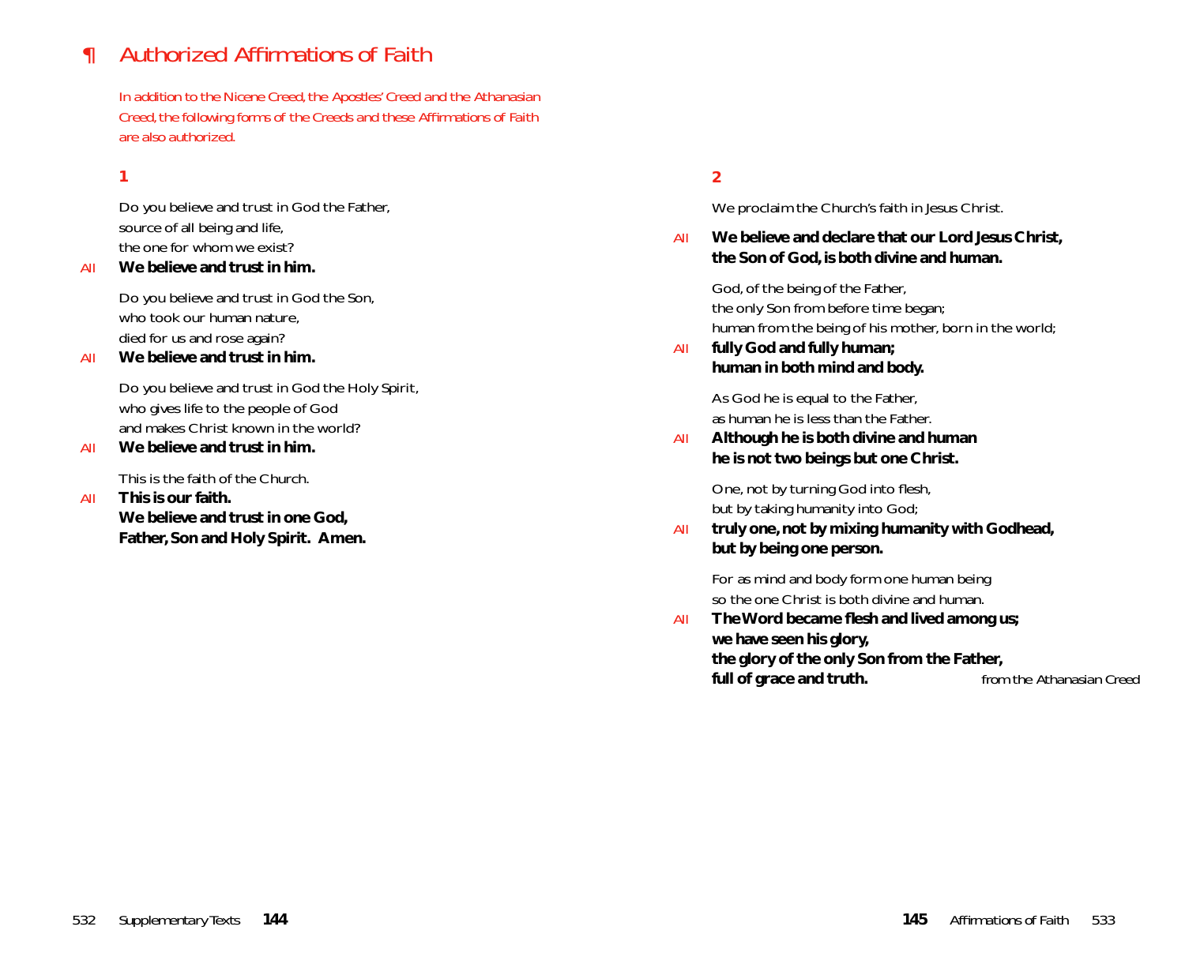## ¶ Authorized Affirmations of Faith

*In addition to the Nicene Creed, the Apostles' Creed and the Athanasian Creed, the following forms of the Creeds and these Affirmations of Faith are also authorized.*

### 1

Do you believe and trust in God the Father,
source of all being and life,
the one for whom we exist?

*All* **We believe and trust in him.**

Do you believe and trust in God the Son,
who took our human nature,
died for us and rose again?

*All* **We believe and trust in him.**

Do you believe and trust in God the Holy Spirit,
who gives life to the people of God
and makes Christ known in the world?

*All* **We believe and trust in him.**

This is the faith of the Church.

*All* **This is our faith.**
**We believe and trust in one God,**
**Father, Son and Holy Spirit. Amen.**

### 2

We proclaim the Church's faith in Jesus Christ.

*All* **We believe and declare that our Lord Jesus Christ,**
**the Son of God, is both divine and human.**

God, of the being of the Father,
the only Son from before time began;
human from the being of his mother, born in the world;

*All* **fully God and fully human;**
**human in both mind and body.**

As God he is equal to the Father,
as human he is less than the Father.

*All* **Although he is both divine and human**
**he is not two beings but one Christ.**

One, not by turning God into flesh,
but by taking humanity into God;

*All* **truly one, not by mixing humanity with Godhead,**
**but by being one person.**

For as mind and body form one human being
so the one Christ is both divine and human.

*All* **The Word became flesh and lived among us;**
**we have seen his glory,**
**the glory of the only Son from the Father,**
**full of grace and truth.**

*from the Athanasian Creed*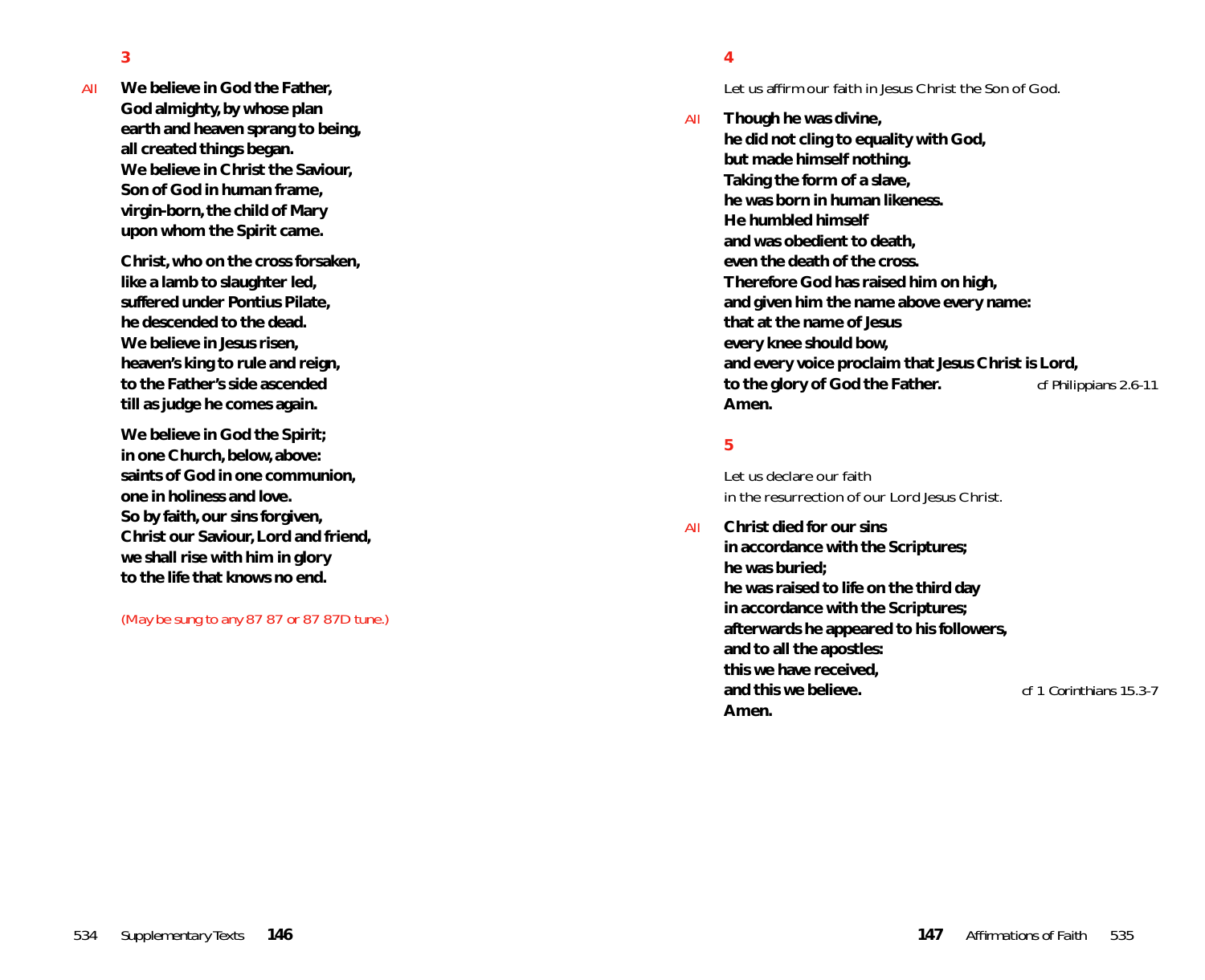## 3

*All* **We believe in God the Father,**
**God almighty, by whose plan**
**earth and heaven sprang to being,**
**all created things began.**
**We believe in Christ the Saviour,**
**Son of God in human frame,**
**virgin-born, the child of Mary**
**upon whom the Spirit came.**

**Christ, who on the cross forsaken,**
**like a lamb to slaughter led,**
**suffered under Pontius Pilate,**
**he descended to the dead.**
**We believe in Jesus risen,**
**heaven's king to rule and reign,**
**to the Father's side ascended**
**till as judge he comes again.**

**We believe in God the Spirit;**
**in one Church, below, above:**
**saints of God in one communion,**
**one in holiness and love.**
**So by faith, our sins forgiven,**
**Christ our Saviour, Lord and friend,**
**we shall rise with him in glory**
**to the life that knows no end.**

(May be sung to any 87 87 or 87 87D tune.)

## 4

*Let us affirm our faith in Jesus Christ the Son of God.*

*All* **Though he was divine,**
**he did not cling to equality with God,**
**but made himself nothing.**
**Taking the form of a slave,**
**he was born in human likeness.**
**He humbled himself**
**and was obedient to death,**
**even the death of the cross.**
**Therefore God has raised him on high,**
**and given him the name above every name:**
**that at the name of Jesus**
**every knee should bow,**
**and every voice proclaim that Jesus Christ is Lord,**
**to the glory of God the Father.** *cf Philippians 2.6-11*
**Amen.**

## 5

*Let us declare our faith*
*in the resurrection of our Lord Jesus Christ.*

*All* **Christ died for our sins**
**in accordance with the Scriptures;**
**he was buried;**
**he was raised to life on the third day**
**in accordance with the Scriptures;**
**afterwards he appeared to his followers,**
**and to all the apostles:**
**this we have received,**
**and this we believe.** *cf 1 Corinthians 15.3-7*
**Amen.**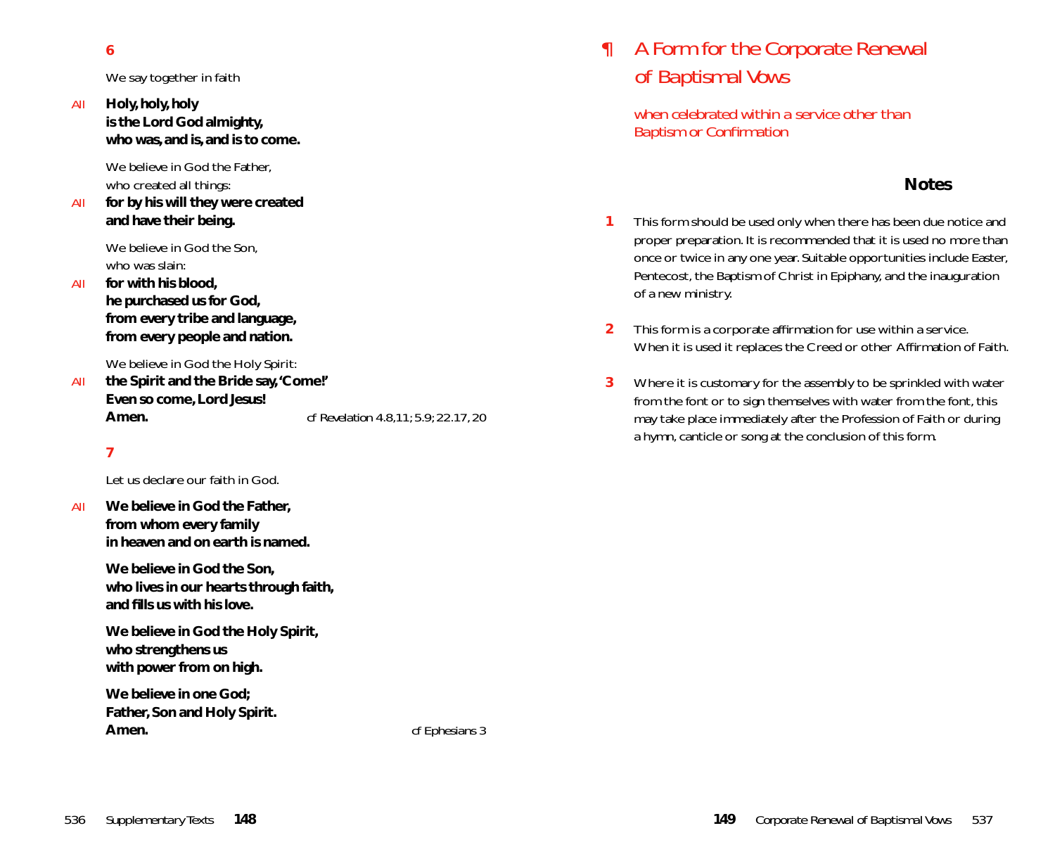**6**

*We say together in faith*

*All* **Holy, holy, holy
is the Lord God almighty,
who was, and is, and is to come.**

We believe in God the Father,
who created all things:

*All* **for by his will they were created
and have their being.**

We believe in God the Son,
who was slain:

*All* **for with his blood,
he purchased us for God,
from every tribe and language,
from every people and nation.**

We believe in God the Holy Spirit:

*All* **the Spirit and the Bride say, 'Come!'
Even so come, Lord Jesus!
Amen.**

*cf Revelation 4.8,11; 5.9; 22.17, 20*

**7**

*Let us declare our faith in God.*

*All* **We believe in God the Father,
from whom every family
in heaven and on earth is named.**

**We believe in God the Son,
who lives in our hearts through faith,
and fills us with his love.**

**We believe in God the Holy Spirit,
who strengthens us
with power from on high.**

**We believe in one God;
Father, Son and Holy Spirit.
Amen.**

*cf Ephesians 3*

# ¶ A Form for the Corporate Renewal of Baptismal Vows

*when celebrated within a service other than Baptism or Confirmation*

## Notes

**1** This form should be used only when there has been due notice and proper preparation. It is recommended that it is used no more than once or twice in any one year. Suitable opportunities include Easter, Pentecost, the Baptism of Christ in Epiphany, and the inauguration of a new ministry.

**2** This form is a corporate affirmation for use within a service. When it is used it replaces the Creed or other Affirmation of Faith.

**3** Where it is customary for the assembly to be sprinkled with water from the font or to sign themselves with water from the font, this may take place immediately after the Profession of Faith or during a hymn, canticle or song at the conclusion of this form.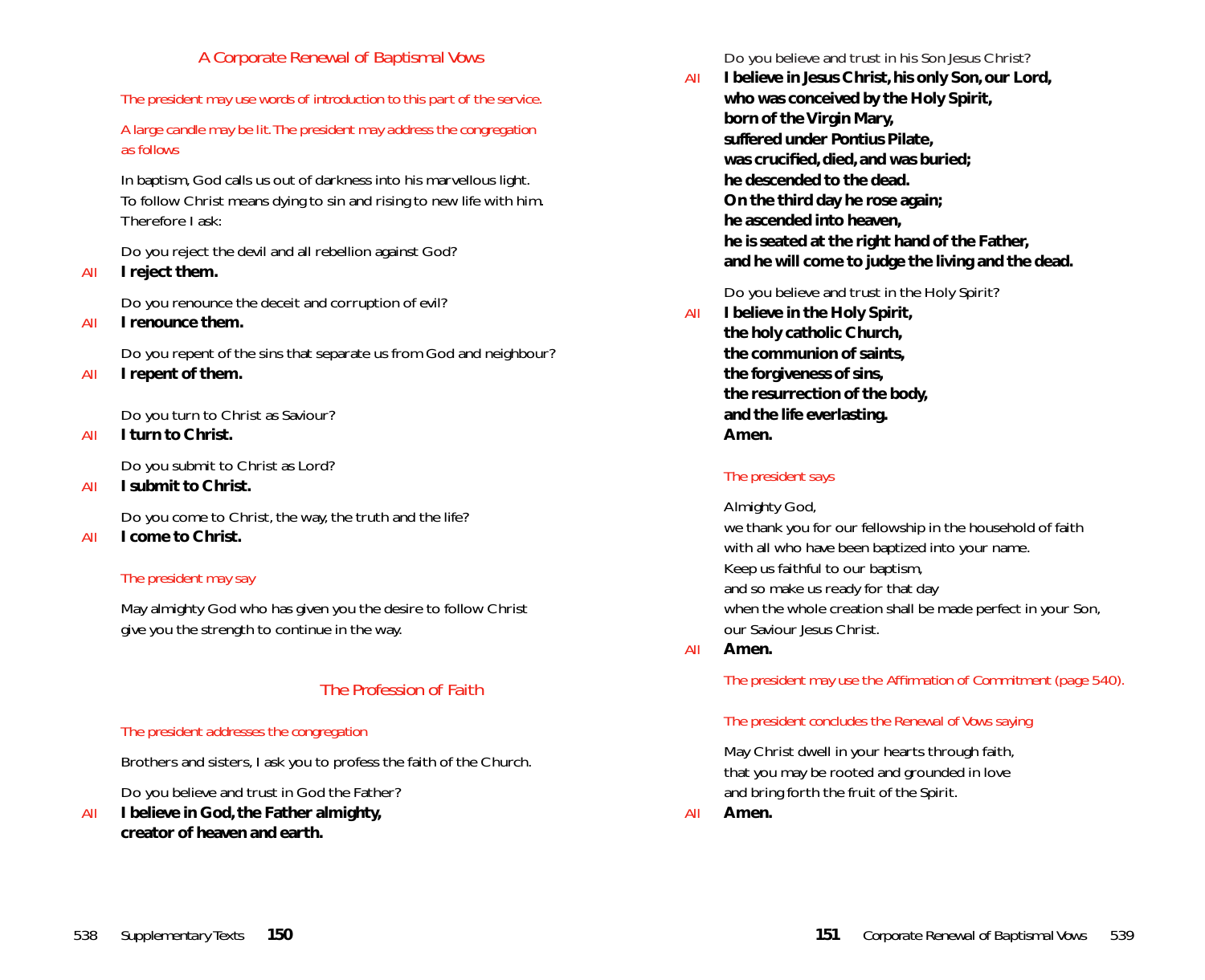## A Corporate Renewal of Baptismal Vows

*The president may use words of introduction to this part of the service.*

*A large candle may be lit. The president may address the congregation as follows*

In baptism, God calls us out of darkness into his marvellous light.
To follow Christ means dying to sin and rising to new life with him.
Therefore I ask:

Do you reject the devil and all rebellion against God?

*All* **I reject them.**

Do you renounce the deceit and corruption of evil?

*All* **I renounce them.**

Do you repent of the sins that separate us from God and neighbour?

*All* **I repent of them.**

Do you turn to Christ as Saviour?

*All* **I turn to Christ.**

Do you submit to Christ as Lord?

*All* **I submit to Christ.**

Do you come to Christ, the way, the truth and the life?

*All* **I come to Christ.**

*The president may say*

May almighty God who has given you the desire to follow Christ
give you the strength to continue in the way.

## The Profession of Faith

*The president addresses the congregation*

Brothers and sisters, I ask you to profess the faith of the Church.

Do you believe and trust in God the Father?

*All* **I believe in God, the Father almighty,**
**creator of heaven and earth.**

Do you believe and trust in his Son Jesus Christ?

*All* **I believe in Jesus Christ, his only Son, our Lord,**
**who was conceived by the Holy Spirit,**
**born of the Virgin Mary,**
**suffered under Pontius Pilate,**
**was crucified, died, and was buried;**
**he descended to the dead.**
**On the third day he rose again;**
**he ascended into heaven,**
**he is seated at the right hand of the Father,**
**and he will come to judge the living and the dead.**

Do you believe and trust in the Holy Spirit?

*All* **I believe in the Holy Spirit,**
**the holy catholic Church,**
**the communion of saints,**
**the forgiveness of sins,**
**the resurrection of the body,**
**and the life everlasting.**
**Amen.**

*The president says*

Almighty God,
we thank you for our fellowship in the household of faith
with all who have been baptized into your name.
Keep us faithful to our baptism,
and so make us ready for that day
when the whole creation shall be made perfect in your Son,
our Saviour Jesus Christ.

*All* **Amen.**

*The president may use the Affirmation of Commitment (page 540).*

*The president concludes the Renewal of Vows saying*

May Christ dwell in your hearts through faith,
that you may be rooted and grounded in love
and bring forth the fruit of the Spirit.

*All* **Amen.**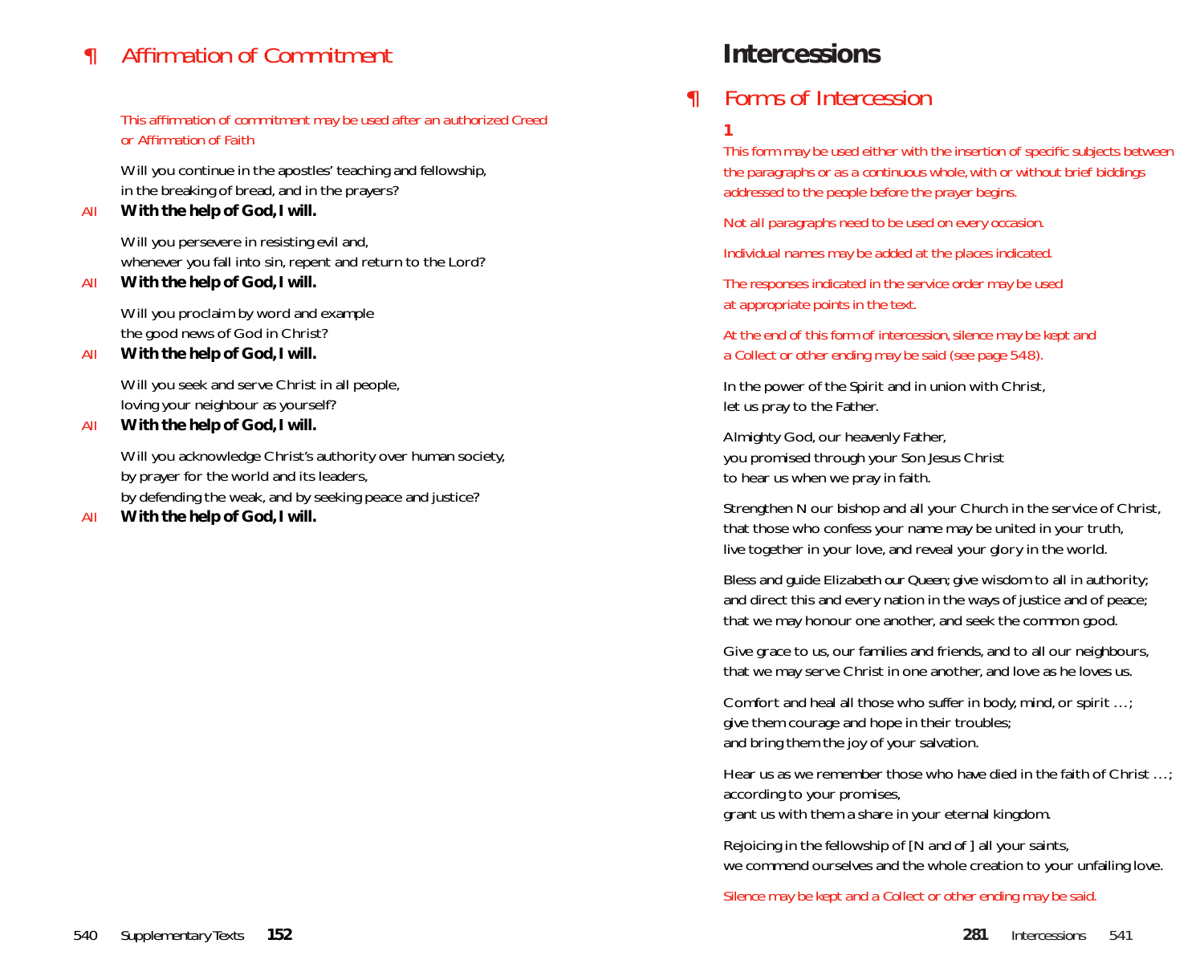## ¶ Affirmation of Commitment

*This affirmation of commitment may be used after an authorized Creed or Affirmation of Faith*

Will you continue in the apostles' teaching and fellowship,
in the breaking of bread, and in the prayers?

*All* **With the help of God, I will.**

Will you persevere in resisting evil and,
whenever you fall into sin, repent and return to the Lord?

*All* **With the help of God, I will.**

Will you proclaim by word and example
the good news of God in Christ?

*All* **With the help of God, I will.**

Will you seek and serve Christ in all people,
loving your neighbour as yourself?

*All* **With the help of God, I will.**

Will you acknowledge Christ's authority over human society,
by prayer for the world and its leaders,
by defending the weak, and by seeking peace and justice?

*All* **With the help of God, I will.**

# Intercessions

## ¶ Forms of Intercession

### 1

*This form may be used either with the insertion of specific subjects between the paragraphs or as a continuous whole, with or without brief biddings addressed to the people before the prayer begins.*

*Not all paragraphs need to be used on every occasion.*

*Individual names may be added at the places indicated.*

*The responses indicated in the service order may be used at appropriate points in the text.*

*At the end of this form of intercession, silence may be kept and a Collect or other ending may be said (see page 548).*

In the power of the Spirit and in union with Christ,
let us pray to the Father.

Almighty God, our heavenly Father,
you promised through your Son Jesus Christ
to hear us when we pray in faith.

Strengthen *N* our bishop and all your Church in the service of Christ,
that those who confess your name may be united in your truth,
live together in your love, and reveal your glory in the world.

Bless and guide Elizabeth our Queen; give wisdom to all in authority;
and direct this and every nation in the ways of justice and of peace;
that we may honour one another, and seek the common good.

Give grace to us, our families and friends, and to all our neighbours,
that we may serve Christ in one another, and love as he loves us.

Comfort and heal all those who suffer in body, mind, or spirit … ;
give them courage and hope in their troubles;
and bring them the joy of your salvation.

Hear us as we remember those who have died in the faith of Christ … ;
according to your promises,
grant us with them a share in your eternal kingdom.

Rejoicing in the fellowship of [*N* and of ] all your saints,
we commend ourselves and the whole creation to your unfailing love.

*Silence may be kept and a Collect or other ending may be said.*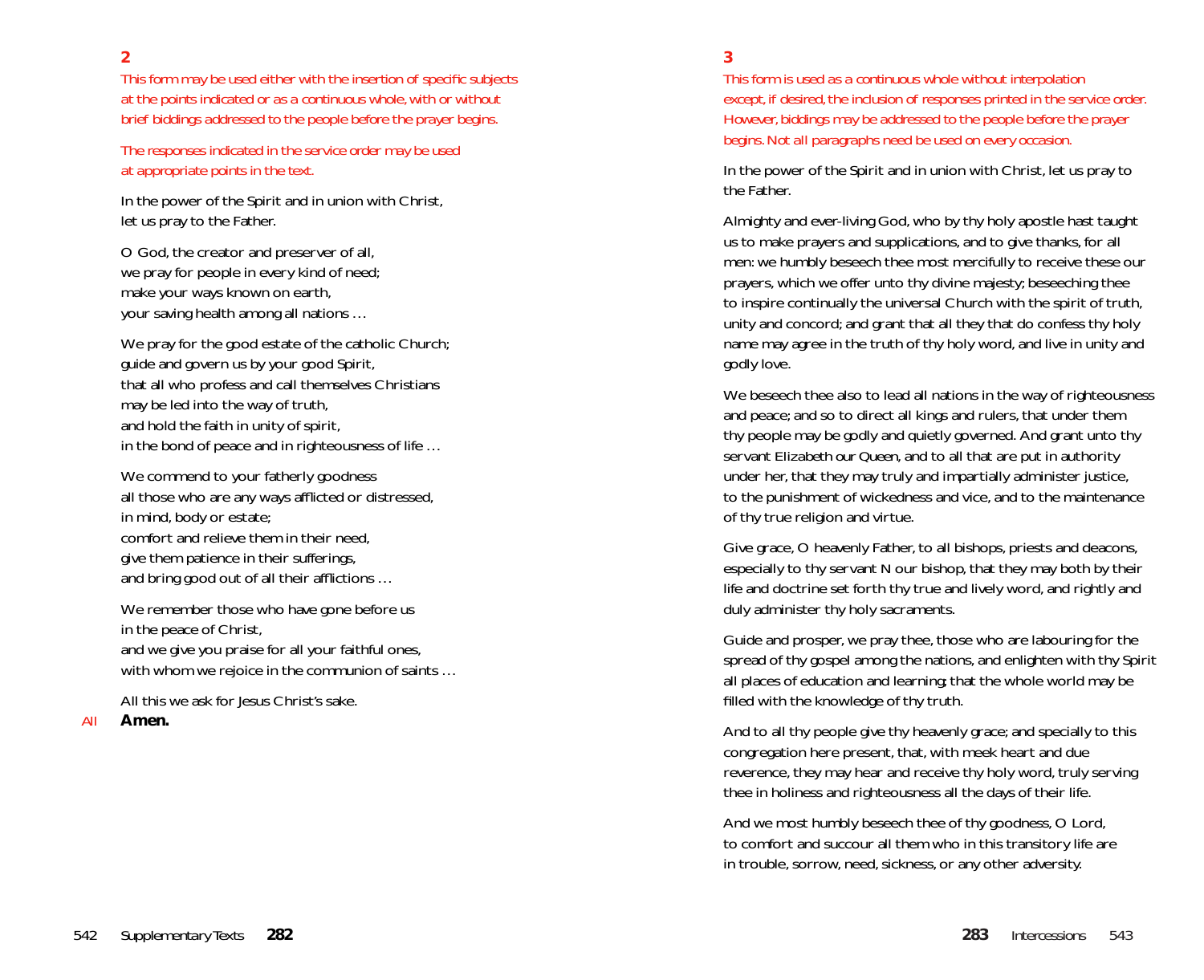## 2

*This form may be used either with the insertion of specific subjects at the points indicated or as a continuous whole, with or without brief biddings addressed to the people before the prayer begins.*

*The responses indicated in the service order may be used at appropriate points in the text.*

In the power of the Spirit and in union with Christ,
let us pray to the Father.

O God, the creator and preserver of all,
we pray for people in every kind of need;
make your ways known on earth,
your saving health among all nations …

We pray for the good estate of the catholic Church;
guide and govern us by your good Spirit,
that all who profess and call themselves Christians
may be led into the way of truth,
and hold the faith in unity of spirit,
in the bond of peace and in righteousness of life …

We commend to your fatherly goodness
all those who are any ways afflicted or distressed,
in mind, body or estate;
comfort and relieve them in their need,
give them patience in their sufferings,
and bring good out of all their afflictions …

We remember those who have gone before us
in the peace of Christ,
and we give you praise for all your faithful ones,
with whom we rejoice in the communion of saints …

All this we ask for Jesus Christ's sake.

*All* **Amen.**

## 3

*This form is used as a continuous whole without interpolation except, if desired, the inclusion of responses printed in the service order. However, biddings may be addressed to the people before the prayer begins. Not all paragraphs need be used on every occasion.*

In the power of the Spirit and in union with Christ, let us pray to the Father.

Almighty and ever-living God, who by thy holy apostle hast taught us to make prayers and supplications, and to give thanks, for all men: we humbly beseech thee most mercifully to receive these our prayers, which we offer unto thy divine majesty; beseeching thee to inspire continually the universal Church with the spirit of truth, unity and concord; and grant that all they that do confess thy holy name may agree in the truth of thy holy word, and live in unity and godly love.

We beseech thee also to lead all nations in the way of righteousness and peace; and so to direct all kings and rulers, that under them thy people may be godly and quietly governed. And grant unto thy servant Elizabeth our Queen, and to all that are put in authority under her, that they may truly and impartially administer justice, to the punishment of wickedness and vice, and to the maintenance of thy true religion and virtue.

Give grace, O heavenly Father, to all bishops, priests and deacons, especially to thy servant *N* our bishop, that they may both by their life and doctrine set forth thy true and lively word, and rightly and duly administer thy holy sacraments.

Guide and prosper, we pray thee, those who are labouring for the spread of thy gospel among the nations, and enlighten with thy Spirit all places of education and learning; that the whole world may be filled with the knowledge of thy truth.

And to all thy people give thy heavenly grace; and specially to this congregation here present, that, with meek heart and due reverence, they may hear and receive thy holy word, truly serving thee in holiness and righteousness all the days of their life.

And we most humbly beseech thee of thy goodness, O Lord, to comfort and succour all them who in this transitory life are in trouble, sorrow, need, sickness, or any other adversity.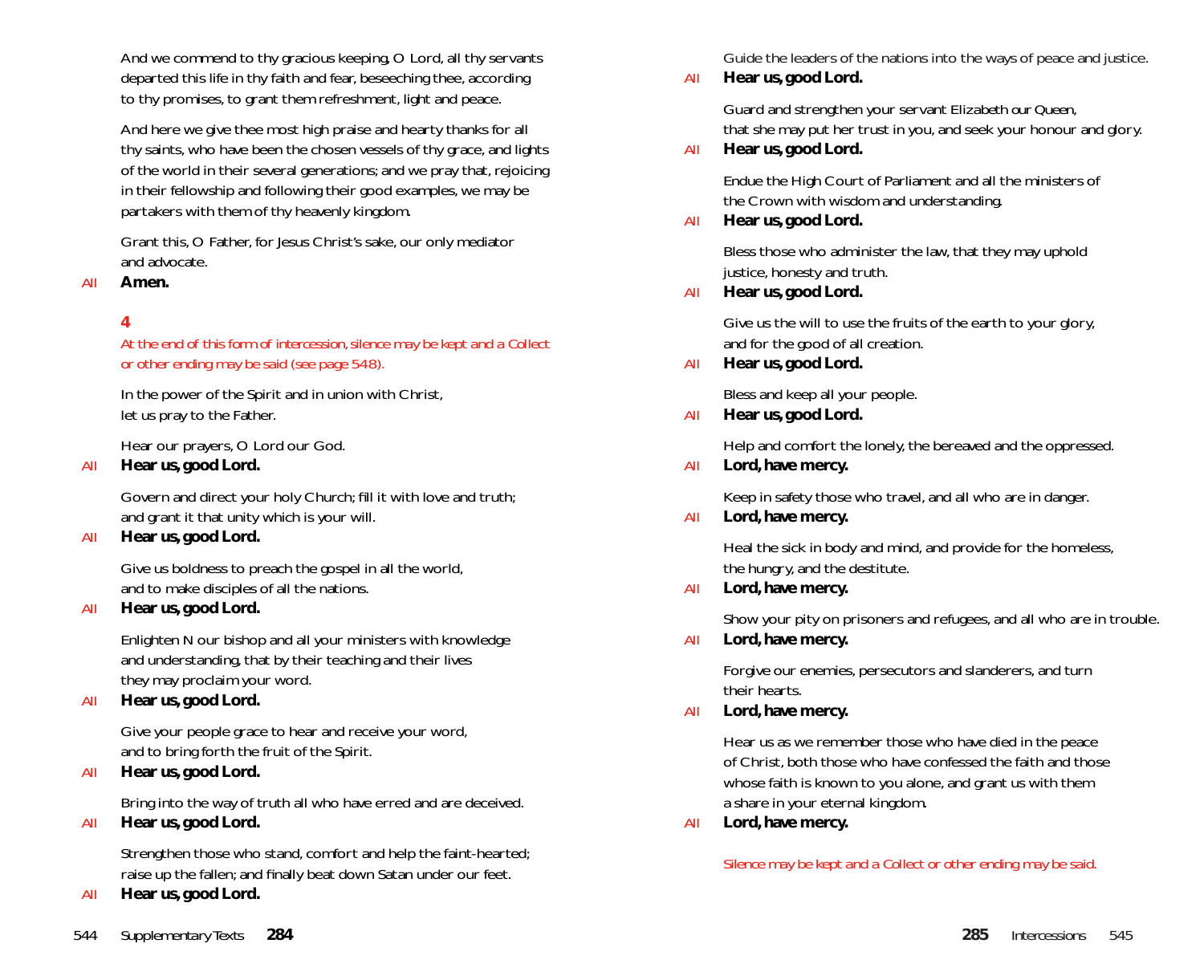And we commend to thy gracious keeping, O Lord, all thy servants departed this life in thy faith and fear, beseeching thee, according to thy promises, to grant them refreshment, light and peace.

And here we give thee most high praise and hearty thanks for all thy saints, who have been the chosen vessels of thy grace, and lights of the world in their several generations; and we pray that, rejoicing in their fellowship and following their good examples, we may be partakers with them of thy heavenly kingdom.

Grant this, O Father, for Jesus Christ's sake, our only mediator and advocate.

*All* **Amen.**

## 4

*At the end of this form of intercession, silence may be kept and a Collect or other ending may be said (see page 548).*

In the power of the Spirit and in union with Christ,
let us pray to the Father.

Hear our prayers, O Lord our God.

*All* **Hear us, good Lord.**

Govern and direct your holy Church; fill it with love and truth;
and grant it that unity which is your will.

*All* **Hear us, good Lord.**

Give us boldness to preach the gospel in all the world,
and to make disciples of all the nations.

*All* **Hear us, good Lord.**

Enlighten N our bishop and all your ministers with knowledge
and understanding, that by their teaching and their lives
they may proclaim your word.

*All* **Hear us, good Lord.**

Give your people grace to hear and receive your word,
and to bring forth the fruit of the Spirit.

*All* **Hear us, good Lord.**

Bring into the way of truth all who have erred and are deceived.

*All* **Hear us, good Lord.**

Strengthen those who stand, comfort and help the faint-hearted;
raise up the fallen; and finally beat down Satan under our feet.

*All* **Hear us, good Lord.**

Guide the leaders of the nations into the ways of peace and justice.

*All* **Hear us, good Lord.**

Guard and strengthen your servant Elizabeth our Queen,
that she may put her trust in you, and seek your honour and glory.

*All* **Hear us, good Lord.**

Endue the High Court of Parliament and all the ministers of
the Crown with wisdom and understanding.

*All* **Hear us, good Lord.**

Bless those who administer the law, that they may uphold
justice, honesty and truth.

*All* **Hear us, good Lord.**

Give us the will to use the fruits of the earth to your glory,
and for the good of all creation.

*All* **Hear us, good Lord.**

Bless and keep all your people.

*All* **Hear us, good Lord.**

Help and comfort the lonely, the bereaved and the oppressed.

*All* **Lord, have mercy.**

Keep in safety those who travel, and all who are in danger.

*All* **Lord, have mercy.**

Heal the sick in body and mind, and provide for the homeless,
the hungry, and the destitute.

*All* **Lord, have mercy.**

Show your pity on prisoners and refugees, and all who are in trouble.

*All* **Lord, have mercy.**

Forgive our enemies, persecutors and slanderers, and turn
their hearts.

*All* **Lord, have mercy.**

Hear us as we remember those who have died in the peace
of Christ, both those who have confessed the faith and those
whose faith is known to you alone, and grant us with them
a share in your eternal kingdom.

*All* **Lord, have mercy.**

*Silence may be kept and a Collect or other ending may be said.*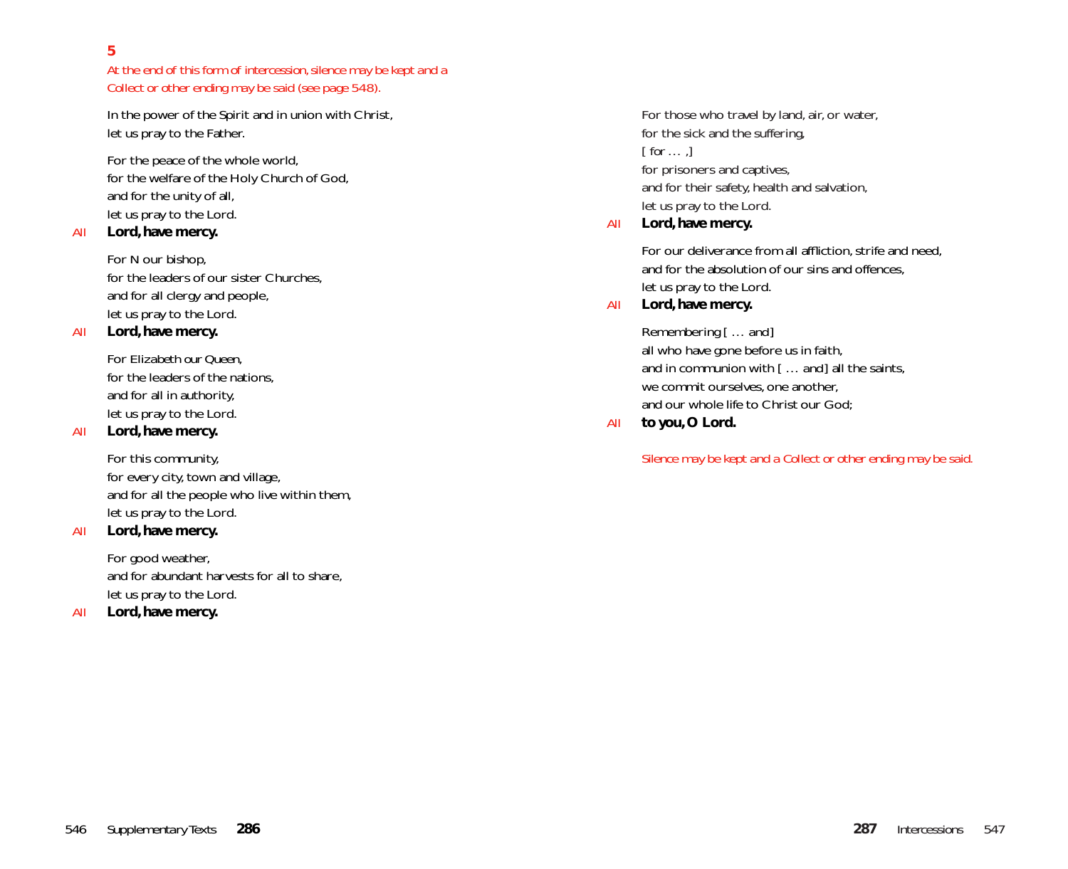## 5

*At the end of this form of intercession, silence may be kept and a Collect or other ending may be said (see page 548).*

In the power of the Spirit and in union with Christ,
let us pray to the Father.

For the peace of the whole world,
for the welfare of the Holy Church of God,
and for the unity of all,
let us pray to the Lord.

*All* **Lord, have mercy.**

For N our bishop,
for the leaders of our sister Churches,
and for all clergy and people,
let us pray to the Lord.

*All* **Lord, have mercy.**

For Elizabeth our Queen,
for the leaders of the nations,
and for all in authority,
let us pray to the Lord.

*All* **Lord, have mercy.**

For this community,
for every city, town and village,
and for all the people who live within them,
let us pray to the Lord.

*All* **Lord, have mercy.**

For good weather,
and for abundant harvests for all to share,
let us pray to the Lord.

*All* **Lord, have mercy.**

For those who travel by land, air, or water,
for the sick and the suffering,
[ for … ,]
for prisoners and captives,
and for their safety, health and salvation,
let us pray to the Lord.

*All* **Lord, have mercy.**

For our deliverance from all affliction, strife and need,
and for the absolution of our sins and offences,
let us pray to the Lord.

*All* **Lord, have mercy.**

Remembering [ … and]
all who have gone before us in faith,
and in communion with [ … and] all the saints,
we commit ourselves, one another,
and our whole life to Christ our God;

*All* **to you, O Lord.**

*Silence may be kept and a Collect or other ending may be said.*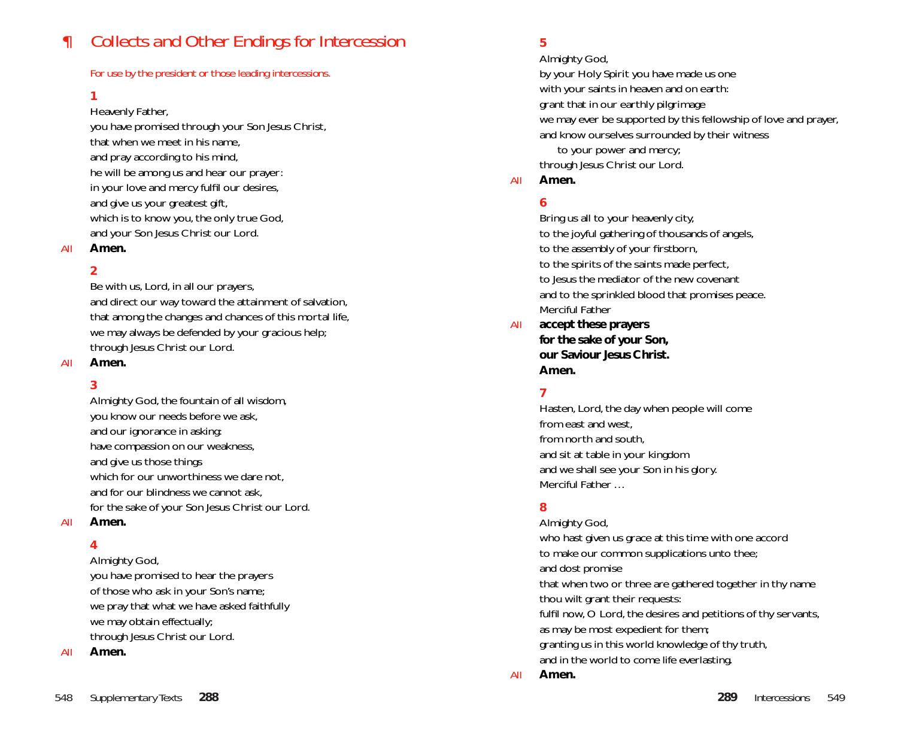# ¶ Collects and Other Endings for Intercession

*For use by the president or those leading intercessions.*

**1**

Heavenly Father,
you have promised through your Son Jesus Christ,
that when we meet in his name,
and pray according to his mind,
he will be among us and hear our prayer:
in your love and mercy fulfil our desires,
and give us your greatest gift,
which is to know you, the only true God,
and your Son Jesus Christ our Lord.

*All* **Amen.**

**2**

Be with us, Lord, in all our prayers,
and direct our way toward the attainment of salvation,
that among the changes and chances of this mortal life,
we may always be defended by your gracious help;
through Jesus Christ our Lord.

*All* **Amen.**

**3**

Almighty God, the fountain of all wisdom,
you know our needs before we ask,
and our ignorance in asking:
have compassion on our weakness,
and give us those things
which for our unworthiness we dare not,
and for our blindness we cannot ask,
for the sake of your Son Jesus Christ our Lord.

*All* **Amen.**

**4**

Almighty God,
you have promised to hear the prayers
of those who ask in your Son's name;
we pray that what we have asked faithfully
we may obtain effectually;
through Jesus Christ our Lord.

*All* **Amen.**

**5**

Almighty God,
by your Holy Spirit you have made us one
with your saints in heaven and on earth:
grant that in our earthly pilgrimage
we may ever be supported by this fellowship of love and prayer,
and know ourselves surrounded by their witness
to your power and mercy;
through Jesus Christ our Lord.

*All* **Amen.**

**6**

Bring us all to your heavenly city,
to the joyful gathering of thousands of angels,
to the assembly of your firstborn,
to the spirits of the saints made perfect,
to Jesus the mediator of the new covenant
and to the sprinkled blood that promises peace.
Merciful Father

*All* **accept these prayers
for the sake of your Son,
our Saviour Jesus Christ.
Amen.**

**7**

Hasten, Lord, the day when people will come
from east and west,
from north and south,
and sit at table in your kingdom
and we shall see your Son in his glory.
Merciful Father …

**8**

Almighty God,
who hast given us grace at this time with one accord
to make our common supplications unto thee;
and dost promise
that when two or three are gathered together in thy name
thou wilt grant their requests:
fulfil now, O Lord, the desires and petitions of thy servants,
as may be most expedient for them;
granting us in this world knowledge of thy truth,
and in the world to come life everlasting.

*All* **Amen.**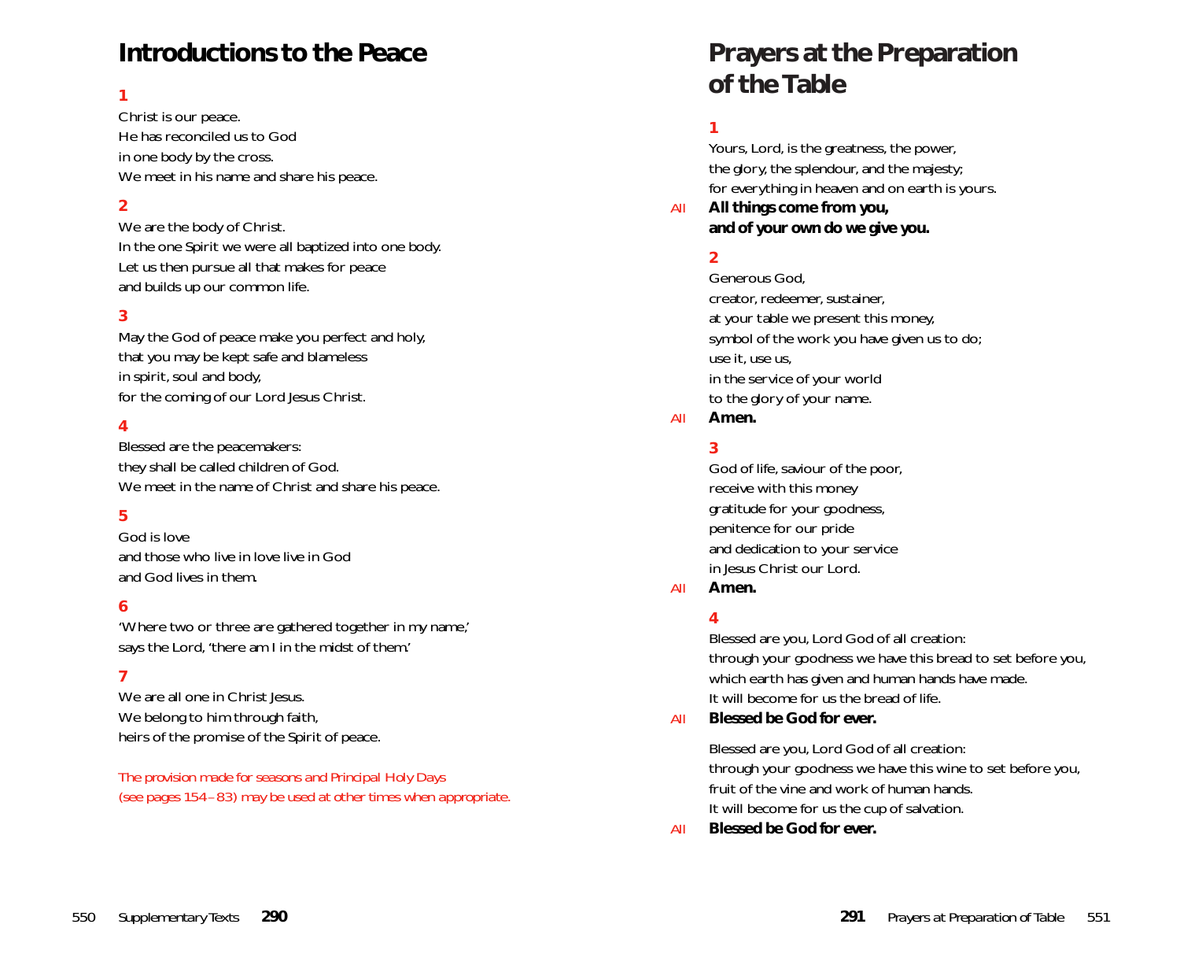# Introductions to the Peace

**1**

Christ is our peace.
He has reconciled us to God
in one body by the cross.
We meet in his name and share his peace.

**2**

We are the body of Christ.
In the one Spirit we were all baptized into one body.
Let us then pursue all that makes for peace
and builds up our common life.

**3**

May the God of peace make you perfect and holy,
that you may be kept safe and blameless
in spirit, soul and body,
for the coming of our Lord Jesus Christ.

**4**

Blessed are the peacemakers:
they shall be called children of God.
We meet in the name of Christ and share his peace.

**5**

God is love
and those who live in love live in God
and God lives in them.

**6**

'Where two or three are gathered together in my name,'
says the Lord, 'there am I in the midst of them.'

**7**

We are all one in Christ Jesus.
We belong to him through faith,
heirs of the promise of the Spirit of peace.

*The provision made for seasons and Principal Holy Days (see pages 154–83) may be used at other times when appropriate.*

# Prayers at the Preparation of the Table

**1**

Yours, Lord, is the greatness, the power,
the glory, the splendour, and the majesty;
for everything in heaven and on earth is yours.

*All* **All things come from you,**
**and of your own do we give you.**

**2**

Generous God,
creator, redeemer, sustainer,
at your table we present this money,
symbol of the work you have given us to do;
use it, use us,
in the service of your world
to the glory of your name.

*All* **Amen.**

**3**

God of life, saviour of the poor,
receive with this money
gratitude for your goodness,
penitence for our pride
and dedication to your service
in Jesus Christ our Lord.

*All* **Amen.**

**4**

Blessed are you, Lord God of all creation:
through your goodness we have this bread to set before you,
which earth has given and human hands have made.
It will become for us the bread of life.

*All* **Blessed be God for ever.**

Blessed are you, Lord God of all creation:
through your goodness we have this wine to set before you,
fruit of the vine and work of human hands.
It will become for us the cup of salvation.

*All* **Blessed be God for ever.**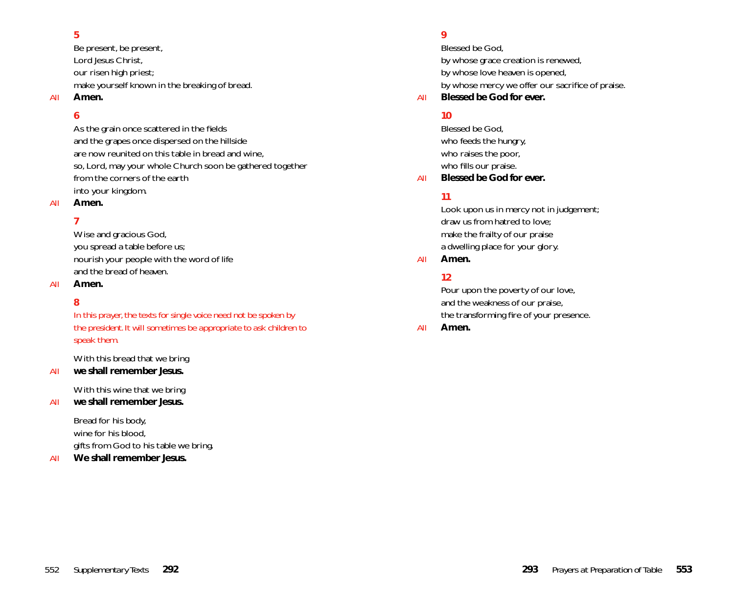**5**

Be present, be present,
Lord Jesus Christ,
our risen high priest;
make yourself known in the breaking of bread.

All **Amen.**

**6**

As the grain once scattered in the fields
and the grapes once dispersed on the hillside
are now reunited on this table in bread and wine,
so, Lord, may your whole Church soon be gathered together
from the corners of the earth
into your kingdom.

All **Amen.**

**7**

Wise and gracious God,
you spread a table before us;
nourish your people with the word of life
and the bread of heaven.

All **Amen.**

**8**

*In this prayer, the texts for single voice need not be spoken by the president. It will sometimes be appropriate to ask children to speak them.*

With this bread that we bring

All **we shall remember Jesus.**

With this wine that we bring

All **we shall remember Jesus.**

Bread for his body,
wine for his blood,
gifts from God to his table we bring.

All **We shall remember Jesus.**

**9**

Blessed be God,
by whose grace creation is renewed,
by whose love heaven is opened,
by whose mercy we offer our sacrifice of praise.

All **Blessed be God for ever.**

**10**

Blessed be God,
who feeds the hungry,
who raises the poor,
who fills our praise.

All **Blessed be God for ever.**

**11**

Look upon us in mercy not in judgement;
draw us from hatred to love;
make the frailty of our praise
a dwelling place for your glory.

All **Amen.**

**12**

Pour upon the poverty of our love,
and the weakness of our praise,
the transforming fire of your presence.

All **Amen.**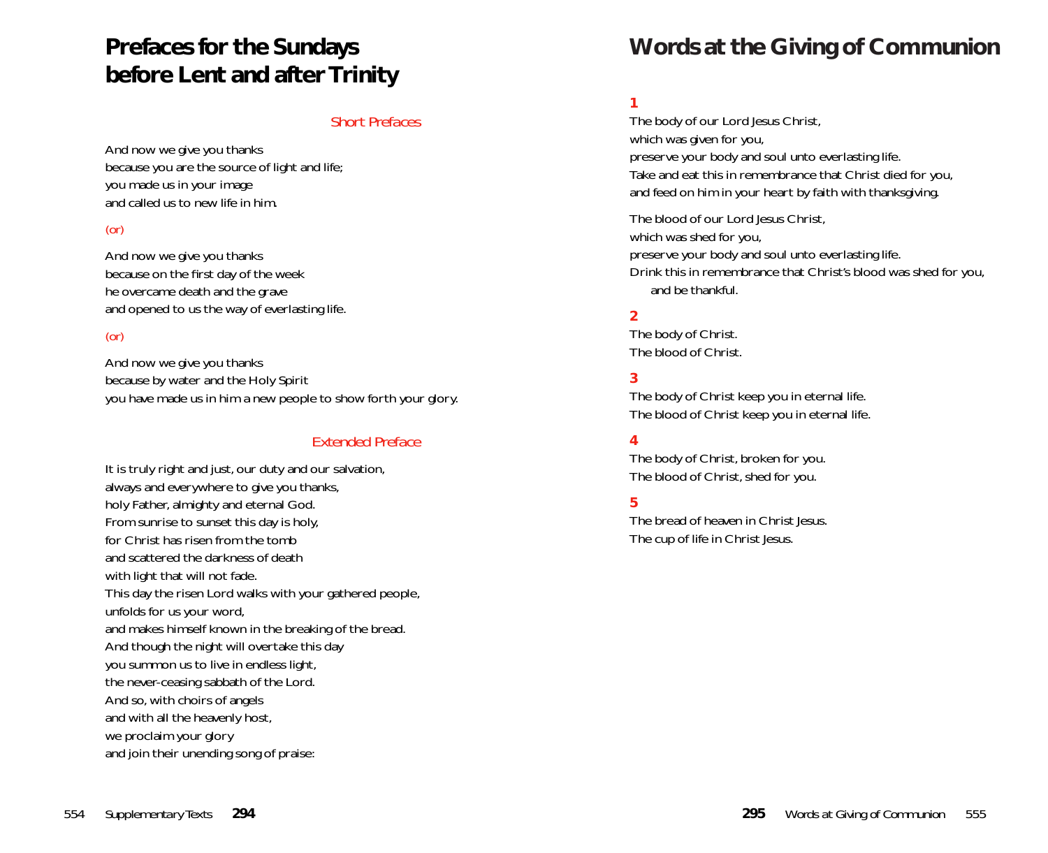# Prefaces for the Sundays before Lent and after Trinity

## Short Prefaces

And now we give you thanks
because you are the source of light and life;
you made us in your image
and called us to new life in him.

*(or)*

And now we give you thanks
because on the first day of the week
he overcame death and the grave
and opened to us the way of everlasting life.

*(or)*

And now we give you thanks
because by water and the Holy Spirit
you have made us in him a new people to show forth your glory.

## Extended Preface

It is truly right and just, our duty and our salvation,
always and everywhere to give you thanks,
holy Father, almighty and eternal God.
From sunrise to sunset this day is holy,
for Christ has risen from the tomb
and scattered the darkness of death
with light that will not fade.
This day the risen Lord walks with your gathered people,
unfolds for us your word,
and makes himself known in the breaking of the bread.
And though the night will overtake this day
you summon us to live in endless light,
the never-ceasing sabbath of the Lord.
And so, with choirs of angels
and with all the heavenly host,
we proclaim your glory
and join their unending song of praise:

# Words at the Giving of Communion

**1**

The body of our Lord Jesus Christ,
which was given for you,
preserve your body and soul unto everlasting life.
Take and eat this in remembrance that Christ died for you,
and feed on him in your heart by faith with thanksgiving.

The blood of our Lord Jesus Christ,
which was shed for you,
preserve your body and soul unto everlasting life.
Drink this in remembrance that Christ's blood was shed for you,
and be thankful.

**2**

The body of Christ.
The blood of Christ.

**3**

The body of Christ keep you in eternal life.
The blood of Christ keep you in eternal life.

**4**

The body of Christ, broken for you.
The blood of Christ, shed for you.

**5**

The bread of heaven in Christ Jesus.
The cup of life in Christ Jesus.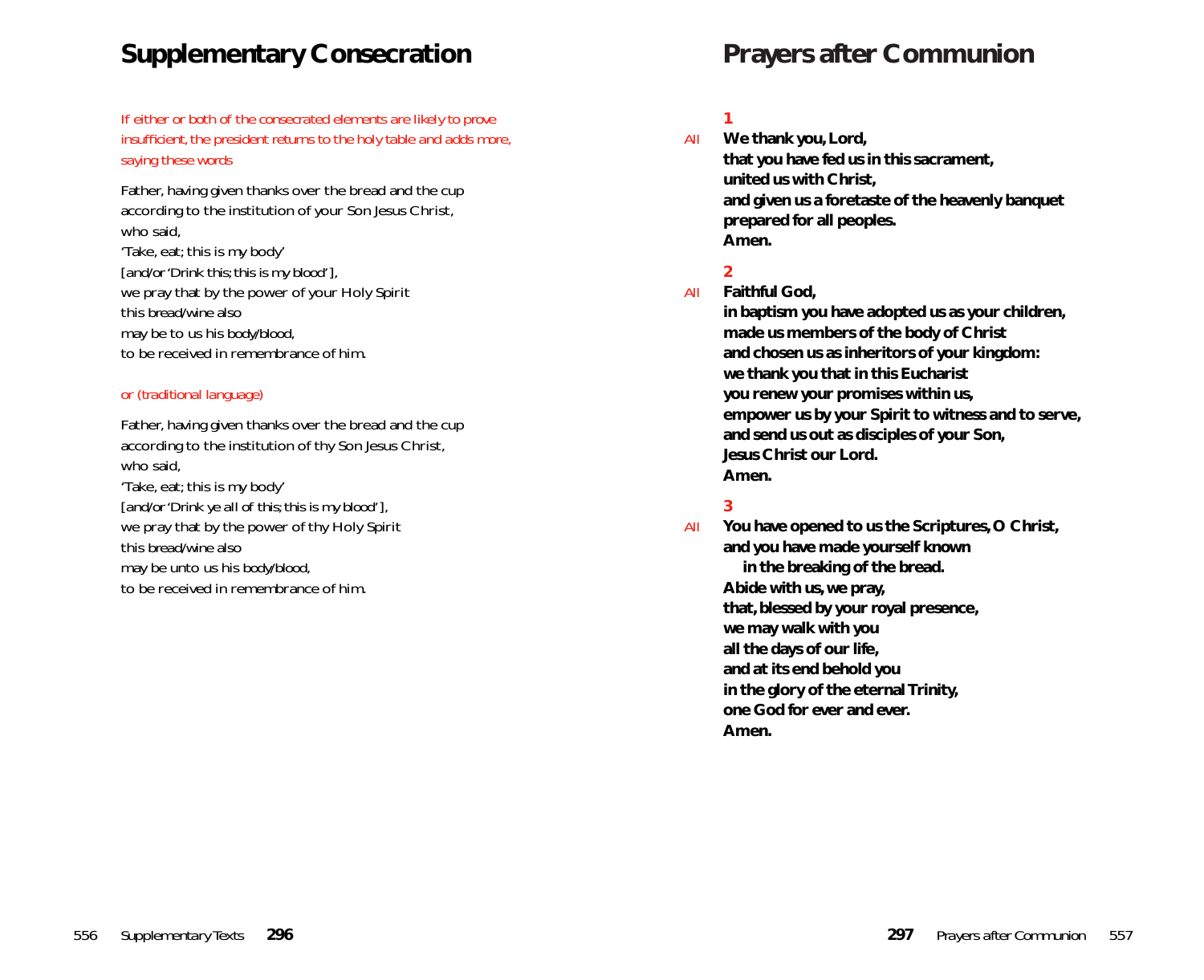# Supplementary Consecration

*If either or both of the consecrated elements are likely to prove insufficient, the president returns to the holy table and adds more, saying these words*

Father, having given thanks over the bread and the cup
according to the institution of your Son Jesus Christ,
who said,
'Take, eat; this is my body'
[and/or 'Drink this; this is my blood'],
we pray that by the power of your Holy Spirit
this bread/wine also
may be to us his body/blood,
to be received in remembrance of him.

*or (traditional language)*

Father, having given thanks over the bread and the cup
according to the institution of thy Son Jesus Christ,
who said,
'Take, eat; this is my body'
[and/or 'Drink ye all of this; this is my blood'],
we pray that by the power of thy Holy Spirit
this bread/wine also
may be unto us his body/blood,
to be received in remembrance of him.

# Prayers after Communion

**1**

*All* **We thank you, Lord,
that you have fed us in this sacrament,
united us with Christ,
and given us a foretaste of the heavenly banquet
prepared for all peoples.
Amen.**

**2**

*All* **Faithful God,
in baptism you have adopted us as your children,
made us members of the body of Christ
and chosen us as inheritors of your kingdom:
we thank you that in this Eucharist
you renew your promises within us,
empower us by your Spirit to witness and to serve,
and send us out as disciples of your Son,
Jesus Christ our Lord.
Amen.**

**3**

*All* **You have opened to us the Scriptures, O Christ,
and you have made yourself known
in the breaking of the bread.
Abide with us, we pray,
that, blessed by your royal presence,
we may walk with you
all the days of our life,
and at its end behold you
in the glory of the eternal Trinity,
one God for ever and ever.
Amen.**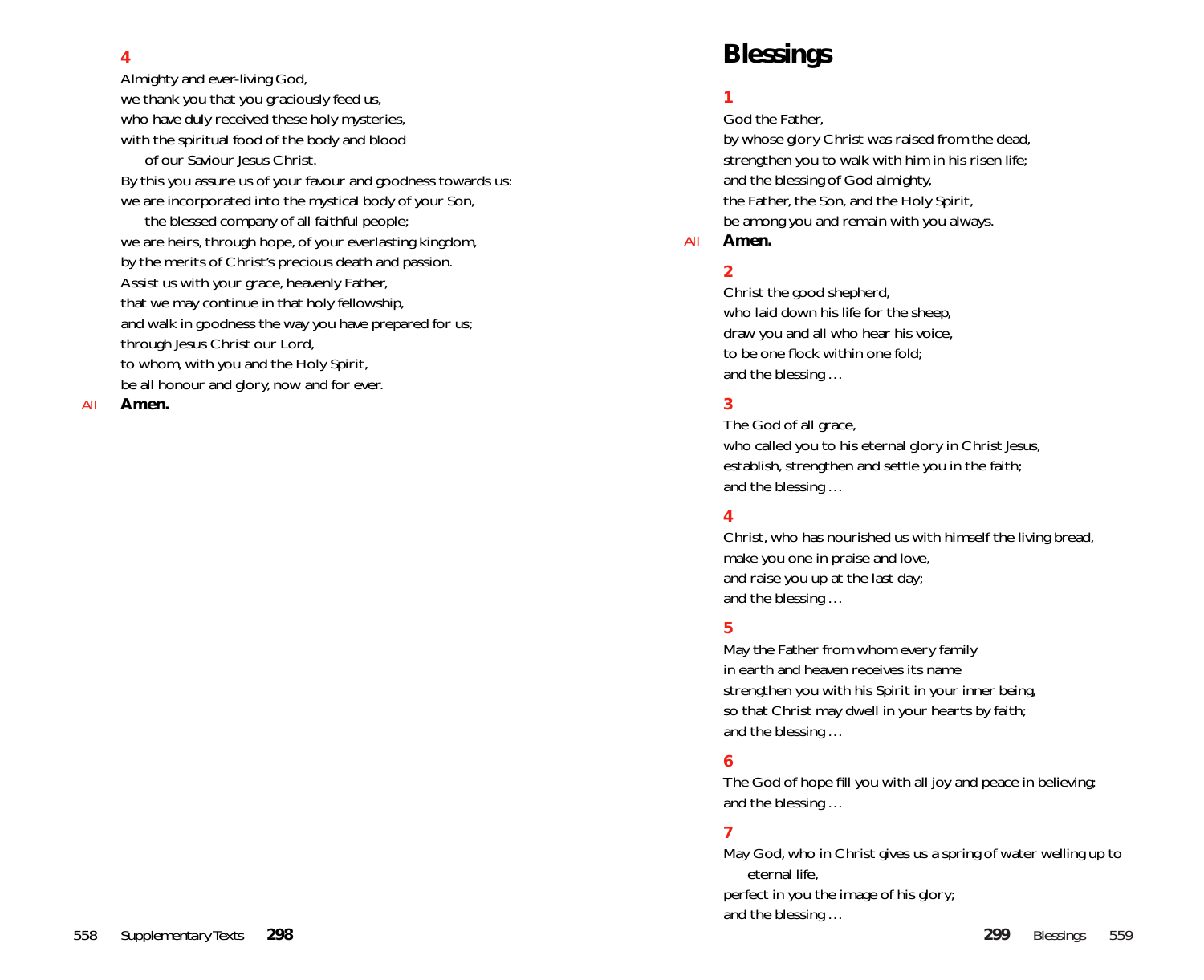**4**

Almighty and ever-living God,
we thank you that you graciously feed us,
who have duly received these holy mysteries,
with the spiritual food of the body and blood
  of our Saviour Jesus Christ.
By this you assure us of your favour and goodness towards us:
we are incorporated into the mystical body of your Son,
  the blessed company of all faithful people;
we are heirs, through hope, of your everlasting kingdom,
by the merits of Christ's precious death and passion.
Assist us with your grace, heavenly Father,
that we may continue in that holy fellowship,
and walk in goodness the way you have prepared for us;
through Jesus Christ our Lord,
to whom, with you and the Holy Spirit,
be all honour and glory, now and for ever.

*All* **Amen.**

# Blessings

**1**

God the Father,
by whose glory Christ was raised from the dead,
strengthen you to walk with him in his risen life;
and the blessing of God almighty,
the Father, the Son, and the Holy Spirit,
be among you and remain with you always.

*All* **Amen.**

**2**

Christ the good shepherd,
who laid down his life for the sheep,
draw you and all who hear his voice,
to be one flock within one fold;
and the blessing …

**3**

The God of all grace,
who called you to his eternal glory in Christ Jesus,
establish, strengthen and settle you in the faith;
and the blessing …

**4**

Christ, who has nourished us with himself the living bread,
make you one in praise and love,
and raise you up at the last day;
and the blessing …

**5**

May the Father from whom every family
in earth and heaven receives its name
strengthen you with his Spirit in your inner being,
so that Christ may dwell in your hearts by faith;
and the blessing …

**6**

The God of hope fill you with all joy and peace in believing;
and the blessing …

**7**

May God, who in Christ gives us a spring of water welling up to
  eternal life,
perfect in you the image of his glory;
and the blessing …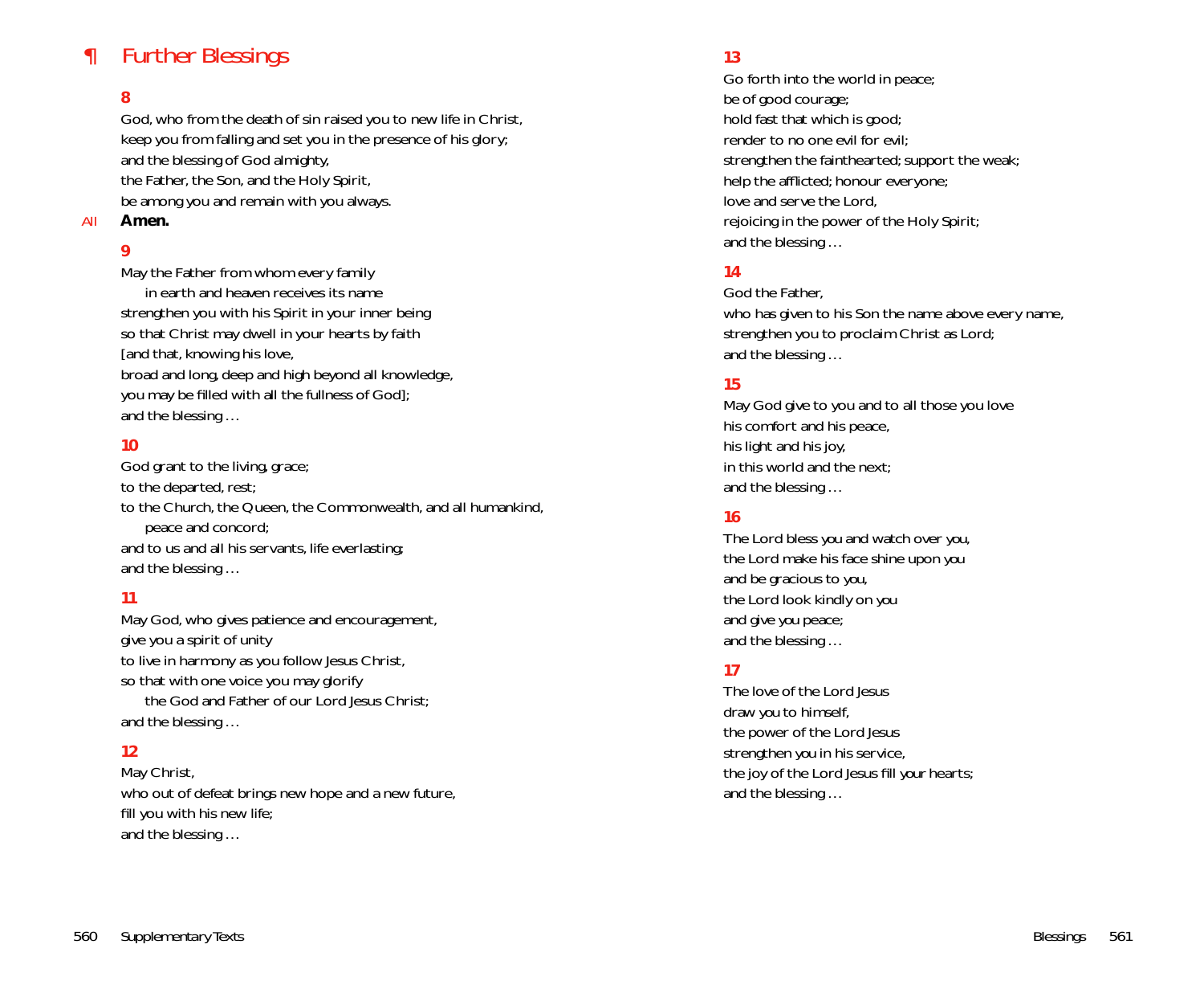## ¶ Further Blessings

**8**

God, who from the death of sin raised you to new life in Christ,
keep you from falling and set you in the presence of his glory;
and the blessing of God almighty,
the Father, the Son, and the Holy Spirit,
be among you and remain with you always.

*All* **Amen.**

**9**

May the Father from whom every family
    in earth and heaven receives its name
strengthen you with his Spirit in your inner being
so that Christ may dwell in your hearts by faith
[and that, knowing his love,
broad and long, deep and high beyond all knowledge,
you may be filled with all the fullness of God];
and the blessing …

**10**

God grant to the living, grace;
to the departed, rest;
to the Church, the Queen, the Commonwealth, and all humankind,
    peace and concord;
and to us and all his servants, life everlasting;
and the blessing …

**11**

May God, who gives patience and encouragement,
give you a spirit of unity
to live in harmony as you follow Jesus Christ,
so that with one voice you may glorify
    the God and Father of our Lord Jesus Christ;
and the blessing …

**12**

May Christ,
who out of defeat brings new hope and a new future,
fill you with his new life;
and the blessing …

**13**

Go forth into the world in peace;
be of good courage;
hold fast that which is good;
render to no one evil for evil;
strengthen the fainthearted; support the weak;
help the afflicted; honour everyone;
love and serve the Lord,
rejoicing in the power of the Holy Spirit;
and the blessing …

**14**

God the Father,
who has given to his Son the name above every name,
strengthen you to proclaim Christ as Lord;
and the blessing …

**15**

May God give to you and to all those you love
his comfort and his peace,
his light and his joy,
in this world and the next;
and the blessing …

**16**

The Lord bless you and watch over you,
the Lord make his face shine upon you
and be gracious to you,
the Lord look kindly on you
and give you peace;
and the blessing …

**17**

The love of the Lord Jesus
draw you to himself,
the power of the Lord Jesus
strengthen you in his service,
the joy of the Lord Jesus fill your hearts;
and the blessing …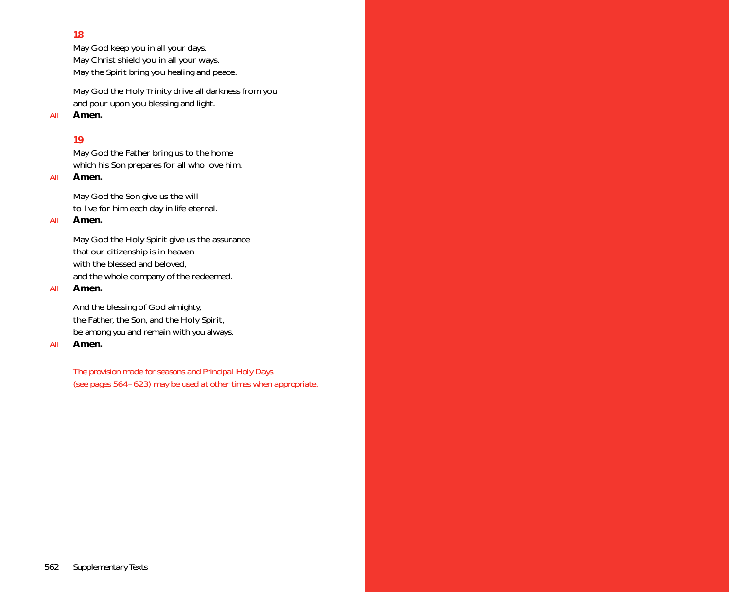**18**

May God keep you in all your days.
May Christ shield you in all your ways.
May the Spirit bring you healing and peace.

May God the Holy Trinity drive all darkness from you
and pour upon you blessing and light.

*All* **Amen.**

**19**

May God the Father bring us to the home
which his Son prepares for all who love him.

*All* **Amen.**

May God the Son give us the will
to live for him each day in life eternal.

*All* **Amen.**

May God the Holy Spirit give us the assurance
that our citizenship is in heaven
with the blessed and beloved,
and the whole company of the redeemed.

*All* **Amen.**

And the blessing of God almighty,
the Father, the Son, and the Holy Spirit,
be among you and remain with you always.

*All* **Amen.**

*The provision made for seasons and Principal Holy Days (see pages 564–623) may be used at other times when appropriate.*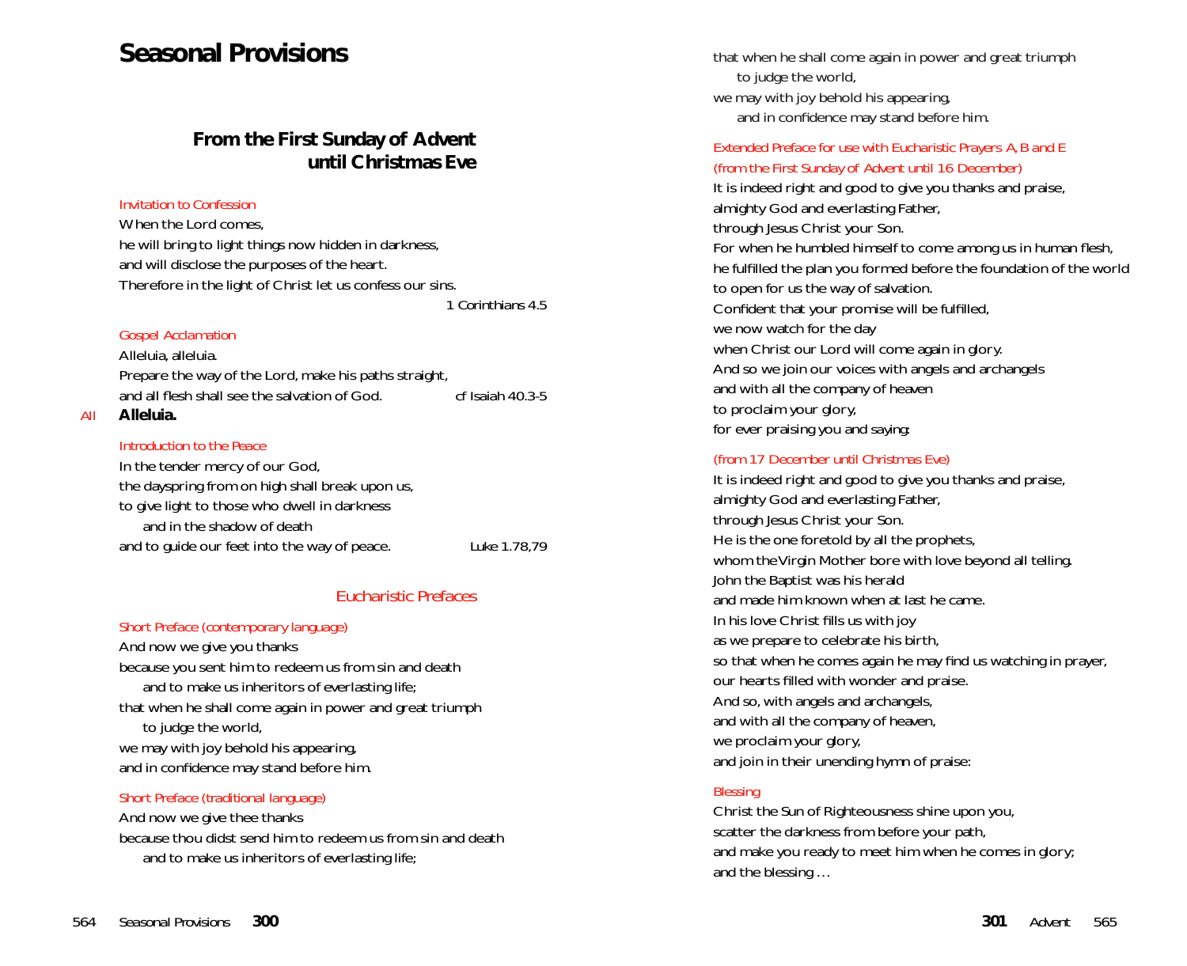# Seasonal Provisions

## From the First Sunday of Advent until Christmas Eve

*Invitation to Confession*

When the Lord comes,
he will bring to light things now hidden in darkness,
and will disclose the purposes of the heart.
Therefore in the light of Christ let us confess our sins.

*1 Corinthians 4.5*

*Gospel Acclamation*

Alleluia, alleluia.
Prepare the way of the Lord, make his paths straight,
and all flesh shall see the salvation of God. *cf Isaiah 40.3-5*

*All* **Alleluia.**

*Introduction to the Peace*

In the tender mercy of our God,
the dayspring from on high shall break upon us,
to give light to those who dwell in darkness
  and in the shadow of death
and to guide our feet into the way of peace. *Luke 1.78,79*

### Eucharistic Prefaces

*Short Preface (contemporary language)*

And now we give you thanks
because you sent him to redeem us from sin and death
  and to make us inheritors of everlasting life;
that when he shall come again in power and great triumph
  to judge the world,
we may with joy behold his appearing,
and in confidence may stand before him.

*Short Preface (traditional language)*

And now we give thee thanks
because thou didst send him to redeem us from sin and death
  and to make us inheritors of everlasting life;
that when he shall come again in power and great triumph
  to judge the world,
we may with joy behold his appearing,
  and in confidence may stand before him.

*Extended Preface for use with Eucharistic Prayers A, B and E (from the First Sunday of Advent until 16 December)*

It is indeed right and good to give you thanks and praise,
almighty God and everlasting Father,
through Jesus Christ your Son.
For when he humbled himself to come among us in human flesh,
he fulfilled the plan you formed before the foundation of the world
to open for us the way of salvation.
Confident that your promise will be fulfilled,
we now watch for the day
when Christ our Lord will come again in glory.
And so we join our voices with angels and archangels
and with all the company of heaven
to proclaim your glory,
for ever praising you and saying:

*(from 17 December until Christmas Eve)*

It is indeed right and good to give you thanks and praise,
almighty God and everlasting Father,
through Jesus Christ your Son.
He is the one foretold by all the prophets,
whom the Virgin Mother bore with love beyond all telling.
John the Baptist was his herald
and made him known when at last he came.
In his love Christ fills us with joy
as we prepare to celebrate his birth,
so that when he comes again he may find us watching in prayer,
our hearts filled with wonder and praise.
And so, with angels and archangels,
and with all the company of heaven,
we proclaim your glory,
and join in their unending hymn of praise:

*Blessing*

Christ the Sun of Righteousness shine upon you,
scatter the darkness from before your path,
and make you ready to meet him when he comes in glory;
and the blessing …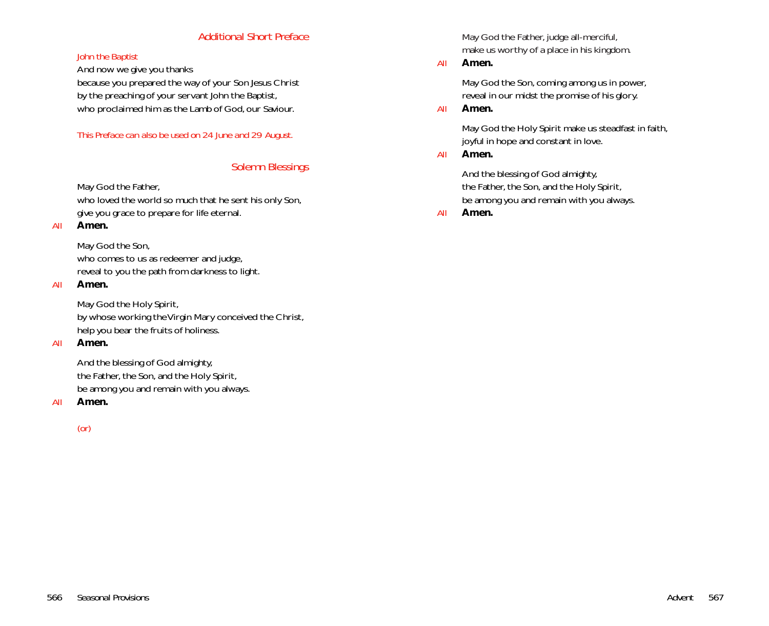## Additional Short Preface

*John the Baptist*

And now we give you thanks
because you prepared the way of your Son Jesus Christ
by the preaching of your servant John the Baptist,
who proclaimed him as the Lamb of God, our Saviour.

*This Preface can also be used on 24 June and 29 August.*

## Solemn Blessings

May God the Father,
who loved the world so much that he sent his only Son,
give you grace to prepare for life eternal.

*All* **Amen.**

May God the Son,
who comes to us as redeemer and judge,
reveal to you the path from darkness to light.

*All* **Amen.**

May God the Holy Spirit,
by whose working the Virgin Mary conceived the Christ,
help you bear the fruits of holiness.

*All* **Amen.**

And the blessing of God almighty,
the Father, the Son, and the Holy Spirit,
be among you and remain with you always.

*All* **Amen.**

*(or)*

May God the Father, judge all-merciful,
make us worthy of a place in his kingdom.

*All* **Amen.**

May God the Son, coming among us in power,
reveal in our midst the promise of his glory.

*All* **Amen.**

May God the Holy Spirit make us steadfast in faith,
joyful in hope and constant in love.

*All* **Amen.**

And the blessing of God almighty,
the Father, the Son, and the Holy Spirit,
be among you and remain with you always.

*All* **Amen.**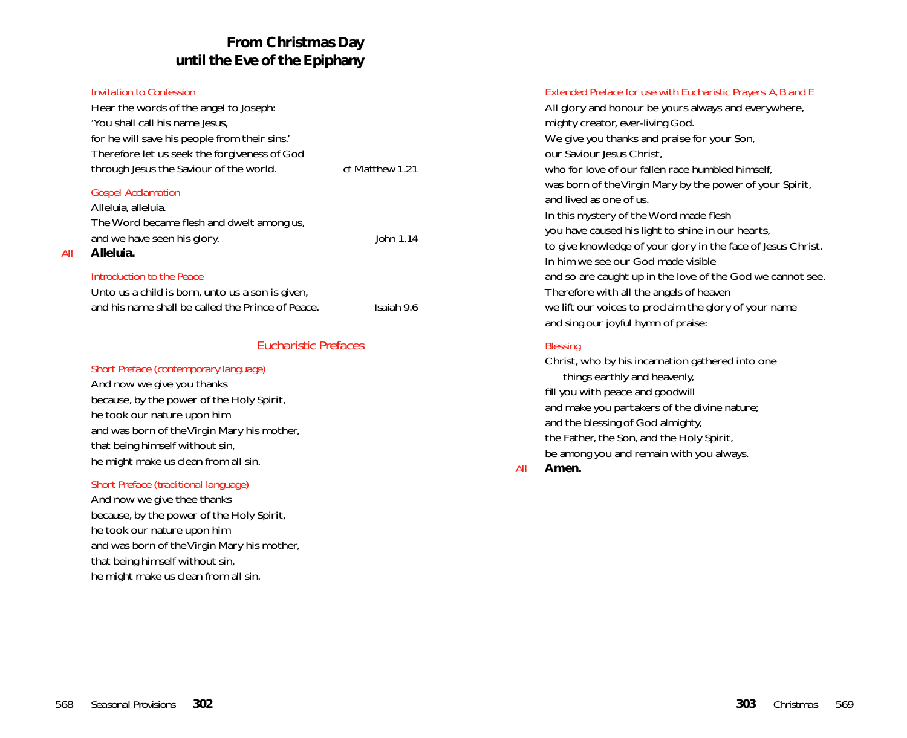## From Christmas Day until the Eve of the Epiphany

Invitation to Confession

Hear the words of the angel to Joseph:
'You shall call his name Jesus,
for he will save his people from their sins.'
Therefore let us seek the forgiveness of God
through Jesus the Saviour of the world. *cf Matthew 1.21*

Gospel Acclamation

Alleluia, alleluia.
The Word became flesh and dwelt among us,
and we have seen his glory. *John 1.14*

*All* **Alleluia.**

Introduction to the Peace

Unto us a child is born, unto us a son is given,
and his name shall be called the Prince of Peace. *Isaiah 9.6*

### Eucharistic Prefaces

Short Preface (contemporary language)

And now we give you thanks
because, by the power of the Holy Spirit,
he took our nature upon him
and was born of the Virgin Mary his mother,
that being himself without sin,
he might make us clean from all sin.

Short Preface (traditional language)

And now we give thee thanks
because, by the power of the Holy Spirit,
he took our nature upon him
and was born of the Virgin Mary his mother,
that being himself without sin,
he might make us clean from all sin.

Extended Preface for use with Eucharistic Prayers A, B and E

All glory and honour be yours always and everywhere,
mighty creator, ever-living God.
We give you thanks and praise for your Son,
our Saviour Jesus Christ,
who for love of our fallen race humbled himself,
was born of the Virgin Mary by the power of your Spirit,
and lived as one of us.
In this mystery of the Word made flesh
you have caused his light to shine in our hearts,
to give knowledge of your glory in the face of Jesus Christ.
In him we see our God made visible
and so are caught up in the love of the God we cannot see.
Therefore with all the angels of heaven
we lift our voices to proclaim the glory of your name
and sing our joyful hymn of praise:

Blessing

Christ, who by his incarnation gathered into one
things earthly and heavenly,
fill you with peace and goodwill
and make you partakers of the divine nature;
and the blessing of God almighty,
the Father, the Son, and the Holy Spirit,
be among you and remain with you always.

*All* **Amen.**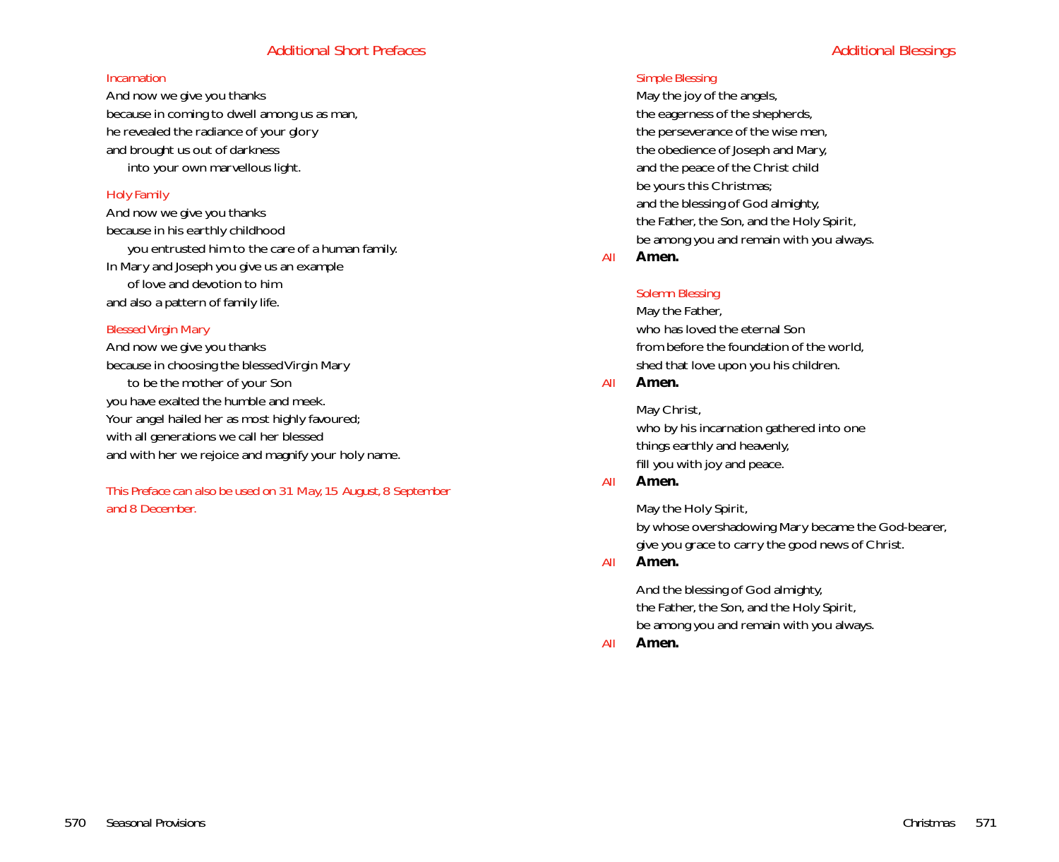## Additional Short Prefaces

### Incarnation

And now we give you thanks
because in coming to dwell among us as man,
he revealed the radiance of your glory
and brought us out of darkness
 into your own marvellous light.

### Holy Family

And now we give you thanks
because in his earthly childhood
 you entrusted him to the care of a human family.
In Mary and Joseph you give us an example
 of love and devotion to him
and also a pattern of family life.

### Blessed Virgin Mary

And now we give you thanks
because in choosing the blessed Virgin Mary
 to be the mother of your Son
you have exalted the humble and meek.
Your angel hailed her as most highly favoured;
with all generations we call her blessed
and with her we rejoice and magnify your holy name.

*This Preface can also be used on 31 May, 15 August, 8 September and 8 December.*

## Additional Blessings

### Simple Blessing

May the joy of the angels,
the eagerness of the shepherds,
the perseverance of the wise men,
the obedience of Joseph and Mary,
and the peace of the Christ child
be yours this Christmas;
and the blessing of God almighty,
the Father, the Son, and the Holy Spirit,
be among you and remain with you always.

*All* **Amen.**

### Solemn Blessing

May the Father,
who has loved the eternal Son
from before the foundation of the world,
shed that love upon you his children.

*All* **Amen.**

May Christ,
who by his incarnation gathered into one
things earthly and heavenly,
fill you with joy and peace.

*All* **Amen.**

May the Holy Spirit,
by whose overshadowing Mary became the God-bearer,
give you grace to carry the good news of Christ.

*All* **Amen.**

And the blessing of God almighty,
the Father, the Son, and the Holy Spirit,
be among you and remain with you always.

*All* **Amen.**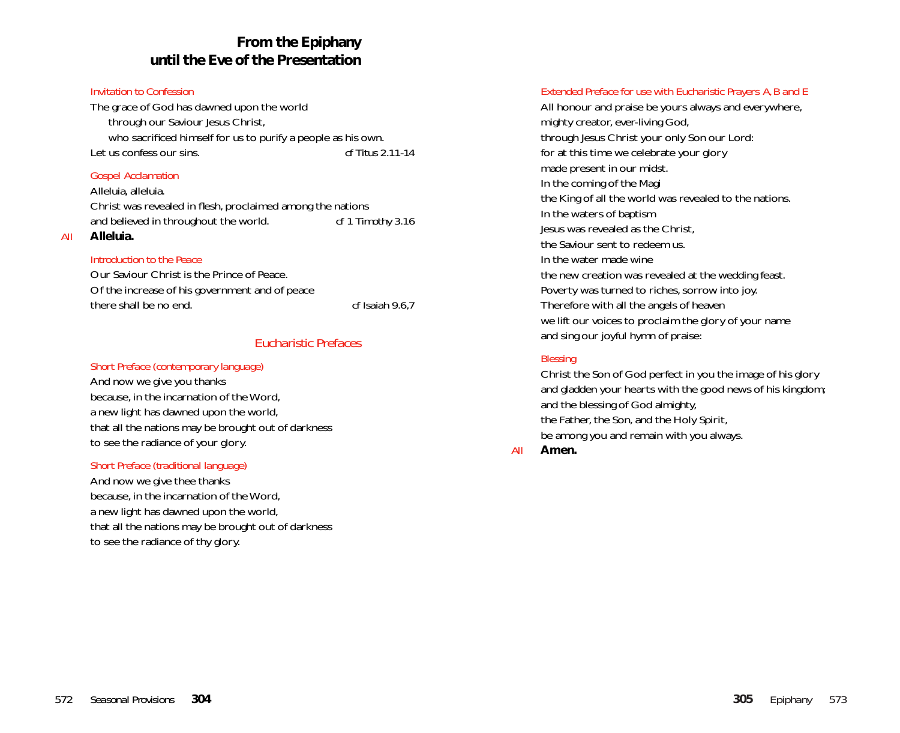# From the Epiphany until the Eve of the Presentation

*Invitation to Confession*

The grace of God has dawned upon the world
through our Saviour Jesus Christ,
who sacrificed himself for us to purify a people as his own.
Let us confess our sins. *cf Titus 2.11-14*

*Gospel Acclamation*

Alleluia, alleluia.
Christ was revealed in flesh, proclaimed among the nations
and believed in throughout the world. *cf 1 Timothy 3.16*

*All* **Alleluia.**

*Introduction to the Peace*

Our Saviour Christ is the Prince of Peace.
Of the increase of his government and of peace
there shall be no end. *cf Isaiah 9.6,7*

## Eucharistic Prefaces

*Short Preface (contemporary language)*

And now we give you thanks
because, in the incarnation of the Word,
a new light has dawned upon the world,
that all the nations may be brought out of darkness
to see the radiance of your glory.

*Short Preface (traditional language)*

And now we give thee thanks
because, in the incarnation of the Word,
a new light has dawned upon the world,
that all the nations may be brought out of darkness
to see the radiance of thy glory.

*Extended Preface for use with Eucharistic Prayers A, B and E*

All honour and praise be yours always and everywhere,
mighty creator, ever-living God,
through Jesus Christ your only Son our Lord:
for at this time we celebrate your glory
made present in our midst.
In the coming of the Magi
the King of all the world was revealed to the nations.
In the waters of baptism
Jesus was revealed as the Christ,
the Saviour sent to redeem us.
In the water made wine
the new creation was revealed at the wedding feast.
Poverty was turned to riches, sorrow into joy.
Therefore with all the angels of heaven
we lift our voices to proclaim the glory of your name
and sing our joyful hymn of praise:

*Blessing*

Christ the Son of God perfect in you the image of his glory
and gladden your hearts with the good news of his kingdom;
and the blessing of God almighty,
the Father, the Son, and the Holy Spirit,
be among you and remain with you always.

*All* **Amen.**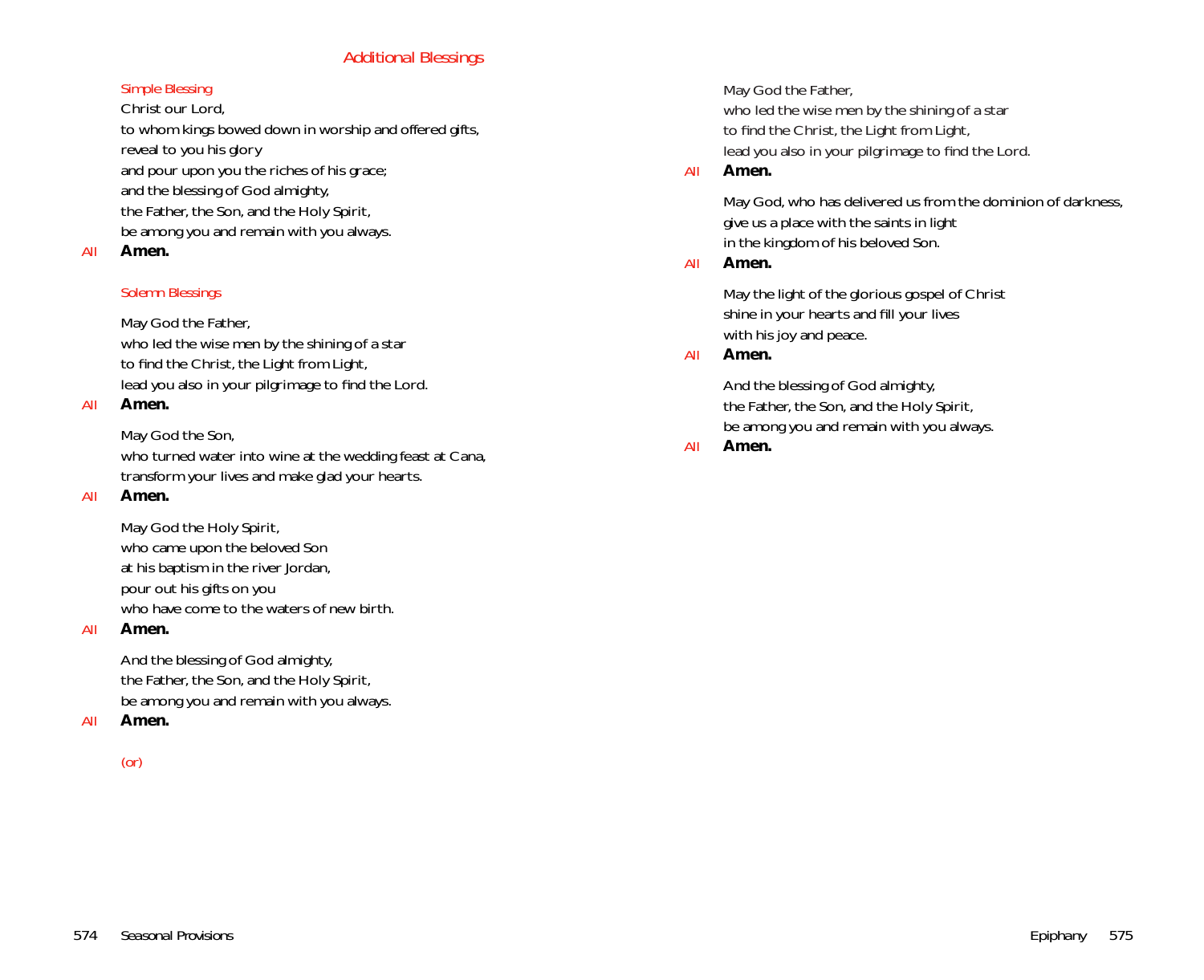## Additional Blessings

*Simple Blessing*

Christ our Lord,
to whom kings bowed down in worship and offered gifts,
reveal to you his glory
and pour upon you the riches of his grace;
and the blessing of God almighty,
the Father, the Son, and the Holy Spirit,
be among you and remain with you always.

*All* **Amen.**

*Solemn Blessings*

May God the Father,
who led the wise men by the shining of a star
to find the Christ, the Light from Light,
lead you also in your pilgrimage to find the Lord.

*All* **Amen.**

May God the Son,
who turned water into wine at the wedding feast at Cana,
transform your lives and make glad your hearts.

*All* **Amen.**

May God the Holy Spirit,
who came upon the beloved Son
at his baptism in the river Jordan,
pour out his gifts on you
who have come to the waters of new birth.

*All* **Amen.**

And the blessing of God almighty,
the Father, the Son, and the Holy Spirit,
be among you and remain with you always.

*All* **Amen.**

*(or)*

May God the Father,
who led the wise men by the shining of a star
to find the Christ, the Light from Light,
lead you also in your pilgrimage to find the Lord.

*All* **Amen.**

May God, who has delivered us from the dominion of darkness,
give us a place with the saints in light
in the kingdom of his beloved Son.

*All* **Amen.**

May the light of the glorious gospel of Christ
shine in your hearts and fill your lives
with his joy and peace.

*All* **Amen.**

And the blessing of God almighty,
the Father, the Son, and the Holy Spirit,
be among you and remain with you always.

*All* **Amen.**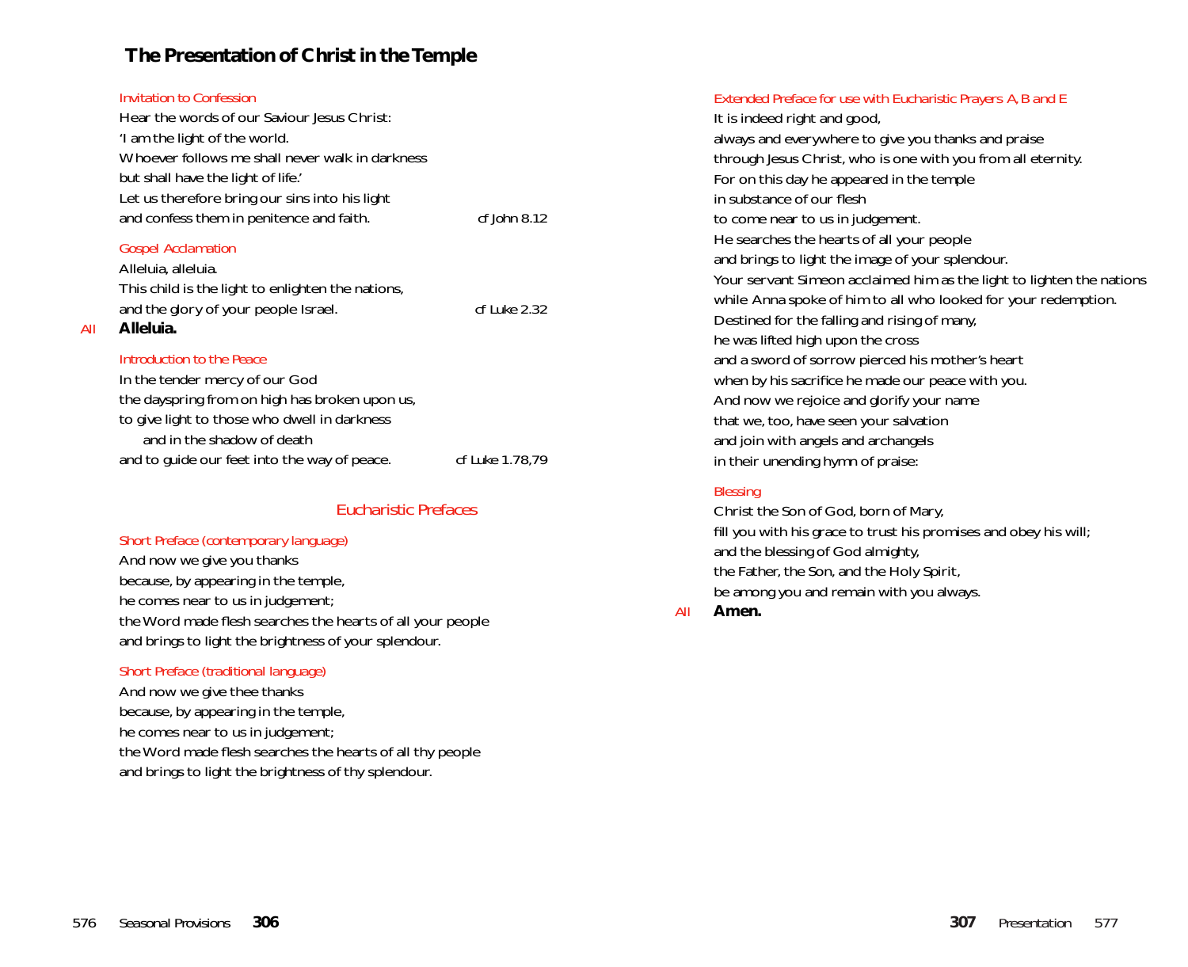# The Presentation of Christ in the Temple

*Invitation to Confession*

Hear the words of our Saviour Jesus Christ:
'I am the light of the world.
Whoever follows me shall never walk in darkness
but shall have the light of life.'
Let us therefore bring our sins into his light
and confess them in penitence and faith. *cf John 8.12*

*Gospel Acclamation*

Alleluia, alleluia.
This child is the light to enlighten the nations,
and the glory of your people Israel. *cf Luke 2.32*

*All* **Alleluia.**

*Introduction to the Peace*

In the tender mercy of our God
the dayspring from on high has broken upon us,
to give light to those who dwell in darkness
and in the shadow of death
and to guide our feet into the way of peace. *cf Luke 1.78,79*

## Eucharistic Prefaces

*Short Preface (contemporary language)*

And now we give you thanks
because, by appearing in the temple,
he comes near to us in judgement;
the Word made flesh searches the hearts of all your people
and brings to light the brightness of your splendour.

*Short Preface (traditional language)*

And now we give thee thanks
because, by appearing in the temple,
he comes near to us in judgement;
the Word made flesh searches the hearts of all thy people
and brings to light the brightness of thy splendour.

*Extended Preface for use with Eucharistic Prayers A, B and E*

It is indeed right and good,
always and everywhere to give you thanks and praise
through Jesus Christ, who is one with you from all eternity.
For on this day he appeared in the temple
in substance of our flesh
to come near to us in judgement.
He searches the hearts of all your people
and brings to light the image of your splendour.
Your servant Simeon acclaimed him as the light to lighten the nations
while Anna spoke of him to all who looked for your redemption.
Destined for the falling and rising of many,
he was lifted high upon the cross
and a sword of sorrow pierced his mother's heart
when by his sacrifice he made our peace with you.
And now we rejoice and glorify your name
that we, too, have seen your salvation
and join with angels and archangels
in their unending hymn of praise:

*Blessing*

Christ the Son of God, born of Mary,
fill you with his grace to trust his promises and obey his will;
and the blessing of God almighty,
the Father, the Son, and the Holy Spirit,
be among you and remain with you always.

*All* **Amen.**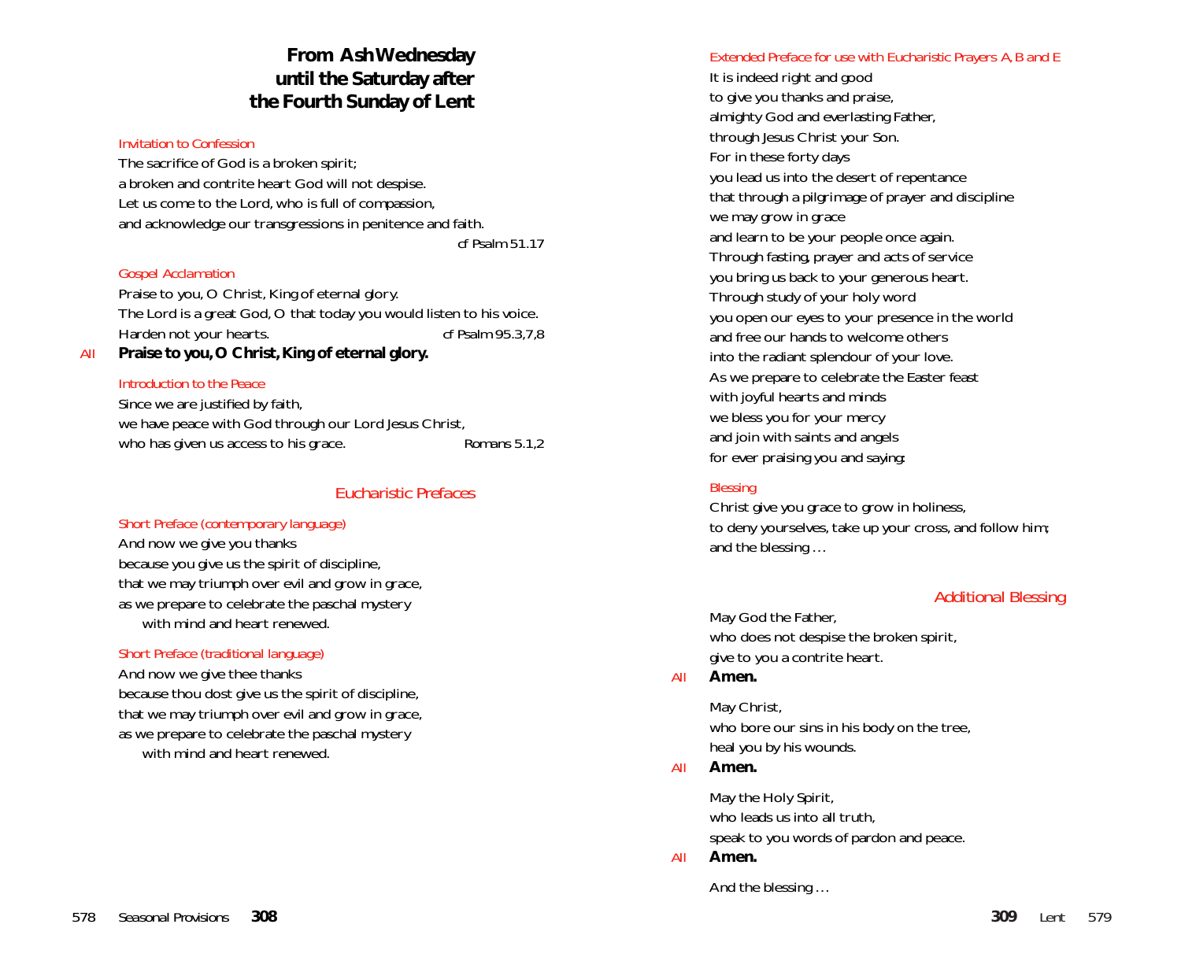# From Ash Wednesday until the Saturday after the Fourth Sunday of Lent

### Invitation to Confession

The sacrifice of God is a broken spirit;
a broken and contrite heart God will not despise.
Let us come to the Lord, who is full of compassion,
and acknowledge our transgressions in penitence and faith.

*cf Psalm 51.17*

### Gospel Acclamation

Praise to you, O Christ, King of eternal glory.
The Lord is a great God, O that today you would listen to his voice.
Harden not your hearts. *cf Psalm 95.3,7,8*

All **Praise to you, O Christ, King of eternal glory.**

### Introduction to the Peace

Since we are justified by faith,
we have peace with God through our Lord Jesus Christ,
who has given us access to his grace. *Romans 5.1,2*

## Eucharistic Prefaces

### Short Preface (contemporary language)

And now we give you thanks
because you give us the spirit of discipline,
that we may triumph over evil and grow in grace,
as we prepare to celebrate the paschal mystery
with mind and heart renewed.

### Short Preface (traditional language)

And now we give thee thanks
because thou dost give us the spirit of discipline,
that we may triumph over evil and grow in grace,
as we prepare to celebrate the paschal mystery
with mind and heart renewed.

### Extended Preface for use with Eucharistic Prayers A, B and E

It is indeed right and good
to give you thanks and praise,
almighty God and everlasting Father,
through Jesus Christ your Son.
For in these forty days
you lead us into the desert of repentance
that through a pilgrimage of prayer and discipline
we may grow in grace
and learn to be your people once again.
Through fasting, prayer and acts of service
you bring us back to your generous heart.
Through study of your holy word
you open our eyes to your presence in the world
and free our hands to welcome others
into the radiant splendour of your love.
As we prepare to celebrate the Easter feast
with joyful hearts and minds
we bless you for your mercy
and join with saints and angels
for ever praising you and saying:

### Blessing

Christ give you grace to grow in holiness,
to deny yourselves, take up your cross, and follow him;
and the blessing …

## Additional Blessing

May God the Father,
who does not despise the broken spirit,
give to you a contrite heart.

All **Amen.**

May Christ,
who bore our sins in his body on the tree,
heal you by his wounds.

All **Amen.**

May the Holy Spirit,
who leads us into all truth,
speak to you words of pardon and peace.

All **Amen.**

And the blessing …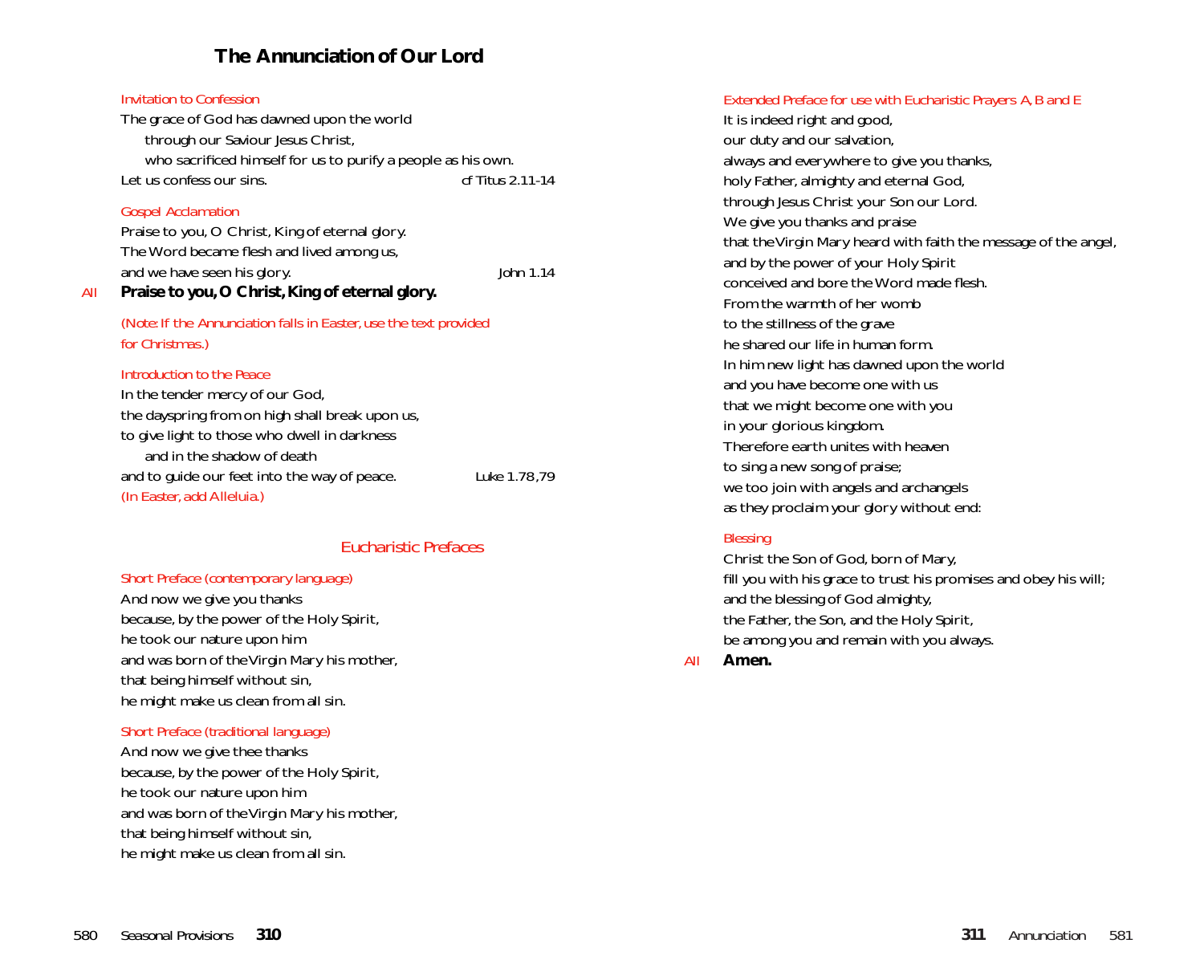# The Annunciation of Our Lord

*Invitation to Confession*

The grace of God has dawned upon the world
through our Saviour Jesus Christ,
who sacrificed himself for us to purify a people as his own.
Let us confess our sins. *cf Titus 2.11-14*

*Gospel Acclamation*

Praise to you, O Christ, King of eternal glory.
The Word became flesh and lived among us,
and we have seen his glory. *John 1.14*

*All* **Praise to you, O Christ, King of eternal glory.**

*(Note: If the Annunciation falls in Easter, use the text provided for Christmas.)*

*Introduction to the Peace*

In the tender mercy of our God,
the dayspring from on high shall break upon us,
to give light to those who dwell in darkness
and in the shadow of death
and to guide our feet into the way of peace. *Luke 1.78,79*
*(In Easter, add Alleluia.)*

## Eucharistic Prefaces

*Short Preface (contemporary language)*

And now we give you thanks
because, by the power of the Holy Spirit,
he took our nature upon him
and was born of the Virgin Mary his mother,
that being himself without sin,
he might make us clean from all sin.

*Short Preface (traditional language)*

And now we give thee thanks
because, by the power of the Holy Spirit,
he took our nature upon him
and was born of the Virgin Mary his mother,
that being himself without sin,
he might make us clean from all sin.

*Extended Preface for use with Eucharistic Prayers A, B and E*

It is indeed right and good,
our duty and our salvation,
always and everywhere to give you thanks,
holy Father, almighty and eternal God,
through Jesus Christ your Son our Lord.
We give you thanks and praise
that the Virgin Mary heard with faith the message of the angel,
and by the power of your Holy Spirit
conceived and bore the Word made flesh.
From the warmth of her womb
to the stillness of the grave
he shared our life in human form.
In him new light has dawned upon the world
and you have become one with us
that we might become one with you
in your glorious kingdom.
Therefore earth unites with heaven
to sing a new song of praise;
we too join with angels and archangels
as they proclaim your glory without end:

*Blessing*

Christ the Son of God, born of Mary,
fill you with his grace to trust his promises and obey his will;
and the blessing of God almighty,
the Father, the Son, and the Holy Spirit,
be among you and remain with you always.

*All* **Amen.**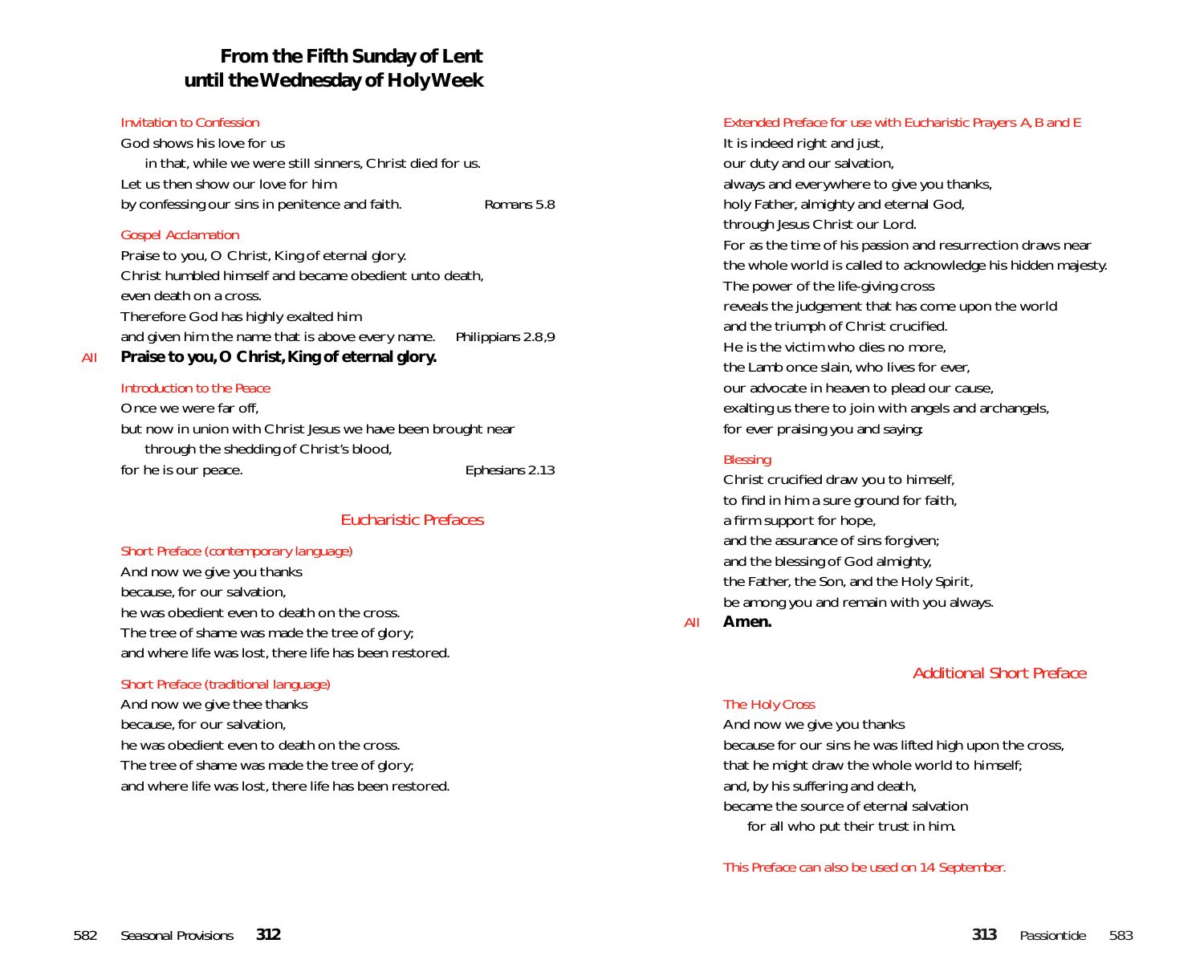## From the Fifth Sunday of Lent until the Wednesday of Holy Week

*Invitation to Confession*

God shows his love for us
  in that, while we were still sinners, Christ died for us.
Let us then show our love for him
by confessing our sins in penitence and faith. *Romans 5.8*

*Gospel Acclamation*

Praise to you, O Christ, King of eternal glory.
Christ humbled himself and became obedient unto death,
even death on a cross.
Therefore God has highly exalted him
and given him the name that is above every name. *Philippians 2.8,9*

*All* **Praise to you, O Christ, King of eternal glory.**

*Introduction to the Peace*

Once we were far off,
but now in union with Christ Jesus we have been brought near
  through the shedding of Christ's blood,
for he is our peace. *Ephesians 2.13*

### Eucharistic Prefaces

*Short Preface (contemporary language)*

And now we give you thanks
because, for our salvation,
he was obedient even to death on the cross.
The tree of shame was made the tree of glory;
and where life was lost, there life has been restored.

*Short Preface (traditional language)*

And now we give thee thanks
because, for our salvation,
he was obedient even to death on the cross.
The tree of shame was made the tree of glory;
and where life was lost, there life has been restored.

*Extended Preface for use with Eucharistic Prayers A, B and E*

It is indeed right and just,
our duty and our salvation,
always and everywhere to give you thanks,
holy Father, almighty and eternal God,
through Jesus Christ our Lord.
For as the time of his passion and resurrection draws near
the whole world is called to acknowledge his hidden majesty.
The power of the life-giving cross
reveals the judgement that has come upon the world
and the triumph of Christ crucified.
He is the victim who dies no more,
the Lamb once slain, who lives for ever,
our advocate in heaven to plead our cause,
exalting us there to join with angels and archangels,
for ever praising you and saying:

*Blessing*

Christ crucified draw you to himself,
to find in him a sure ground for faith,
a firm support for hope,
and the assurance of sins forgiven;
and the blessing of God almighty,
the Father, the Son, and the Holy Spirit,
be among you and remain with you always.

*All* **Amen.**

### Additional Short Preface

*The Holy Cross*

And now we give you thanks
because for our sins he was lifted high upon the cross,
that he might draw the whole world to himself;
and, by his suffering and death,
became the source of eternal salvation
  for all who put their trust in him.

*This Preface can also be used on 14 September.*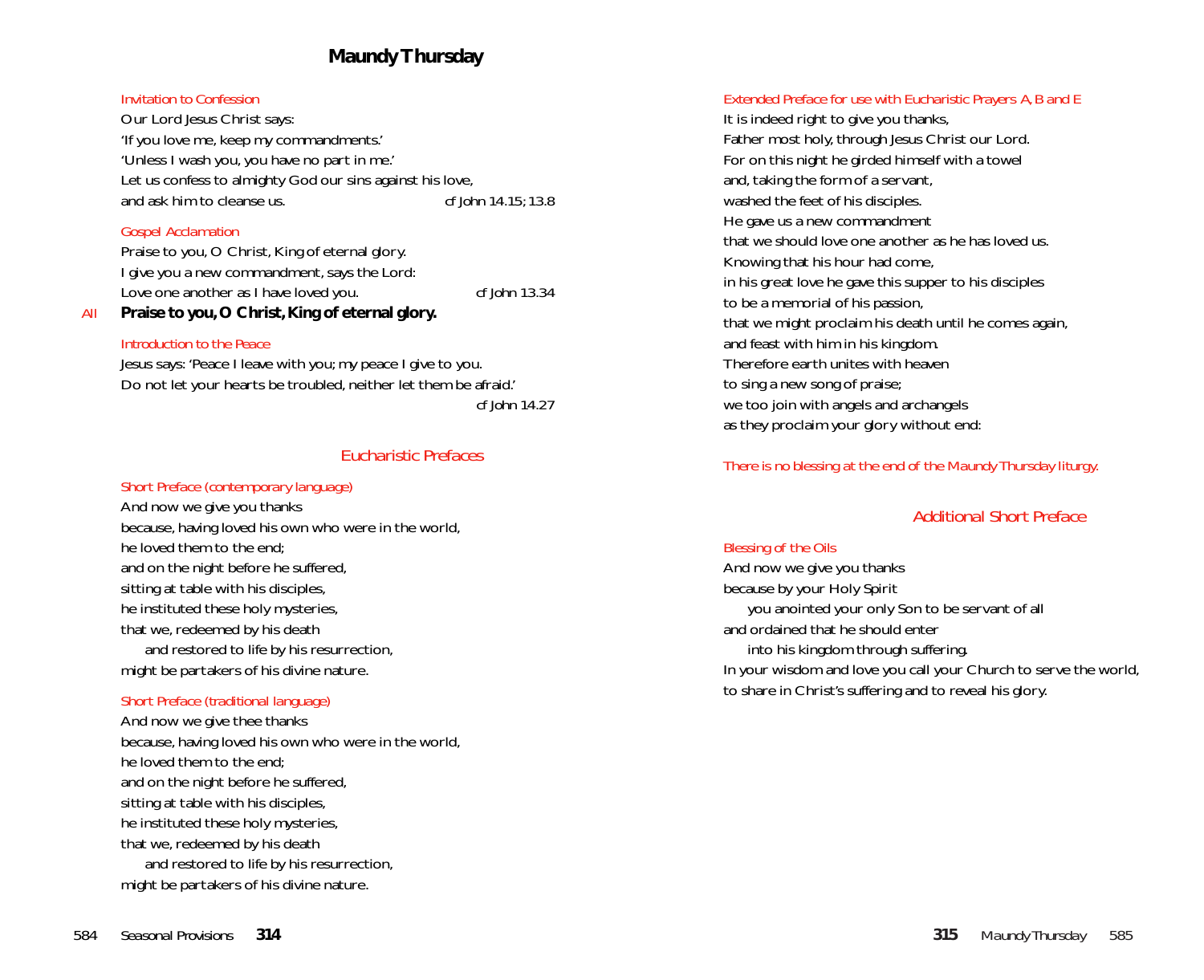# Maundy Thursday

*Invitation to Confession*

Our Lord Jesus Christ says:
'If you love me, keep my commandments.'
'Unless I wash you, you have no part in me.'
Let us confess to almighty God our sins against his love,
and ask him to cleanse us. *cf John 14.15; 13.8*

*Gospel Acclamation*

Praise to you, O Christ, King of eternal glory.
I give you a new commandment, says the Lord:
Love one another as I have loved you. *cf John 13.34*

*All* **Praise to you, O Christ, King of eternal glory.**

*Introduction to the Peace*

Jesus says: 'Peace I leave with you; my peace I give to you.
Do not let your hearts be troubled, neither let them be afraid.'
*cf John 14.27*

## Eucharistic Prefaces

*Short Preface (contemporary language)*

And now we give you thanks
because, having loved his own who were in the world,
he loved them to the end;
and on the night before he suffered,
sitting at table with his disciples,
he instituted these holy mysteries,
that we, redeemed by his death
and restored to life by his resurrection,
might be partakers of his divine nature.

*Short Preface (traditional language)*

And now we give thee thanks
because, having loved his own who were in the world,
he loved them to the end;
and on the night before he suffered,
sitting at table with his disciples,
he instituted these holy mysteries,
that we, redeemed by his death
and restored to life by his resurrection,
might be partakers of his divine nature.

*Extended Preface for use with Eucharistic Prayers A, B and E*

It is indeed right to give you thanks,
Father most holy, through Jesus Christ our Lord.
For on this night he girded himself with a towel
and, taking the form of a servant,
washed the feet of his disciples.
He gave us a new commandment
that we should love one another as he has loved us.
Knowing that his hour had come,
in his great love he gave this supper to his disciples
to be a memorial of his passion,
that we might proclaim his death until he comes again,
and feast with him in his kingdom.
Therefore earth unites with heaven
to sing a new song of praise;
we too join with angels and archangels
as they proclaim your glory without end:

*There is no blessing at the end of the Maundy Thursday liturgy.*

## Additional Short Preface

*Blessing of the Oils*

And now we give you thanks
because by your Holy Spirit
you anointed your only Son to be servant of all
and ordained that he should enter
into his kingdom through suffering.
In your wisdom and love you call your Church to serve the world,
to share in Christ's suffering and to reveal his glory.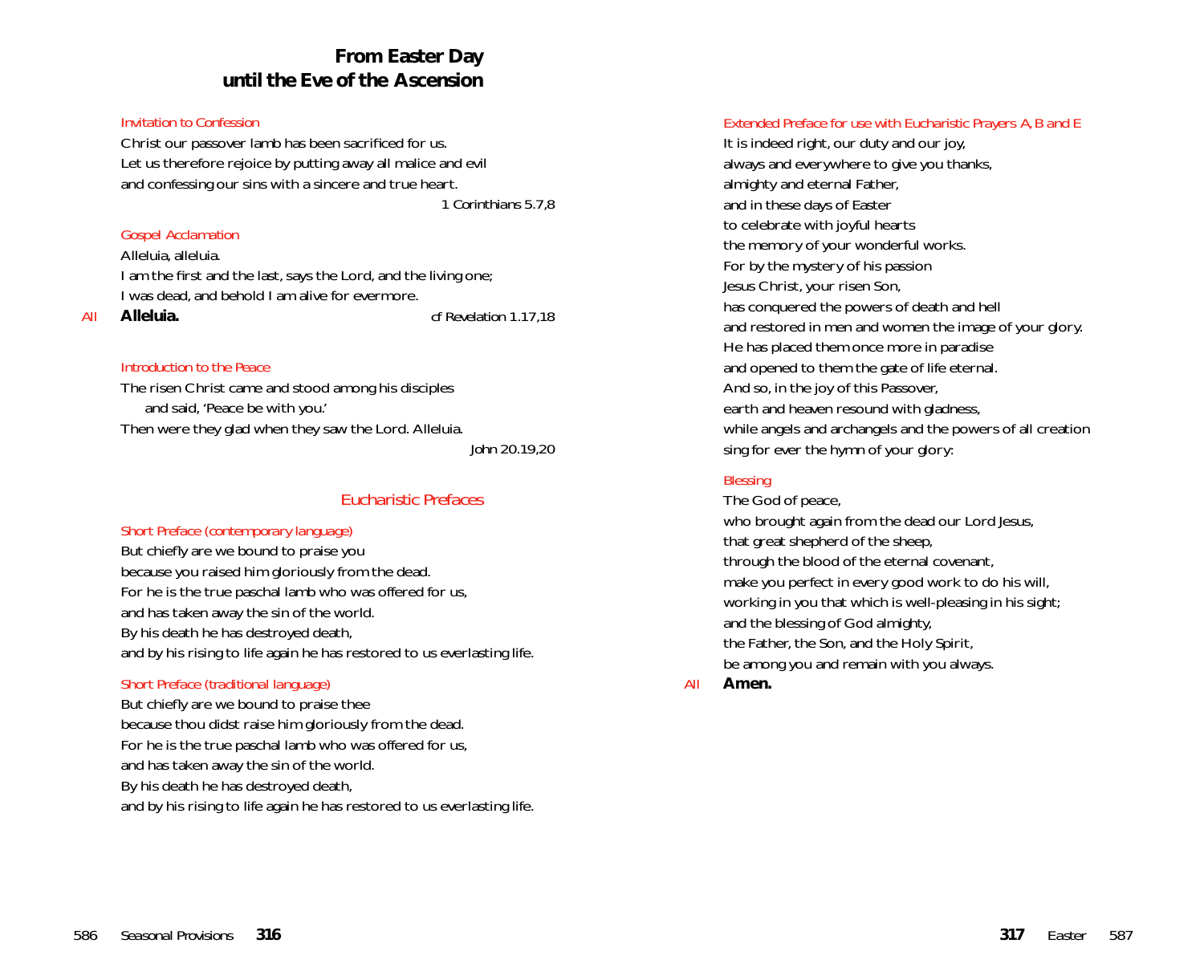# From Easter Day until the Eve of the Ascension

### Invitation to Confession

Christ our passover lamb has been sacrificed for us.
Let us therefore rejoice by putting away all malice and evil
and confessing our sins with a sincere and true heart.

*1 Corinthians 5.7,8*

### Gospel Acclamation

Alleluia, alleluia.
I am the first and the last, says the Lord, and the living one;
I was dead, and behold I am alive for evermore.

*All* **Alleluia.**

*cf Revelation 1.17,18*

### Introduction to the Peace

The risen Christ came and stood among his disciples
and said, 'Peace be with you.'
Then were they glad when they saw the Lord. Alleluia.

*John 20.19,20*

## Eucharistic Prefaces

### Short Preface (contemporary language)

But chiefly are we bound to praise you
because you raised him gloriously from the dead.
For he is the true paschal lamb who was offered for us,
and has taken away the sin of the world.
By his death he has destroyed death,
and by his rising to life again he has restored to us everlasting life.

### Short Preface (traditional language)

But chiefly are we bound to praise thee
because thou didst raise him gloriously from the dead.
For he is the true paschal lamb who was offered for us,
and has taken away the sin of the world.
By his death he has destroyed death,
and by his rising to life again he has restored to us everlasting life.

### Extended Preface for use with Eucharistic Prayers A, B and E

It is indeed right, our duty and our joy,
always and everywhere to give you thanks,
almighty and eternal Father,
and in these days of Easter
to celebrate with joyful hearts
the memory of your wonderful works.
For by the mystery of his passion
Jesus Christ, your risen Son,
has conquered the powers of death and hell
and restored in men and women the image of your glory.
He has placed them once more in paradise
and opened to them the gate of life eternal.
And so, in the joy of this Passover,
earth and heaven resound with gladness,
while angels and archangels and the powers of all creation
sing for ever the hymn of your glory:

### Blessing

The God of peace,
who brought again from the dead our Lord Jesus,
that great shepherd of the sheep,
through the blood of the eternal covenant,
make you perfect in every good work to do his will,
working in you that which is well-pleasing in his sight;
and the blessing of God almighty,
the Father, the Son, and the Holy Spirit,
be among you and remain with you always.

*All* **Amen.**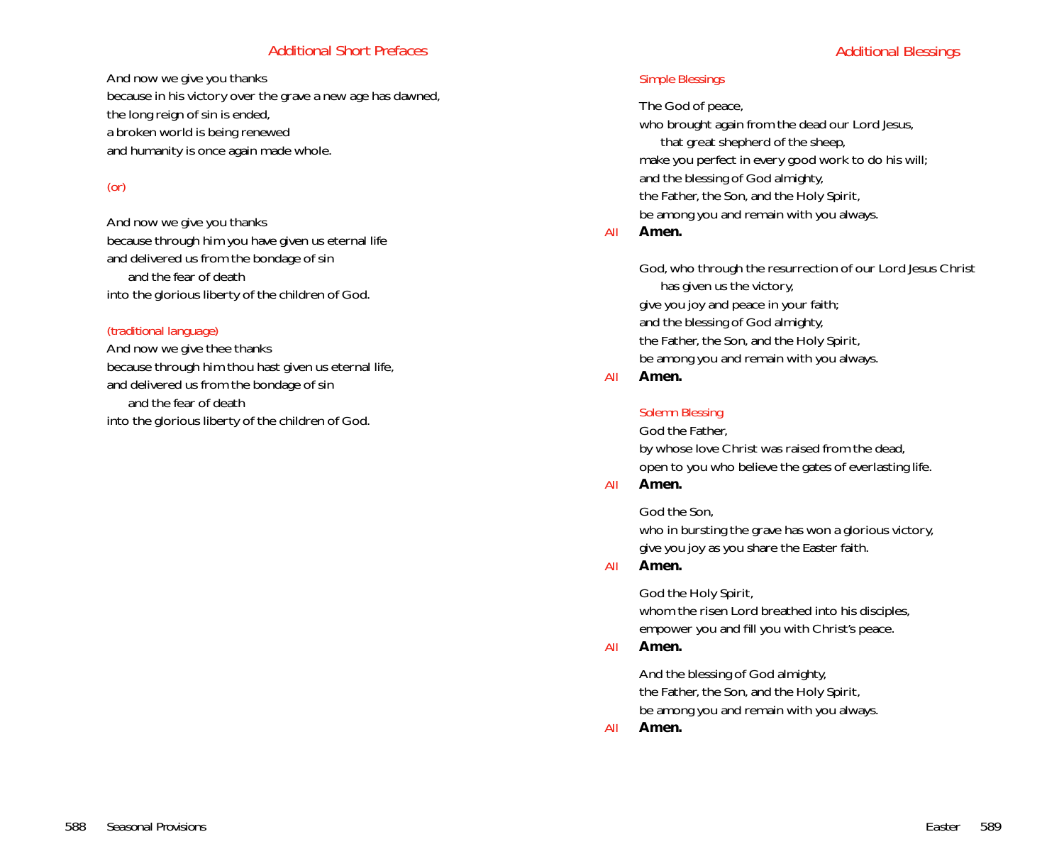## Additional Short Prefaces

And now we give you thanks
because in his victory over the grave a new age has dawned,
the long reign of sin is ended,
a broken world is being renewed
and humanity is once again made whole.

*(or)*

And now we give you thanks
because through him you have given us eternal life
and delivered us from the bondage of sin
  and the fear of death
into the glorious liberty of the children of God.

*(traditional language)*

And now we give thee thanks
because through him thou hast given us eternal life,
and delivered us from the bondage of sin
  and the fear of death
into the glorious liberty of the children of God.

## Additional Blessings

### Simple Blessings

The God of peace,
who brought again from the dead our Lord Jesus,
  that great shepherd of the sheep,
make you perfect in every good work to do his will;
and the blessing of God almighty,
the Father, the Son, and the Holy Spirit,
be among you and remain with you always.

*All* **Amen.**

God, who through the resurrection of our Lord Jesus Christ
  has given us the victory,
give you joy and peace in your faith;
and the blessing of God almighty,
the Father, the Son, and the Holy Spirit,
be among you and remain with you always.

*All* **Amen.**

### Solemn Blessing

God the Father,
by whose love Christ was raised from the dead,
open to you who believe the gates of everlasting life.

*All* **Amen.**

God the Son,
who in bursting the grave has won a glorious victory,
give you joy as you share the Easter faith.

*All* **Amen.**

God the Holy Spirit,
whom the risen Lord breathed into his disciples,
empower you and fill you with Christ's peace.

*All* **Amen.**

And the blessing of God almighty,
the Father, the Son, and the Holy Spirit,
be among you and remain with you always.

*All* **Amen.**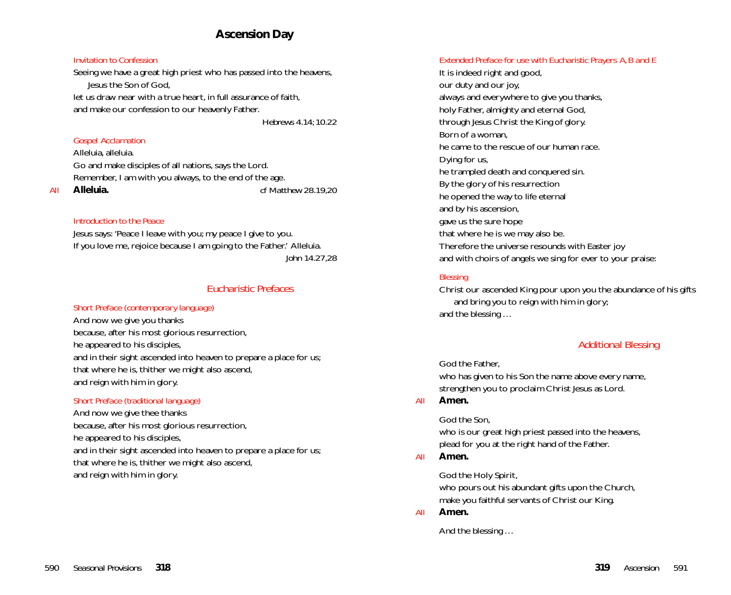# Ascension Day

*Invitation to Confession*

Seeing we have a great high priest who has passed into the heavens,
Jesus the Son of God,
let us draw near with a true heart, in full assurance of faith,
and make our confession to our heavenly Father.

*Hebrews 4.14; 10.22*

*Gospel Acclamation*

Alleluia, alleluia.
Go and make disciples of all nations, says the Lord.
Remember, I am with you always, to the end of the age.
*All* **Alleluia.** *cf Matthew 28.19,20*

*Introduction to the Peace*

Jesus says: 'Peace I leave with you; my peace I give to you.
If you love me, rejoice because I am going to the Father.' Alleluia.

*John 14.27,28*

## Eucharistic Prefaces

*Short Preface (contemporary language)*

And now we give you thanks
because, after his most glorious resurrection,
he appeared to his disciples,
and in their sight ascended into heaven to prepare a place for us;
that where he is, thither we might also ascend,
and reign with him in glory.

*Short Preface (traditional language)*

And now we give thee thanks
because, after his most glorious resurrection,
he appeared to his disciples,
and in their sight ascended into heaven to prepare a place for us;
that where he is, thither we might also ascend,
and reign with him in glory.

*Extended Preface for use with Eucharistic Prayers A, B and E*

It is indeed right and good,
our duty and our joy,
always and everywhere to give you thanks,
holy Father, almighty and eternal God,
through Jesus Christ the King of glory.
Born of a woman,
he came to the rescue of our human race.
Dying for us,
he trampled death and conquered sin.
By the glory of his resurrection
he opened the way to life eternal
and by his ascension,
gave us the sure hope
that where he is we may also be.
Therefore the universe resounds with Easter joy
and with choirs of angels we sing for ever to your praise:

*Blessing*

Christ our ascended King pour upon you the abundance of his gifts
and bring you to reign with him in glory;
and the blessing …

## Additional Blessing

God the Father,
who has given to his Son the name above every name,
strengthen you to proclaim Christ Jesus as Lord.
*All* **Amen.**

God the Son,
who is our great high priest passed into the heavens,
plead for you at the right hand of the Father.
*All* **Amen.**

God the Holy Spirit,
who pours out his abundant gifts upon the Church,
make you faithful servants of Christ our King.
*All* **Amen.**

And the blessing …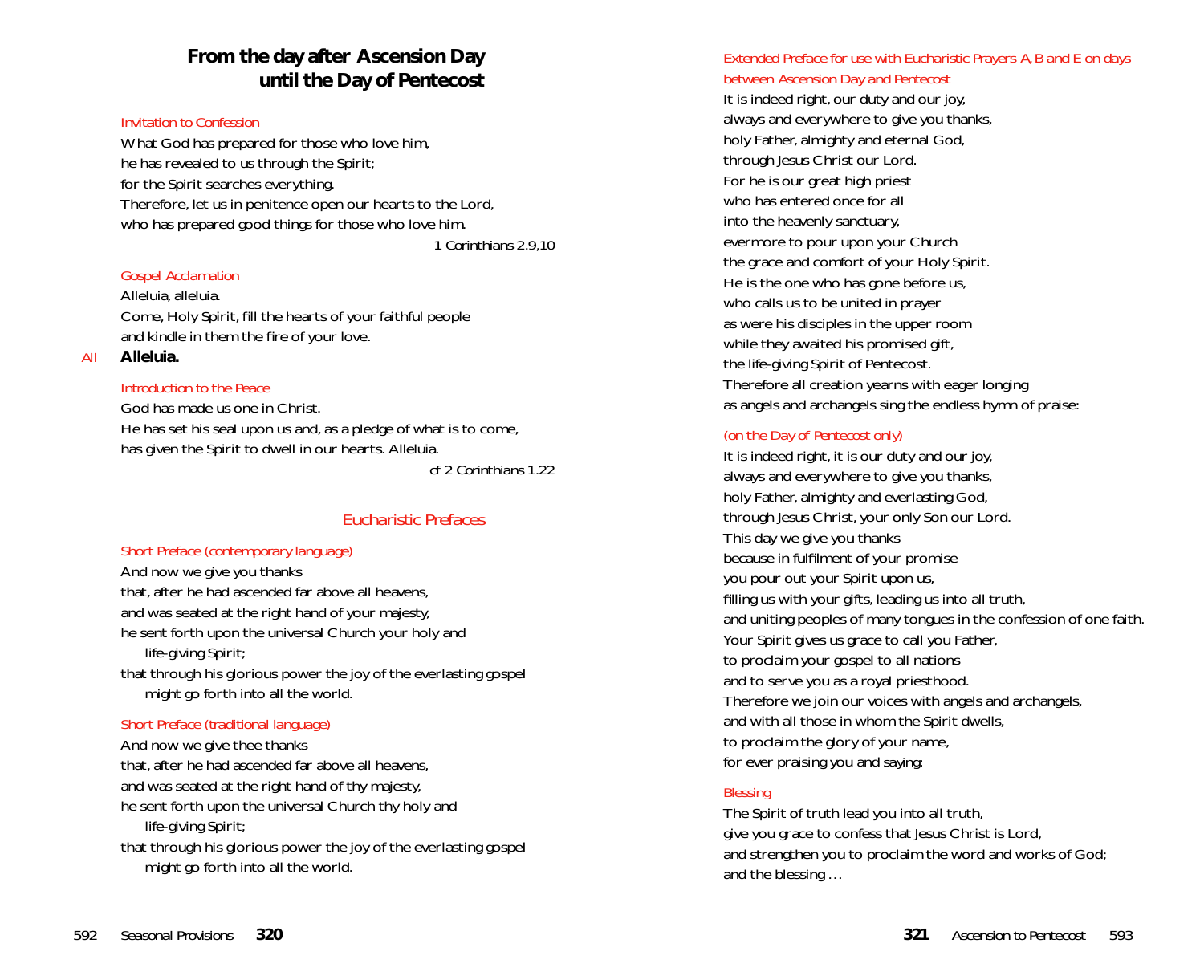## From the day after Ascension Day until the Day of Pentecost

*Invitation to Confession*

What God has prepared for those who love him,
he has revealed to us through the Spirit;
for the Spirit searches everything.
Therefore, let us in penitence open our hearts to the Lord,
who has prepared good things for those who love him.

*1 Corinthians 2.9,10*

*Gospel Acclamation*

Alleluia, alleluia.
Come, Holy Spirit, fill the hearts of your faithful people
and kindle in them the fire of your love.

*All* **Alleluia.**

*Introduction to the Peace*

God has made us one in Christ.
He has set his seal upon us and, as a pledge of what is to come,
has given the Spirit to dwell in our hearts. Alleluia.

*cf 2 Corinthians 1.22*

### Eucharistic Prefaces

*Short Preface (contemporary language)*

And now we give you thanks
that, after he had ascended far above all heavens,
and was seated at the right hand of your majesty,
he sent forth upon the universal Church your holy and
life-giving Spirit;
that through his glorious power the joy of the everlasting gospel
might go forth into all the world.

*Short Preface (traditional language)*

And now we give thee thanks
that, after he had ascended far above all heavens,
and was seated at the right hand of thy majesty,
he sent forth upon the universal Church thy holy and
life-giving Spirit;
that through his glorious power the joy of the everlasting gospel
might go forth into all the world.

*Extended Preface for use with Eucharistic Prayers A, B and E on days between Ascension Day and Pentecost*

It is indeed right, our duty and our joy,
always and everywhere to give you thanks,
holy Father, almighty and eternal God,
through Jesus Christ our Lord.
For he is our great high priest
who has entered once for all
into the heavenly sanctuary,
evermore to pour upon your Church
the grace and comfort of your Holy Spirit.
He is the one who has gone before us,
who calls us to be united in prayer
as were his disciples in the upper room
while they awaited his promised gift,
the life-giving Spirit of Pentecost.
Therefore all creation yearns with eager longing
as angels and archangels sing the endless hymn of praise:

*(on the Day of Pentecost only)*

It is indeed right, it is our duty and our joy,
always and everywhere to give you thanks,
holy Father, almighty and everlasting God,
through Jesus Christ, your only Son our Lord.
This day we give you thanks
because in fulfilment of your promise
you pour out your Spirit upon us,
filling us with your gifts, leading us into all truth,
and uniting peoples of many tongues in the confession of one faith.
Your Spirit gives us grace to call you Father,
to proclaim your gospel to all nations
and to serve you as a royal priesthood.
Therefore we join our voices with angels and archangels,
and with all those in whom the Spirit dwells,
to proclaim the glory of your name,
for ever praising you and saying:

*Blessing*

The Spirit of truth lead you into all truth,
give you grace to confess that Jesus Christ is Lord,
and strengthen you to proclaim the word and works of God;
and the blessing …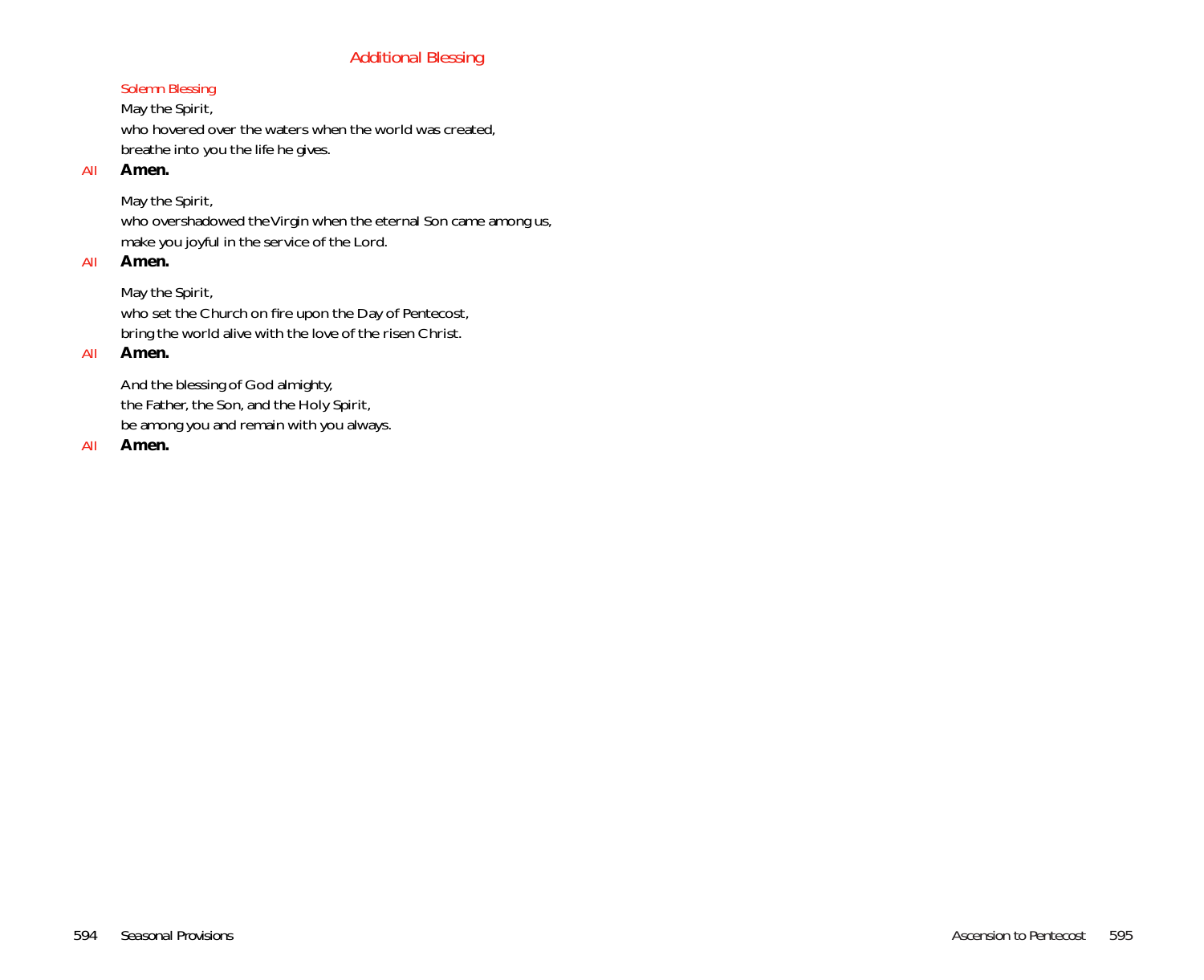## Additional Blessing

*Solemn Blessing*

May the Spirit,
who hovered over the waters when the world was created,
breathe into you the life he gives.

*All* **Amen.**

May the Spirit,
who overshadowed the Virgin when the eternal Son came among us,
make you joyful in the service of the Lord.

*All* **Amen.**

May the Spirit,
who set the Church on fire upon the Day of Pentecost,
bring the world alive with the love of the risen Christ.

*All* **Amen.**

And the blessing of God almighty,
the Father, the Son, and the Holy Spirit,
be among you and remain with you always.

*All* **Amen.**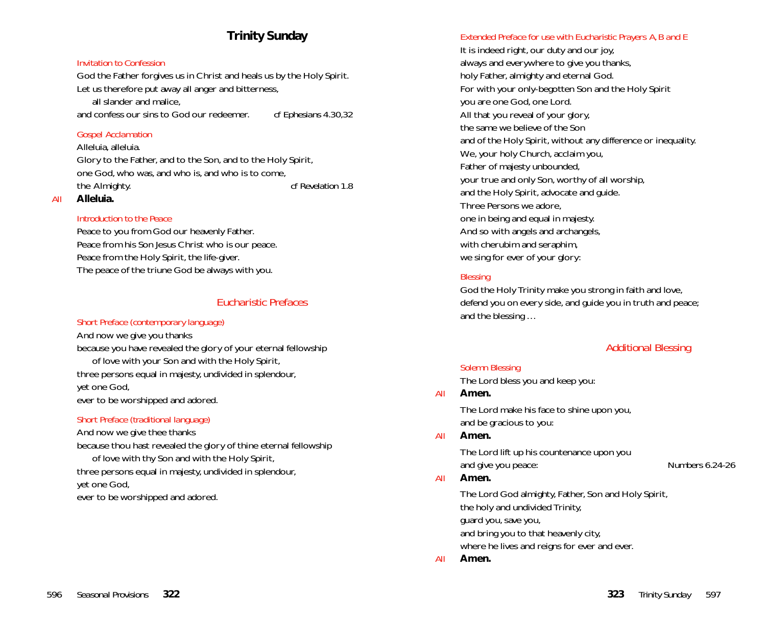# Trinity Sunday

*Invitation to Confession*

God the Father forgives us in Christ and heals us by the Holy Spirit.
Let us therefore put away all anger and bitterness,
  all slander and malice,
and confess our sins to God our redeemer. *cf Ephesians 4.30,32*

*Gospel Acclamation*

Alleluia, alleluia.
Glory to the Father, and to the Son, and to the Holy Spirit,
one God, who was, and who is, and who is to come,
the Almighty. *cf Revelation 1.8*

*All* **Alleluia.**

*Introduction to the Peace*

Peace to you from God our heavenly Father.
Peace from his Son Jesus Christ who is our peace.
Peace from the Holy Spirit, the life-giver.
The peace of the triune God be always with you.

## Eucharistic Prefaces

*Short Preface (contemporary language)*

And now we give you thanks
because you have revealed the glory of your eternal fellowship
  of love with your Son and with the Holy Spirit,
three persons equal in majesty, undivided in splendour,
yet one God,
ever to be worshipped and adored.

*Short Preface (traditional language)*

And now we give thee thanks
because thou hast revealed the glory of thine eternal fellowship
  of love with thy Son and with the Holy Spirit,
three persons equal in majesty, undivided in splendour,
yet one God,
ever to be worshipped and adored.

*Extended Preface for use with Eucharistic Prayers A, B and E*

It is indeed right, our duty and our joy,
always and everywhere to give you thanks,
holy Father, almighty and eternal God.
For with your only-begotten Son and the Holy Spirit
you are one God, one Lord.
All that you reveal of your glory,
the same we believe of the Son
and of the Holy Spirit, without any difference or inequality.
We, your holy Church, acclaim you,
Father of majesty unbounded,
your true and only Son, worthy of all worship,
and the Holy Spirit, advocate and guide.
Three Persons we adore,
one in being and equal in majesty.
And so with angels and archangels,
with cherubim and seraphim,
we sing for ever of your glory:

*Blessing*

God the Holy Trinity make you strong in faith and love,
defend you on every side, and guide you in truth and peace;
and the blessing …

## Additional Blessing

*Solemn Blessing*

The Lord bless you and keep you:

*All* **Amen.**

The Lord make his face to shine upon you,
and be gracious to you:

*All* **Amen.**

The Lord lift up his countenance upon you
and give you peace: *Numbers 6.24-26*

*All* **Amen.**

The Lord God almighty, Father, Son and Holy Spirit,
the holy and undivided Trinity,
guard you, save you,
and bring you to that heavenly city,
where he lives and reigns for ever and ever.

*All* **Amen.**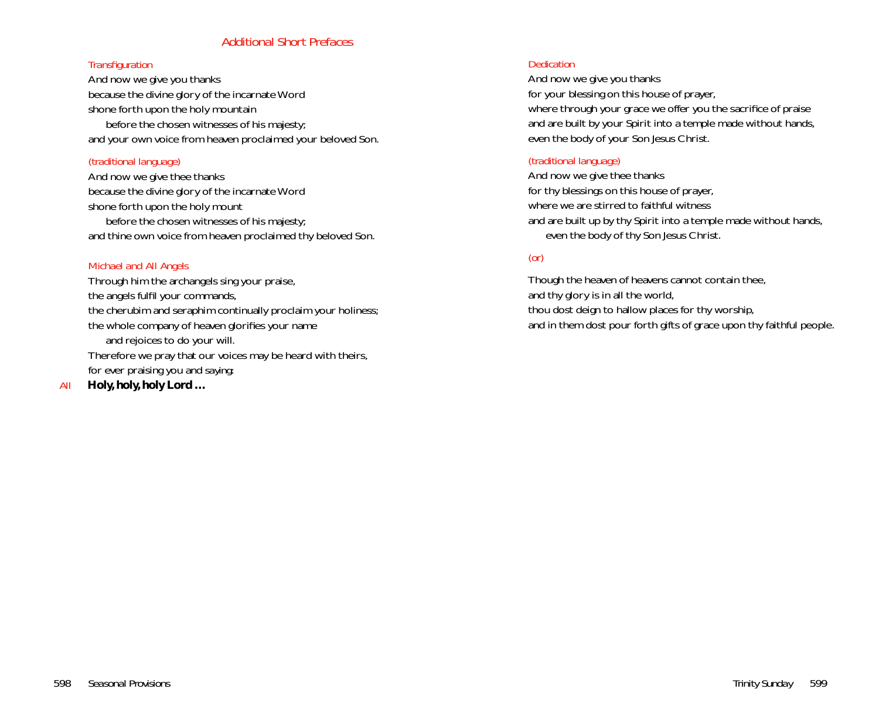## Additional Short Prefaces

*Transfiguration*

And now we give you thanks
because the divine glory of the incarnate Word
shone forth upon the holy mountain
before the chosen witnesses of his majesty;
and your own voice from heaven proclaimed your beloved Son.

*(traditional language)*

And now we give thee thanks
because the divine glory of the incarnate Word
shone forth upon the holy mount
before the chosen witnesses of his majesty;
and thine own voice from heaven proclaimed thy beloved Son.

*Michael and All Angels*

Through him the archangels sing your praise,
the angels fulfil your commands,
the cherubim and seraphim continually proclaim your holiness;
the whole company of heaven glorifies your name
and rejoices to do your will.
Therefore we pray that our voices may be heard with theirs,
for ever praising you and saying:

*All* **Holy, holy, holy Lord …**

*Dedication*

And now we give you thanks
for your blessing on this house of prayer,
where through your grace we offer you the sacrifice of praise
and are built by your Spirit into a temple made without hands,
even the body of your Son Jesus Christ.

*(traditional language)*

And now we give thee thanks
for thy blessings on this house of prayer,
where we are stirred to faithful witness
and are built up by thy Spirit into a temple made without hands,
even the body of thy Son Jesus Christ.

*(or)*

Though the heaven of heavens cannot contain thee,
and thy glory is in all the world,
thou dost deign to hallow places for thy worship,
and in them dost pour forth gifts of grace upon thy faithful people.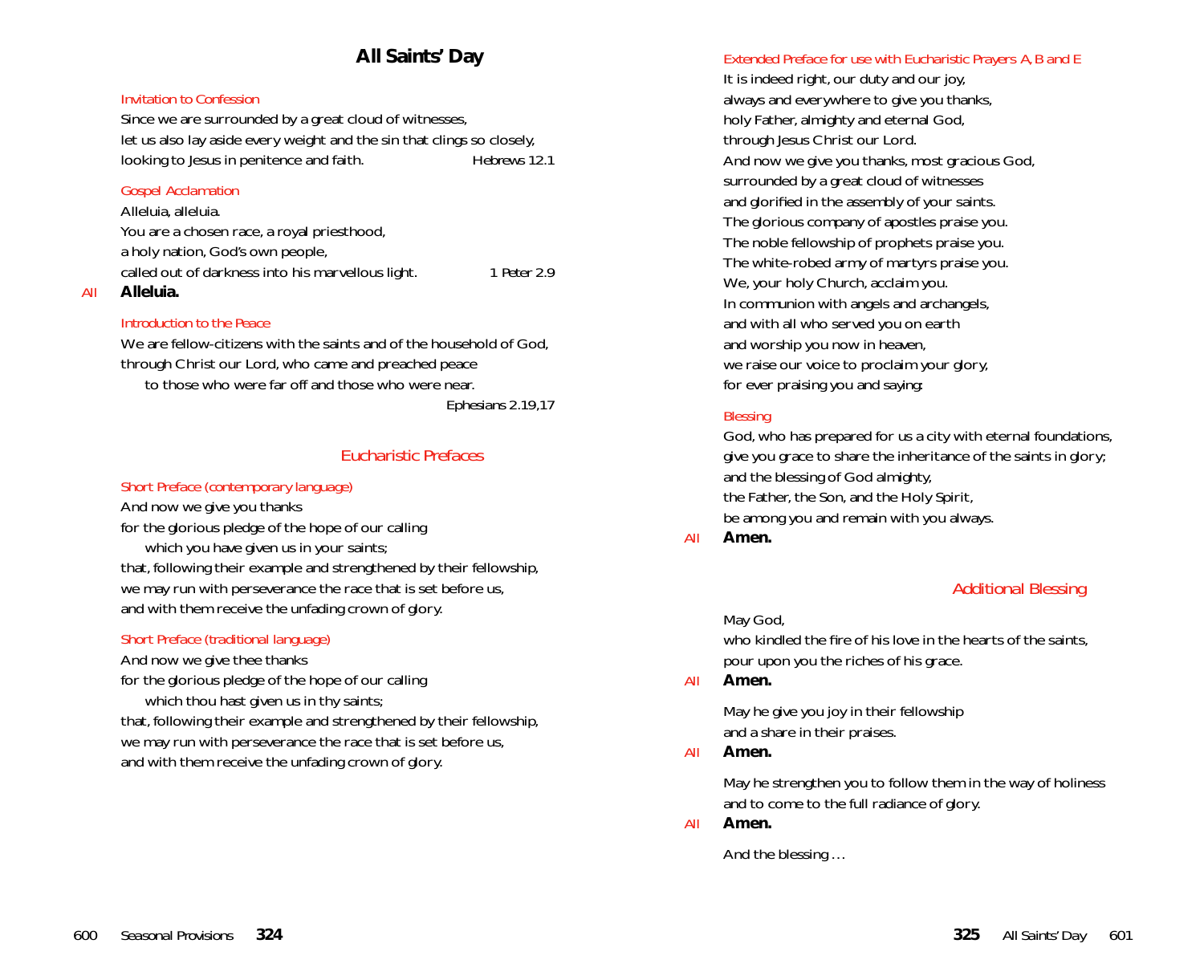# All Saints' Day

*Invitation to Confession*

Since we are surrounded by a great cloud of witnesses,
let us also lay aside every weight and the sin that clings so closely,
looking to Jesus in penitence and faith. *Hebrews 12.1*

*Gospel Acclamation*

Alleluia, alleluia.
You are a chosen race, a royal priesthood,
a holy nation, God's own people,
called out of darkness into his marvellous light. *1 Peter 2.9*

*All* **Alleluia.**

*Introduction to the Peace*

We are fellow-citizens with the saints and of the household of God,
through Christ our Lord, who came and preached peace
to those who were far off and those who were near.
*Ephesians 2.19,17*

## Eucharistic Prefaces

*Short Preface (contemporary language)*

And now we give you thanks
for the glorious pledge of the hope of our calling
which you have given us in your saints;
that, following their example and strengthened by their fellowship,
we may run with perseverance the race that is set before us,
and with them receive the unfading crown of glory.

*Short Preface (traditional language)*

And now we give thee thanks
for the glorious pledge of the hope of our calling
which thou hast given us in thy saints;
that, following their example and strengthened by their fellowship,
we may run with perseverance the race that is set before us,
and with them receive the unfading crown of glory.

*Extended Preface for use with Eucharistic Prayers A, B and E*

It is indeed right, our duty and our joy,
always and everywhere to give you thanks,
holy Father, almighty and eternal God,
through Jesus Christ our Lord.
And now we give you thanks, most gracious God,
surrounded by a great cloud of witnesses
and glorified in the assembly of your saints.
The glorious company of apostles praise you.
The noble fellowship of prophets praise you.
The white-robed army of martyrs praise you.
We, your holy Church, acclaim you.
In communion with angels and archangels,
and with all who served you on earth
and worship you now in heaven,
we raise our voice to proclaim your glory,
for ever praising you and saying:

*Blessing*

God, who has prepared for us a city with eternal foundations,
give you grace to share the inheritance of the saints in glory;
and the blessing of God almighty,
the Father, the Son, and the Holy Spirit,
be among you and remain with you always.

*All* **Amen.**

## Additional Blessing

May God,
who kindled the fire of his love in the hearts of the saints,
pour upon you the riches of his grace.

*All* **Amen.**

May he give you joy in their fellowship
and a share in their praises.

*All* **Amen.**

May he strengthen you to follow them in the way of holiness
and to come to the full radiance of glory.

*All* **Amen.**

And the blessing …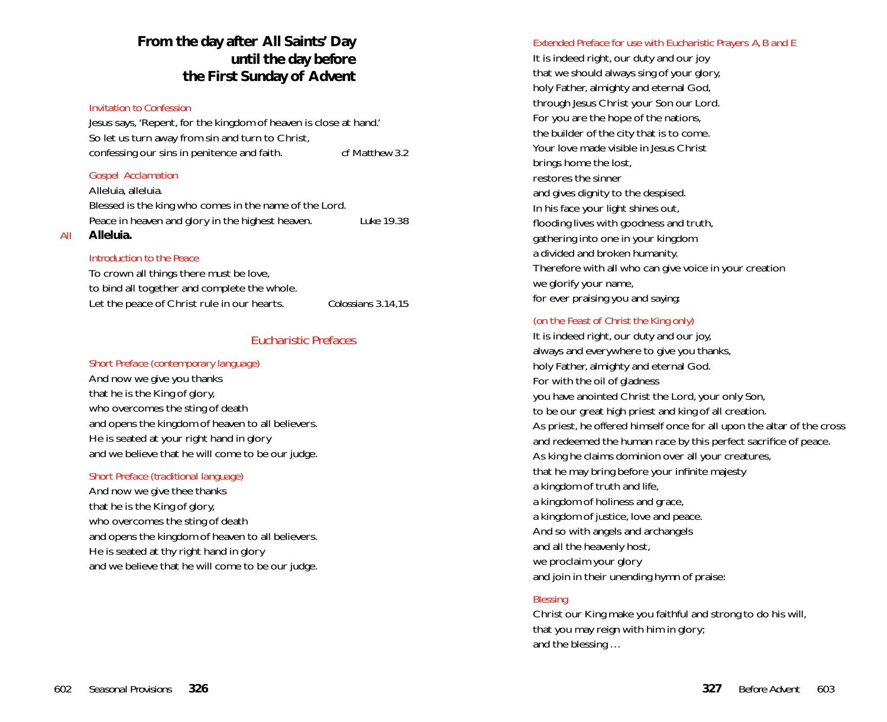## From the day after All Saints' Day until the day before the First Sunday of Advent

*Invitation to Confession*

Jesus says, 'Repent, for the kingdom of heaven is close at hand.'
So let us turn away from sin and turn to Christ,
confessing our sins in penitence and faith. *cf Matthew 3.2*

*Gospel Acclamation*

Alleluia, alleluia.
Blessed is the king who comes in the name of the Lord.
Peace in heaven and glory in the highest heaven. *Luke 19.38*

*All* **Alleluia.**

*Introduction to the Peace*

To crown all things there must be love,
to bind all together and complete the whole.
Let the peace of Christ rule in our hearts. *Colossians 3.14,15*

### Eucharistic Prefaces

*Short Preface (contemporary language)*

And now we give you thanks
that he is the King of glory,
who overcomes the sting of death
and opens the kingdom of heaven to all believers.
He is seated at your right hand in glory
and we believe that he will come to be our judge.

*Short Preface (traditional language)*

And now we give thee thanks
that he is the King of glory,
who overcomes the sting of death
and opens the kingdom of heaven to all believers.
He is seated at thy right hand in glory
and we believe that he will come to be our judge.

*Extended Preface for use with Eucharistic Prayers A, B and E*

It is indeed right, our duty and our joy
that we should always sing of your glory,
holy Father, almighty and eternal God,
through Jesus Christ your Son our Lord.
For you are the hope of the nations,
the builder of the city that is to come.
Your love made visible in Jesus Christ
brings home the lost,
restores the sinner
and gives dignity to the despised.
In his face your light shines out,
flooding lives with goodness and truth,
gathering into one in your kingdom
a divided and broken humanity.
Therefore with all who can give voice in your creation
we glorify your name,
for ever praising you and saying:

*(on the Feast of Christ the King only)*

It is indeed right, our duty and our joy,
always and everywhere to give you thanks,
holy Father, almighty and eternal God.
For with the oil of gladness
you have anointed Christ the Lord, your only Son,
to be our great high priest and king of all creation.
As priest, he offered himself once for all upon the altar of the cross
and redeemed the human race by this perfect sacrifice of peace.
As king he claims dominion over all your creatures,
that he may bring before your infinite majesty
a kingdom of truth and life,
a kingdom of holiness and grace,
a kingdom of justice, love and peace.
And so with angels and archangels
and all the heavenly host,
we proclaim your glory
and join in their unending hymn of praise:

*Blessing*

Christ our King make you faithful and strong to do his will,
that you may reign with him in glory;
and the blessing …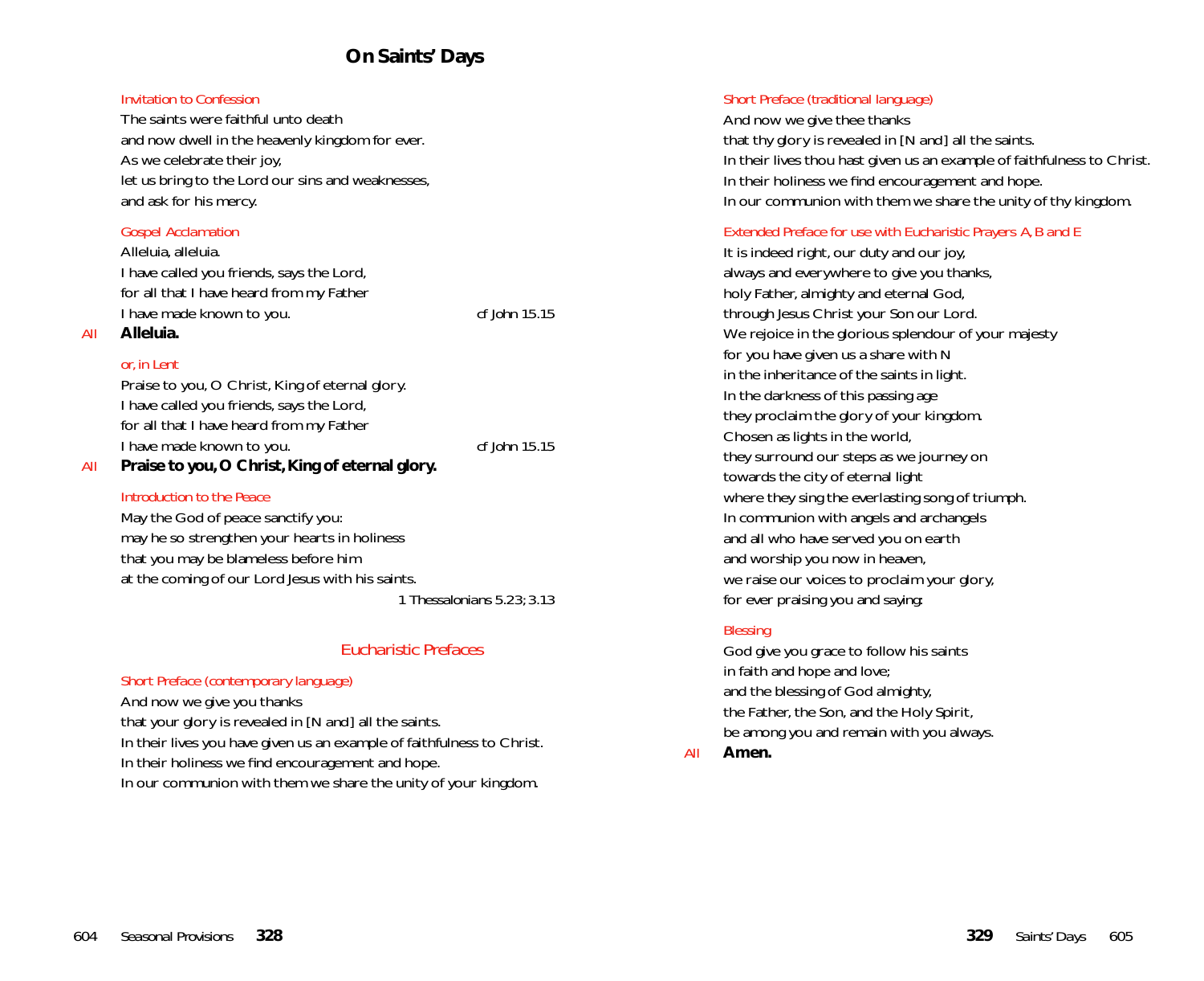# On Saints' Days

### Invitation to Confession

The saints were faithful unto death
and now dwell in the heavenly kingdom for ever.
As we celebrate their joy,
let us bring to the Lord our sins and weaknesses,
and ask for his mercy.

### Gospel Acclamation

Alleluia, alleluia.
I have called you friends, says the Lord,
for all that I have heard from my Father
I have made known to you. *cf John 15.15*

*All* **Alleluia.**

*or, in Lent*

Praise to you, O Christ, King of eternal glory.
I have called you friends, says the Lord,
for all that I have heard from my Father
I have made known to you. *cf John 15.15*

*All* **Praise to you, O Christ, King of eternal glory.**

### Introduction to the Peace

May the God of peace sanctify you:
may he so strengthen your hearts in holiness
that you may be blameless before him
at the coming of our Lord Jesus with his saints.

*1 Thessalonians 5.23; 3.13*

## Eucharistic Prefaces

### Short Preface (contemporary language)

And now we give you thanks
that your glory is revealed in [N and] all the saints.
In their lives you have given us an example of faithfulness to Christ.
In their holiness we find encouragement and hope.
In our communion with them we share the unity of your kingdom.

### Short Preface (traditional language)

And now we give thee thanks
that thy glory is revealed in [N and] all the saints.
In their lives thou hast given us an example of faithfulness to Christ.
In their holiness we find encouragement and hope.
In our communion with them we share the unity of thy kingdom.

### Extended Preface for use with Eucharistic Prayers A, B and E

It is indeed right, our duty and our joy,
always and everywhere to give you thanks,
holy Father, almighty and eternal God,
through Jesus Christ your Son our Lord.
We rejoice in the glorious splendour of your majesty
for you have given us a share with N
in the inheritance of the saints in light.
In the darkness of this passing age
they proclaim the glory of your kingdom.
Chosen as lights in the world,
they surround our steps as we journey on
towards the city of eternal light
where they sing the everlasting song of triumph.
In communion with angels and archangels
and all who have served you on earth
and worship you now in heaven,
we raise our voices to proclaim your glory,
for ever praising you and saying:

### Blessing

God give you grace to follow his saints
in faith and hope and love;
and the blessing of God almighty,
the Father, the Son, and the Holy Spirit,
be among you and remain with you always.

*All* **Amen.**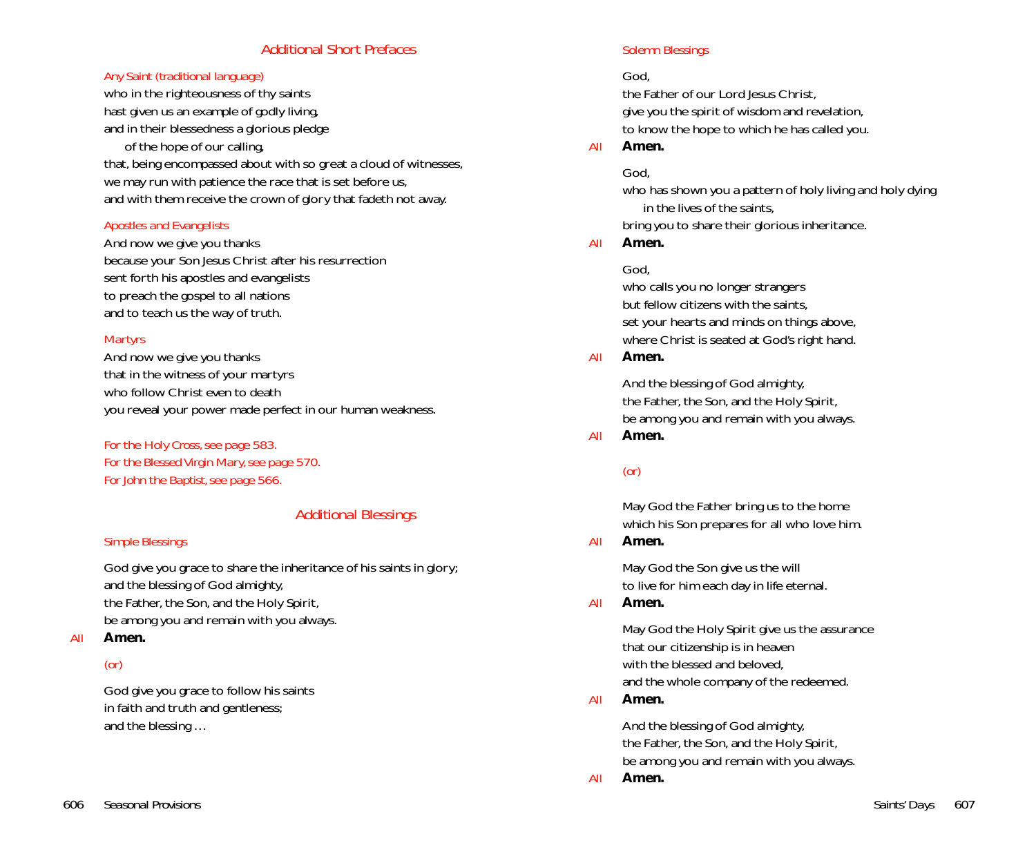## Additional Short Prefaces

### Any Saint (traditional language)

who in the righteousness of thy saints
hast given us an example of godly living,
and in their blessedness a glorious pledge
of the hope of our calling,
that, being encompassed about with so great a cloud of witnesses,
we may run with patience the race that is set before us,
and with them receive the crown of glory that fadeth not away.

### Apostles and Evangelists

And now we give you thanks
because your Son Jesus Christ after his resurrection
sent forth his apostles and evangelists
to preach the gospel to all nations
and to teach us the way of truth.

### Martyrs

And now we give you thanks
that in the witness of your martyrs
who follow Christ even to death
you reveal your power made perfect in our human weakness.

*For the Holy Cross, see page 583.*
*For the Blessed Virgin Mary, see page 570.*
*For John the Baptist, see page 566.*

## Additional Blessings

### Simple Blessings

God give you grace to share the inheritance of his saints in glory;
and the blessing of God almighty,
the Father, the Son, and the Holy Spirit,
be among you and remain with you always.

*All* **Amen.**

*(or)*

God give you grace to follow his saints
in faith and truth and gentleness;
and the blessing …

### Solemn Blessings

God,
the Father of our Lord Jesus Christ,
give you the spirit of wisdom and revelation,
to know the hope to which he has called you.

*All* **Amen.**

God,
who has shown you a pattern of holy living and holy dying
in the lives of the saints,
bring you to share their glorious inheritance.

*All* **Amen.**

God,
who calls you no longer strangers
but fellow citizens with the saints,
set your hearts and minds on things above,
where Christ is seated at God's right hand.

*All* **Amen.**

And the blessing of God almighty,
the Father, the Son, and the Holy Spirit,
be among you and remain with you always.

*All* **Amen.**

*(or)*

May God the Father bring us to the home
which his Son prepares for all who love him.

*All* **Amen.**

May God the Son give us the will
to live for him each day in life eternal.

*All* **Amen.**

May God the Holy Spirit give us the assurance
that our citizenship is in heaven
with the blessed and beloved,
and the whole company of the redeemed.

*All* **Amen.**

And the blessing of God almighty,
the Father, the Son, and the Holy Spirit,
be among you and remain with you always.

*All* **Amen.**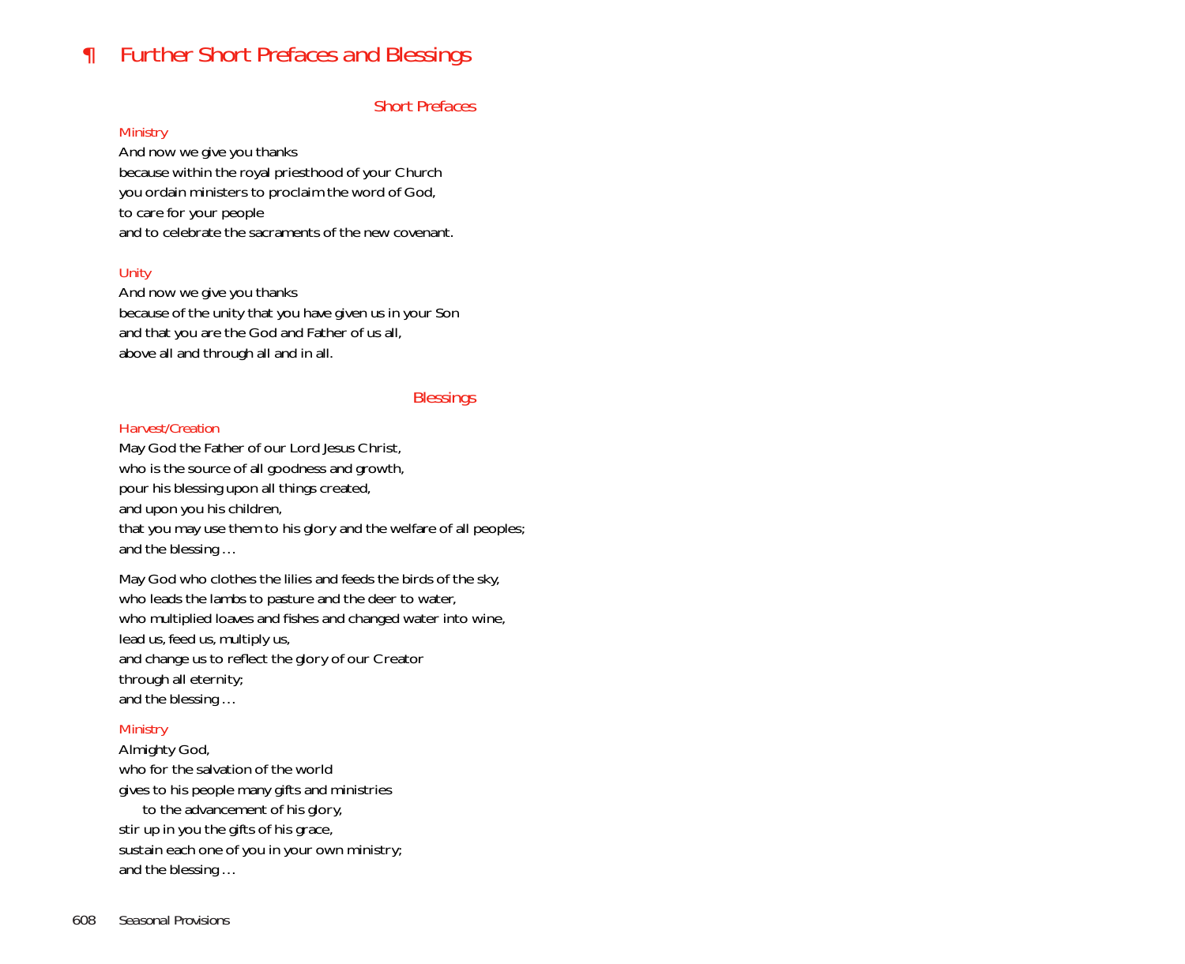# ¶ Further Short Prefaces and Blessings

## Short Prefaces

### Ministry

And now we give you thanks
because within the royal priesthood of your Church
you ordain ministers to proclaim the word of God,
to care for your people
and to celebrate the sacraments of the new covenant.

### Unity

And now we give you thanks
because of the unity that you have given us in your Son
and that you are the God and Father of us all,
above all and through all and in all.

## Blessings

### Harvest/Creation

May God the Father of our Lord Jesus Christ,
who is the source of all goodness and growth,
pour his blessing upon all things created,
and upon you his children,
that you may use them to his glory and the welfare of all peoples;
and the blessing …

May God who clothes the lilies and feeds the birds of the sky,
who leads the lambs to pasture and the deer to water,
who multiplied loaves and fishes and changed water into wine,
lead us, feed us, multiply us,
and change us to reflect the glory of our Creator
through all eternity;
and the blessing …

### Ministry

Almighty God,
who for the salvation of the world
gives to his people many gifts and ministries
    to the advancement of his glory,
stir up in you the gifts of his grace,
sustain each one of you in your own ministry;
and the blessing …